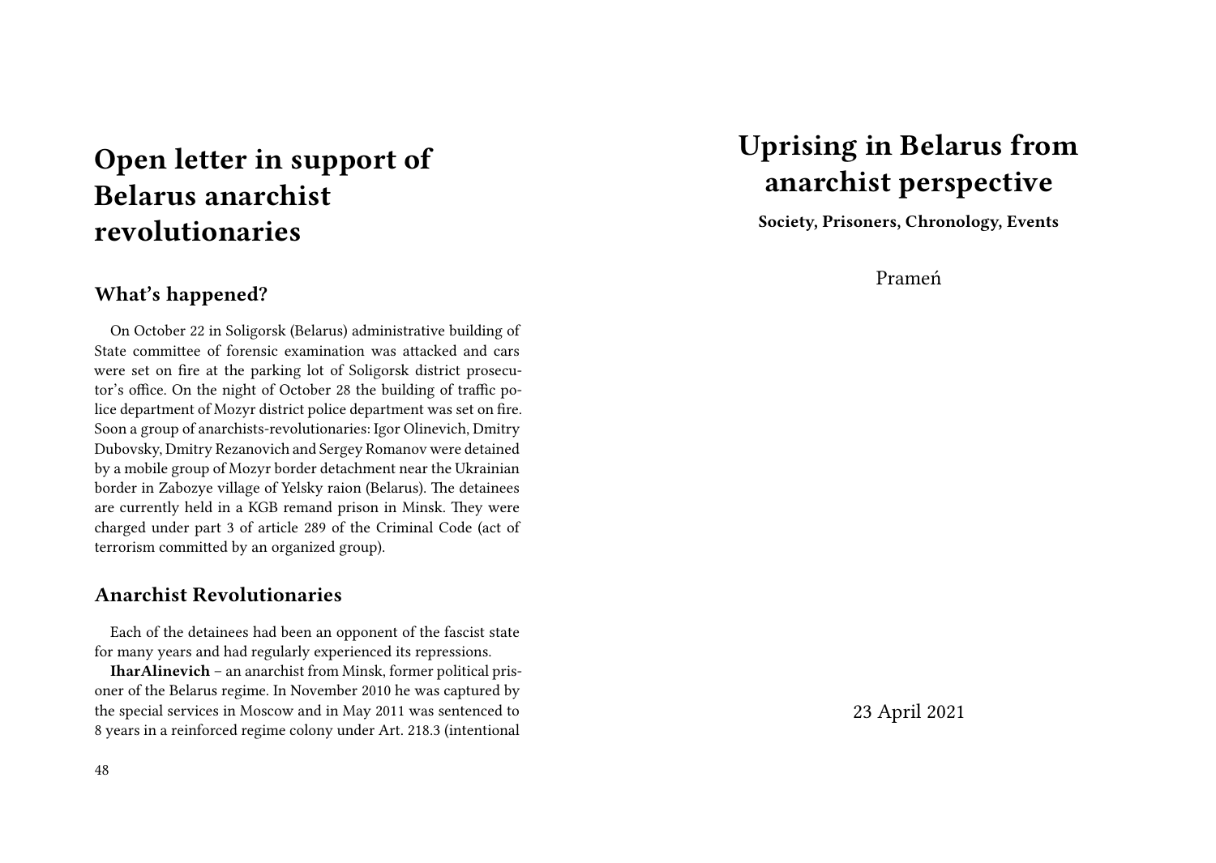# Open letter in support of Belarus anarchist revolutionaries

## What's happened?

On October 22 in Soligorsk (Belarus) administrative building of State committee of forensic examination was attacked and cars were set on fire at the parking lot of Soligorsk district prosecutor's office. On the night of October 28 the building of traffic police department of Mozyr district police department was set on fire. Soon a group of anarchists-revolutionaries: Igor Olinevich, Dmitry Dubovsky, Dmitry Rezanovich and Sergey Romanov were detained by a mobile group of Mozyr border detachment near the Ukrainian border in Zabozye village of Yelsky raion (Belarus). The detainees are currently held in a KGB remand prison in Minsk. They were charged under part 3 of article 289 of the Criminal Code (act of terrorism committed by an organized group).

## Anarchist Revolutionaries

Each of the detainees had been an opponent of the fascist state for many years and had regularly experienced its repressions.

**IharAlinevich** – an anarchist from Minsk, former political prisoner of the Belarus regime. In November 2010 he was captured by the special services in Moscow and in May 2011 was sentenced to 8 years in a reinforced regime colony under Art. 218.3 (intentional

# Uprising in Belarus from anarchist perspective

**Society, Prisoners, Chronology, Events**

Prameń

23 April 2021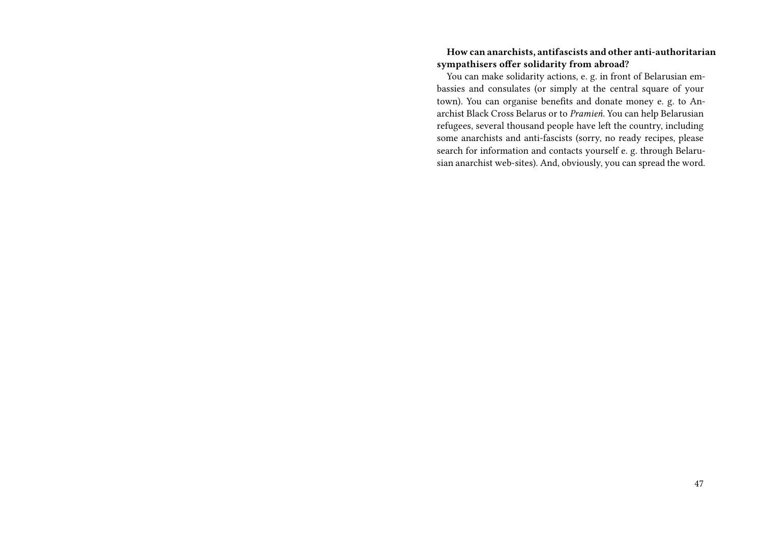**How can anarchists, antifascists and other anti-authoritarian sympathisers offer solidarity from abroad?**

You can make solidarity actions, e. g. in front of Belarusian embassies and consulates (or simply at the central square of your town). You can organise benefits and donate money e. g. to Anarchist Black Cross Belarus or to *Pramień*. You can help Belarusian refugees, several thousand people have left the country, including some anarchists and anti-fascists (sorry, no ready recipes, please search for information and contacts yourself e. g. through Belarusian anarchist web-sites). And, obviously, you can spread the word.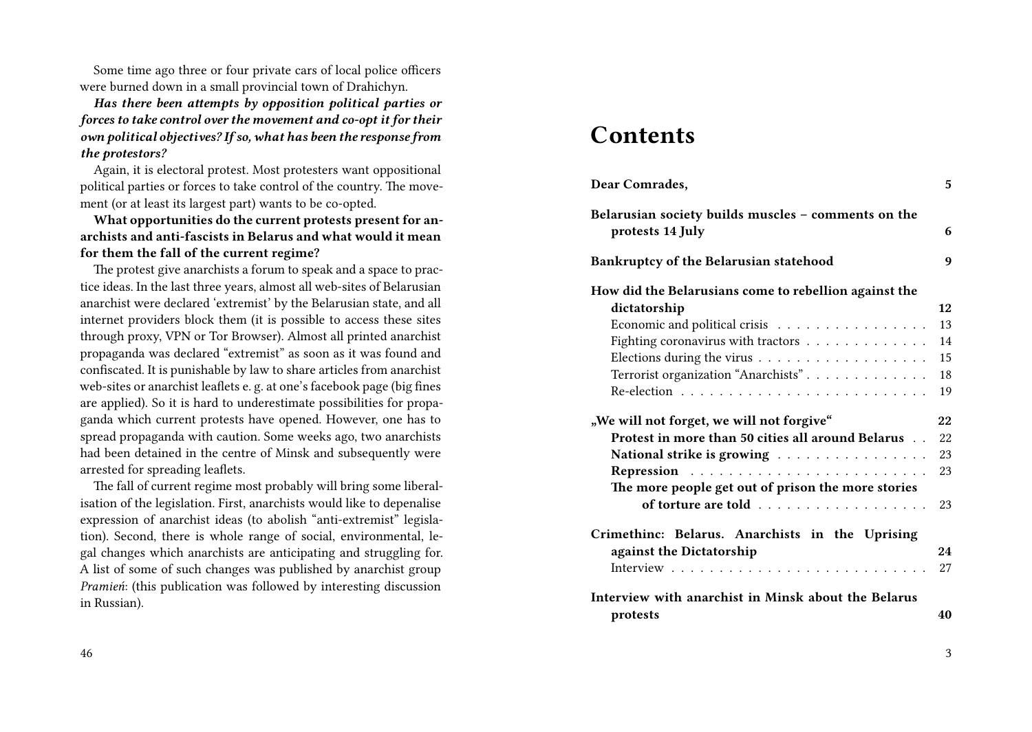Some time ago three or four private cars of local police officers were burned down in a small provincial town of Drahichyn.

***Has there been attempts by opposition political parties or forces to take control over the movement and co-opt it for their own political objectives? If so, what has been the response from the protestors?***

Again, it is electoral protest. Most protesters want oppositional political parties or forces to take control of the country. The movement (or at least its largest part) wants to be co-opted.

**What opportunities do the current protests present for anarchists and anti-fascists in Belarus and what would it mean for them the fall of the current regime?**

The protest give anarchists a forum to speak and a space to practice ideas. In the last three years, almost all web-sites of Belarusian anarchist were declared 'extremist' by the Belarusian state, and all internet providers block them (it is possible to access these sites through proxy, VPN or Tor Browser). Almost all printed anarchist propaganda was declared "extremist" as soon as it was found and confiscated. It is punishable by law to share articles from anarchist web-sites or anarchist leaflets e. g. at one's facebook page (big fines are applied). So it is hard to underestimate possibilities for propaganda which current protests have opened. However, one has to spread propaganda with caution. Some weeks ago, two anarchists had been detained in the centre of Minsk and subsequently were arrested for spreading leaflets.

The fall of current regime most probably will bring some liberalisation of the legislation. First, anarchists would like to depenalise expression of anarchist ideas (to abolish "anti-extremist" legislation). Second, there is whole range of social, environmental, legal changes which anarchists are anticipating and struggling for. A list of some of such changes was published by anarchist group *Pramień*: (this publication was followed by interesting discussion in Russian).

# Contents

| | |
|---|---|
| **Dear Comrades,** | **5** |
| **Belarusian society builds muscles – comments on the protests 14 July** | **6** |
| **Bankruptcy of the Belarusian statehood** | **9** |
| **How did the Belarusians come to rebellion against the dictatorship** | **12** |
| Economic and political crisis | 13 |
| Fighting coronavirus with tractors | 14 |
| Elections during the virus | 15 |
| Terrorist organization "Anarchists" | 18 |
| Re-election | 19 |
| **„We will not forget, we will not forgive"** | **22** |
| **Protest in more than 50 cities all around Belarus** | 22 |
| **National strike is growing** | 23 |
| **Repression** | 23 |
| **The more people get out of prison the more stories of torture are told** | 23 |
| **Crimethinc: Belarus. Anarchists in the Uprising against the Dictatorship** | **24** |
| Interview | 27 |
| **Interview with anarchist in Minsk about the Belarus protests** | **40** |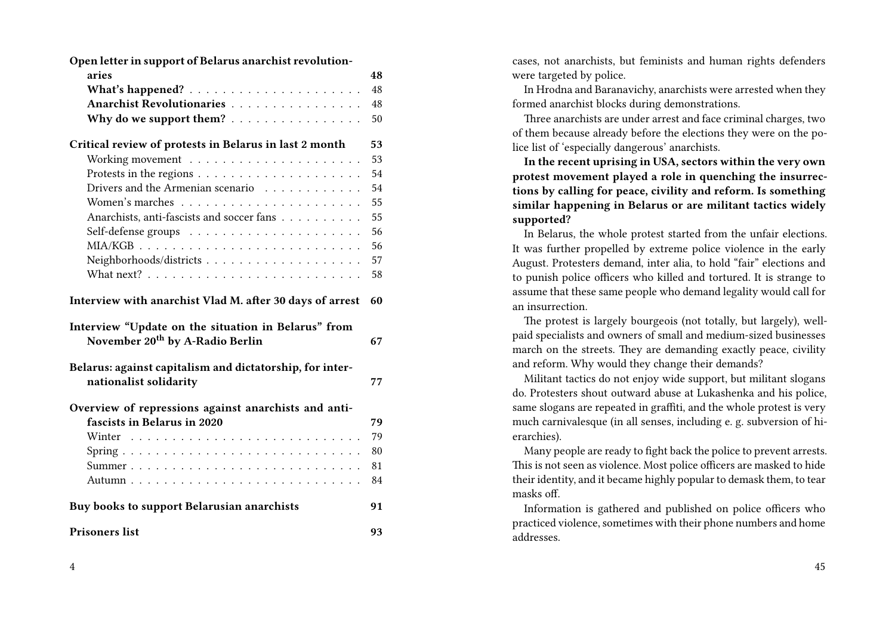| | |
|---|---|
| **Open letter in support of Belarus anarchist revolutionaries** | **48** |
| **What's happened?** | 48 |
| **Anarchist Revolutionaries** | 48 |
| **Why do we support them?** | 50 |
| **Critical review of protests in Belarus in last 2 month** | **53** |
| Working movement | 53 |
| Protests in the regions | 54 |
| Drivers and the Armenian scenario | 54 |
| Women's marches | 55 |
| Anarchists, anti-fascists and soccer fans | 55 |
| Self-defense groups | 56 |
| MIA/KGB | 56 |
| Neighborhoods/districts | 57 |
| What next? | 58 |
| **Interview with anarchist Vlad M. after 30 days of arrest** | **60** |
| **Interview "Update on the situation in Belarus" from November 20th by A-Radio Berlin** | **67** |
| **Belarus: against capitalism and dictatorship, for internationalist solidarity** | **77** |
| **Overview of repressions against anarchists and anti-fascists in Belarus in 2020** | **79** |
| Winter | 79 |
| Spring | 80 |
| Summer | 81 |
| Autumn | 84 |
| **Buy books to support Belarusian anarchists** | **91** |
| **Prisoners list** | **93** |

cases, not anarchists, but feminists and human rights defenders were targeted by police.

In Hrodna and Baranavichy, anarchists were arrested when they formed anarchist blocks during demonstrations.

Three anarchists are under arrest and face criminal charges, two of them because already before the elections they were on the police list of 'especially dangerous' anarchists.

**In the recent uprising in USA, sectors within the very own protest movement played a role in quenching the insurrections by calling for peace, civility and reform. Is something similar happening in Belarus or are militant tactics widely supported?**

In Belarus, the whole protest started from the unfair elections. It was further propelled by extreme police violence in the early August. Protesters demand, inter alia, to hold "fair" elections and to punish police officers who killed and tortured. It is strange to assume that these same people who demand legality would call for an insurrection.

The protest is largely bourgeois (not totally, but largely), well-paid specialists and owners of small and medium-sized businesses march on the streets. They are demanding exactly peace, civility and reform. Why would they change their demands?

Militant tactics do not enjoy wide support, but militant slogans do. Protesters shout outward abuse at Lukashenka and his police, same slogans are repeated in graffiti, and the whole protest is very much carnivalesque (in all senses, including e. g. subversion of hierarchies).

Many people are ready to fight back the police to prevent arrests. This is not seen as violence. Most police officers are masked to hide their identity, and it became highly popular to demask them, to tear masks off.

Information is gathered and published on police officers who practiced violence, sometimes with their phone numbers and home addresses.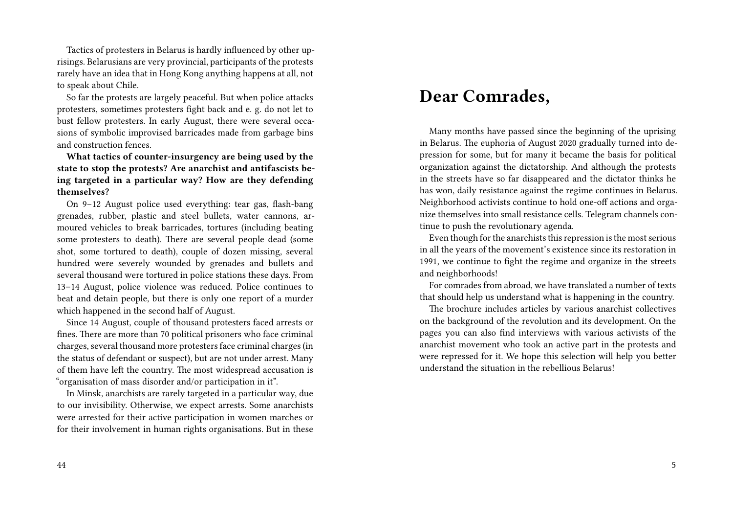Tactics of protesters in Belarus is hardly influenced by other uprisings. Belarusians are very provincial, participants of the protests rarely have an idea that in Hong Kong anything happens at all, not to speak about Chile.

So far the protests are largely peaceful. But when police attacks protesters, sometimes protesters fight back and e. g. do not let to bust fellow protesters. In early August, there were several occasions of symbolic improvised barricades made from garbage bins and construction fences.

**What tactics of counter-insurgency are being used by the state to stop the protests? Are anarchist and antifascists being targeted in a particular way? How are they defending themselves?**

On 9–12 August police used everything: tear gas, flash-bang grenades, rubber, plastic and steel bullets, water cannons, armoured vehicles to break barricades, tortures (including beating some protesters to death). There are several people dead (some shot, some tortured to death), couple of dozen missing, several hundred were severely wounded by grenades and bullets and several thousand were tortured in police stations these days. From 13–14 August, police violence was reduced. Police continues to beat and detain people, but there is only one report of a murder which happened in the second half of August.

Since 14 August, couple of thousand protesters faced arrests or fines. There are more than 70 political prisoners who face criminal charges, several thousand more protesters face criminal charges (in the status of defendant or suspect), but are not under arrest. Many of them have left the country. The most widespread accusation is "organisation of mass disorder and/or participation in it".

In Minsk, anarchists are rarely targeted in a particular way, due to our invisibility. Otherwise, we expect arrests. Some anarchists were arrested for their active participation in women marches or for their involvement in human rights organisations. But in these

# Dear Comrades,

Many months have passed since the beginning of the uprising in Belarus. The euphoria of August 2020 gradually turned into depression for some, but for many it became the basis for political organization against the dictatorship. And although the protests in the streets have so far disappeared and the dictator thinks he has won, daily resistance against the regime continues in Belarus. Neighborhood activists continue to hold one-off actions and organize themselves into small resistance cells. Telegram channels continue to push the revolutionary agenda.

Even though for the anarchists this repression is the most serious in all the years of the movement's existence since its restoration in 1991, we continue to fight the regime and organize in the streets and neighborhoods!

For comrades from abroad, we have translated a number of texts that should help us understand what is happening in the country.

The brochure includes articles by various anarchist collectives on the background of the revolution and its development. On the pages you can also find interviews with various activists of the anarchist movement who took an active part in the protests and were repressed for it. We hope this selection will help you better understand the situation in the rebellious Belarus!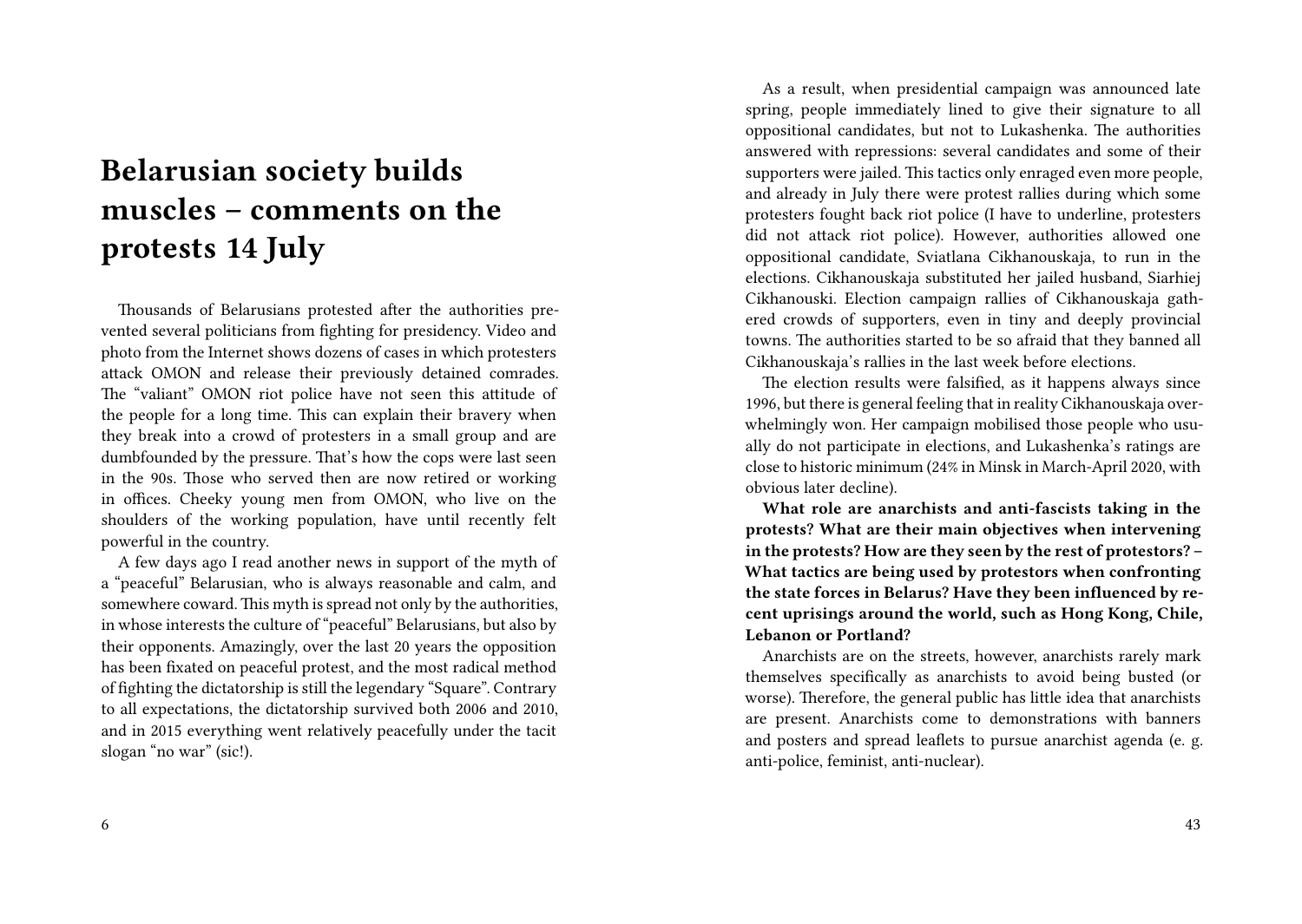# Belarusian society builds muscles – comments on the protests 14 July

Thousands of Belarusians protested after the authorities prevented several politicians from fighting for presidency. Video and photo from the Internet shows dozens of cases in which protesters attack OMON and release their previously detained comrades. The "valiant" OMON riot police have not seen this attitude of the people for a long time. This can explain their bravery when they break into a crowd of protesters in a small group and are dumbfounded by the pressure. That's how the cops were last seen in the 90s. Those who served then are now retired or working in offices. Cheeky young men from OMON, who live on the shoulders of the working population, have until recently felt powerful in the country.

A few days ago I read another news in support of the myth of a "peaceful" Belarusian, who is always reasonable and calm, and somewhere coward. This myth is spread not only by the authorities, in whose interests the culture of "peaceful" Belarusians, but also by their opponents. Amazingly, over the last 20 years the opposition has been fixated on peaceful protest, and the most radical method of fighting the dictatorship is still the legendary "Square". Contrary to all expectations, the dictatorship survived both 2006 and 2010, and in 2015 everything went relatively peacefully under the tacit slogan "no war" (sic!).

As a result, when presidential campaign was announced late spring, people immediately lined to give their signature to all oppositional candidates, but not to Lukashenka. The authorities answered with repressions: several candidates and some of their supporters were jailed. This tactics only enraged even more people, and already in July there were protest rallies during which some protesters fought back riot police (I have to underline, protesters did not attack riot police). However, authorities allowed one oppositional candidate, Sviatlana Cikhanouskaja, to run in the elections. Cikhanouskaja substituted her jailed husband, Siarhiej Cikhanouski. Election campaign rallies of Cikhanouskaja gathered crowds of supporters, even in tiny and deeply provincial towns. The authorities started to be so afraid that they banned all Cikhanouskaja's rallies in the last week before elections.

The election results were falsified, as it happens always since 1996, but there is general feeling that in reality Cikhanouskaja overwhelmingly won. Her campaign mobilised those people who usually do not participate in elections, and Lukashenka's ratings are close to historic minimum (24% in Minsk in March-April 2020, with obvious later decline).

**What role are anarchists and anti-fascists taking in the protests? What are their main objectives when intervening in the protests? How are they seen by the rest of protestors? – What tactics are being used by protestors when confronting the state forces in Belarus? Have they been influenced by recent uprisings around the world, such as Hong Kong, Chile, Lebanon or Portland?**

Anarchists are on the streets, however, anarchists rarely mark themselves specifically as anarchists to avoid being busted (or worse). Therefore, the general public has little idea that anarchists are present. Anarchists come to demonstrations with banners and posters and spread leaflets to pursue anarchist agenda (e. g. anti-police, feminist, anti-nuclear).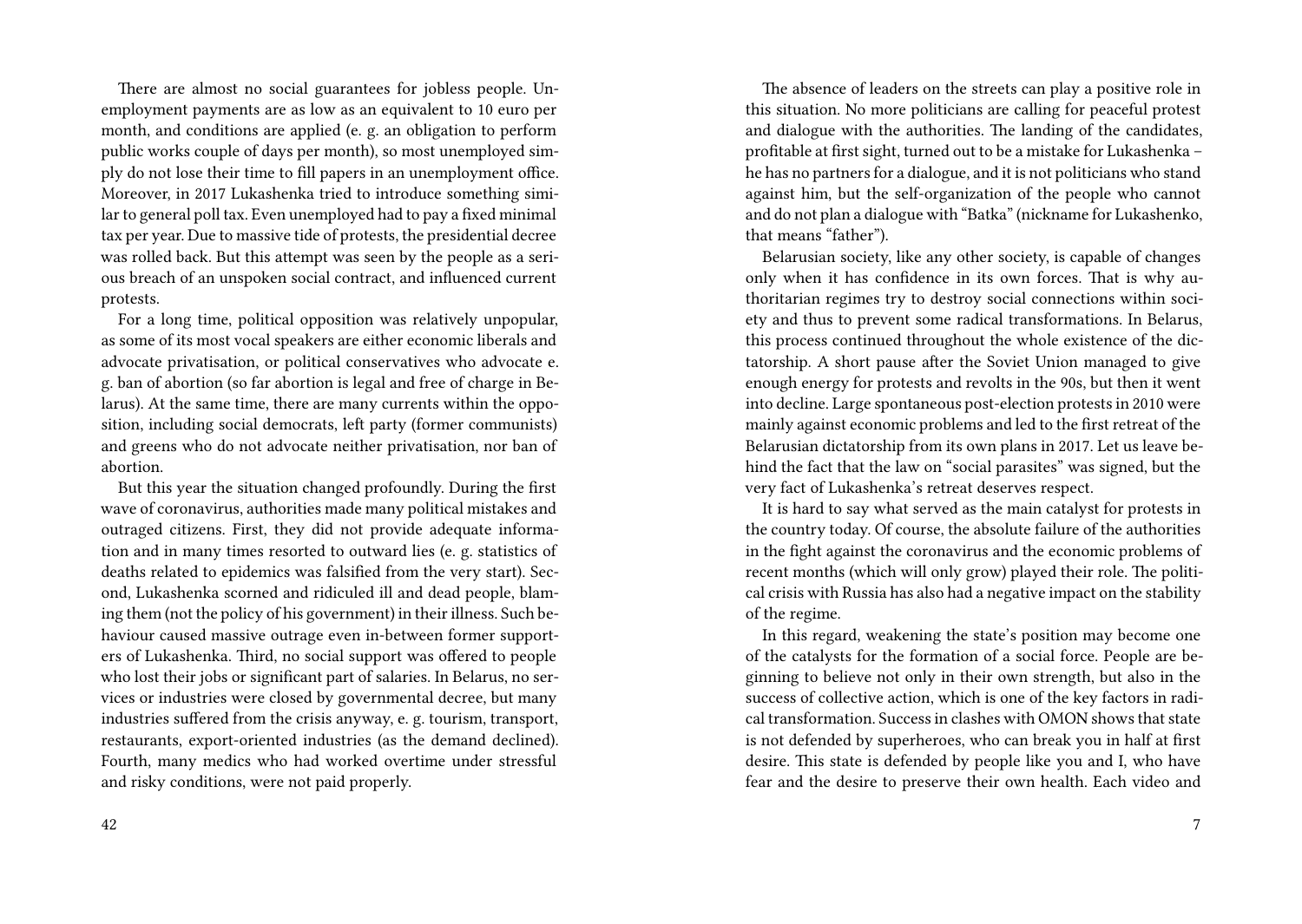There are almost no social guarantees for jobless people. Unemployment payments are as low as an equivalent to 10 euro per month, and conditions are applied (e. g. an obligation to perform public works couple of days per month), so most unemployed simply do not lose their time to fill papers in an unemployment office. Moreover, in 2017 Lukashenka tried to introduce something similar to general poll tax. Even unemployed had to pay a fixed minimal tax per year. Due to massive tide of protests, the presidential decree was rolled back. But this attempt was seen by the people as a serious breach of an unspoken social contract, and influenced current protests.

For a long time, political opposition was relatively unpopular, as some of its most vocal speakers are either economic liberals and advocate privatisation, or political conservatives who advocate e. g. ban of abortion (so far abortion is legal and free of charge in Belarus). At the same time, there are many currents within the opposition, including social democrats, left party (former communists) and greens who do not advocate neither privatisation, nor ban of abortion.

But this year the situation changed profoundly. During the first wave of coronavirus, authorities made many political mistakes and outraged citizens. First, they did not provide adequate information and in many times resorted to outward lies (e. g. statistics of deaths related to epidemics was falsified from the very start). Second, Lukashenka scorned and ridiculed ill and dead people, blaming them (not the policy of his government) in their illness. Such behaviour caused massive outrage even in-between former supporters of Lukashenka. Third, no social support was offered to people who lost their jobs or significant part of salaries. In Belarus, no services or industries were closed by governmental decree, but many industries suffered from the crisis anyway, e. g. tourism, transport, restaurants, export-oriented industries (as the demand declined). Fourth, many medics who had worked overtime under stressful and risky conditions, were not paid properly.

The absence of leaders on the streets can play a positive role in this situation. No more politicians are calling for peaceful protest and dialogue with the authorities. The landing of the candidates, profitable at first sight, turned out to be a mistake for Lukashenka – he has no partners for a dialogue, and it is not politicians who stand against him, but the self-organization of the people who cannot and do not plan a dialogue with "Batka" (nickname for Lukashenko, that means "father").

Belarusian society, like any other society, is capable of changes only when it has confidence in its own forces. That is why authoritarian regimes try to destroy social connections within society and thus to prevent some radical transformations. In Belarus, this process continued throughout the whole existence of the dictatorship. A short pause after the Soviet Union managed to give enough energy for protests and revolts in the 90s, but then it went into decline. Large spontaneous post-election protests in 2010 were mainly against economic problems and led to the first retreat of the Belarusian dictatorship from its own plans in 2017. Let us leave behind the fact that the law on "social parasites" was signed, but the very fact of Lukashenka's retreat deserves respect.

It is hard to say what served as the main catalyst for protests in the country today. Of course, the absolute failure of the authorities in the fight against the coronavirus and the economic problems of recent months (which will only grow) played their role. The political crisis with Russia has also had a negative impact on the stability of the regime.

In this regard, weakening the state's position may become one of the catalysts for the formation of a social force. People are beginning to believe not only in their own strength, but also in the success of collective action, which is one of the key factors in radical transformation. Success in clashes with OMON shows that state is not defended by superheroes, who can break you in half at first desire. This state is defended by people like you and I, who have fear and the desire to preserve their own health. Each video and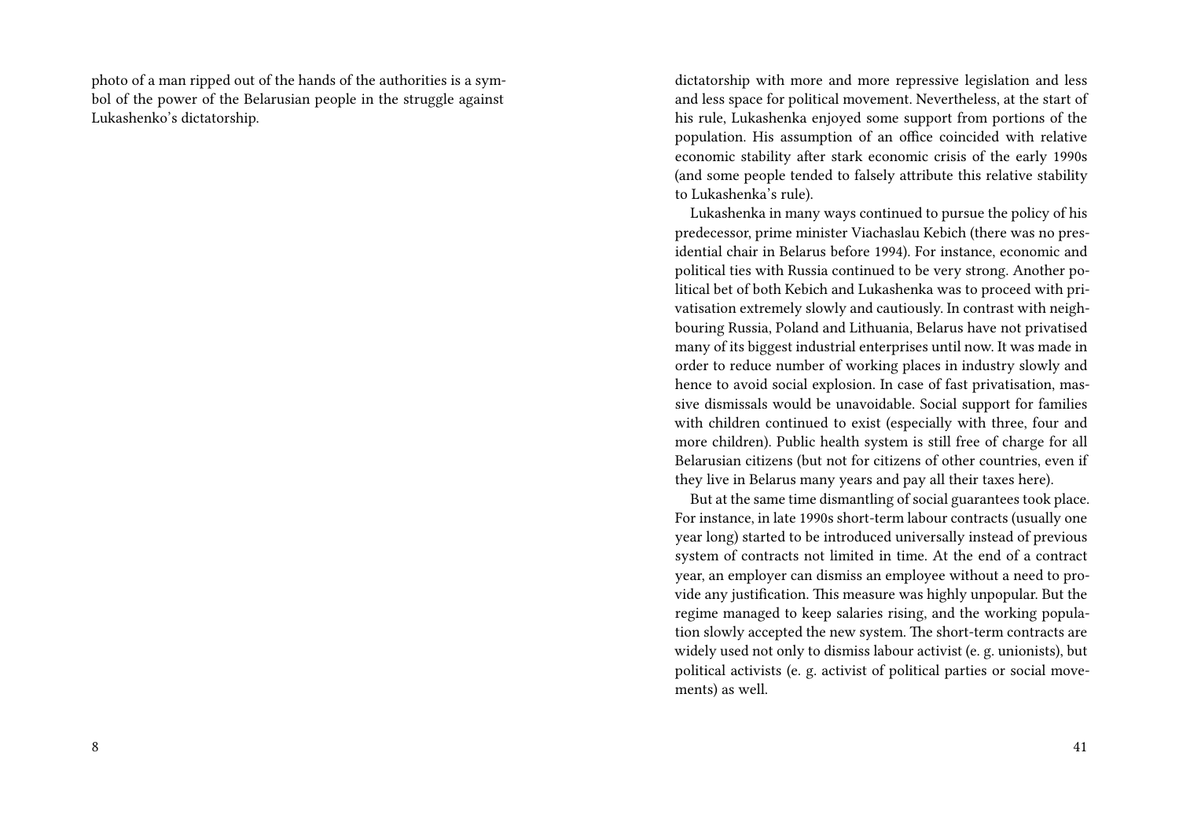photo of a man ripped out of the hands of the authorities is a symbol of the power of the Belarusian people in the struggle against Lukashenko's dictatorship.

dictatorship with more and more repressive legislation and less and less space for political movement. Nevertheless, at the start of his rule, Lukashenka enjoyed some support from portions of the population. His assumption of an office coincided with relative economic stability after stark economic crisis of the early 1990s (and some people tended to falsely attribute this relative stability to Lukashenka's rule).

Lukashenka in many ways continued to pursue the policy of his predecessor, prime minister Viachaslau Kebich (there was no presidential chair in Belarus before 1994). For instance, economic and political ties with Russia continued to be very strong. Another political bet of both Kebich and Lukashenka was to proceed with privatisation extremely slowly and cautiously. In contrast with neighbouring Russia, Poland and Lithuania, Belarus have not privatised many of its biggest industrial enterprises until now. It was made in order to reduce number of working places in industry slowly and hence to avoid social explosion. In case of fast privatisation, massive dismissals would be unavoidable. Social support for families with children continued to exist (especially with three, four and more children). Public health system is still free of charge for all Belarusian citizens (but not for citizens of other countries, even if they live in Belarus many years and pay all their taxes here).

But at the same time dismantling of social guarantees took place. For instance, in late 1990s short-term labour contracts (usually one year long) started to be introduced universally instead of previous system of contracts not limited in time. At the end of a contract year, an employer can dismiss an employee without a need to provide any justification. This measure was highly unpopular. But the regime managed to keep salaries rising, and the working population slowly accepted the new system. The short-term contracts are widely used not only to dismiss labour activist (e. g. unionists), but political activists (e. g. activist of political parties or social movements) as well.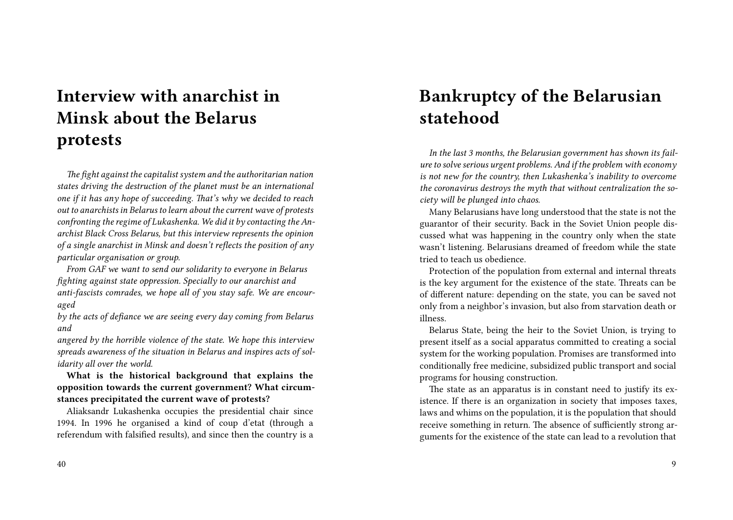# Interview with anarchist in Minsk about the Belarus protests

*The fight against the capitalist system and the authoritarian nation states driving the destruction of the planet must be an international one if it has any hope of succeeding. That's why we decided to reach out to anarchists in Belarus to learn about the current wave of protests confronting the regime of Lukashenka. We did it by contacting the Anarchist Black Cross Belarus, but this interview represents the opinion of a single anarchist in Minsk and doesn't reflects the position of any particular organisation or group.*

*From GAF we want to send our solidarity to everyone in Belarus fighting against state oppression. Specially to our anarchist and anti-fascists comrades, we hope all of you stay safe. We are encouraged by the acts of defiance we are seeing every day coming from Belarus and angered by the horrible violence of the state. We hope this interview spreads awareness of the situation in Belarus and inspires acts of solidarity all over the world.*

**What is the historical background that explains the opposition towards the current government? What circumstances precipitated the current wave of protests?**

Aliaksandr Lukashenka occupies the presidential chair since 1994. In 1996 he organised a kind of coup d'etat (through a referendum with falsified results), and since then the country is a

# Bankruptcy of the Belarusian statehood

*In the last 3 months, the Belarusian government has shown its failure to solve serious urgent problems. And if the problem with economy is not new for the country, then Lukashenka's inability to overcome the coronavirus destroys the myth that without centralization the society will be plunged into chaos.*

Many Belarusians have long understood that the state is not the guarantor of their security. Back in the Soviet Union people discussed what was happening in the country only when the state wasn't listening. Belarusians dreamed of freedom while the state tried to teach us obedience.

Protection of the population from external and internal threats is the key argument for the existence of the state. Threats can be of different nature: depending on the state, you can be saved not only from a neighbor's invasion, but also from starvation death or illness.

Belarus State, being the heir to the Soviet Union, is trying to present itself as a social apparatus committed to creating a social system for the working population. Promises are transformed into conditionally free medicine, subsidized public transport and social programs for housing construction.

The state as an apparatus is in constant need to justify its existence. If there is an organization in society that imposes taxes, laws and whims on the population, it is the population that should receive something in return. The absence of sufficiently strong arguments for the existence of the state can lead to a revolution that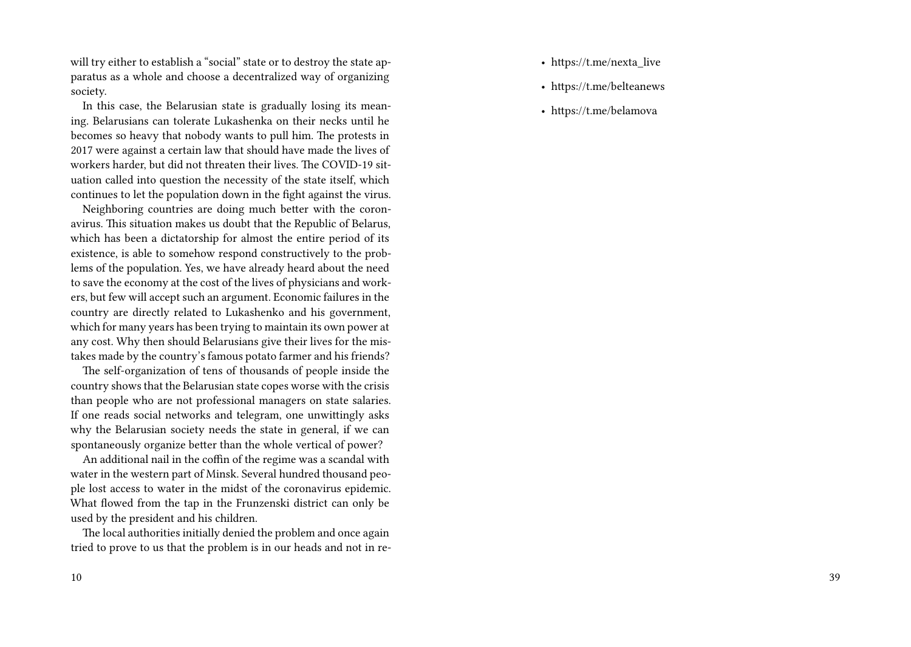will try either to establish a "social" state or to destroy the state apparatus as a whole and choose a decentralized way of organizing society.

In this case, the Belarusian state is gradually losing its meaning. Belarusians can tolerate Lukashenka on their necks until he becomes so heavy that nobody wants to pull him. The protests in 2017 were against a certain law that should have made the lives of workers harder, but did not threaten their lives. The COVID-19 situation called into question the necessity of the state itself, which continues to let the population down in the fight against the virus.

Neighboring countries are doing much better with the coronavirus. This situation makes us doubt that the Republic of Belarus, which has been a dictatorship for almost the entire period of its existence, is able to somehow respond constructively to the problems of the population. Yes, we have already heard about the need to save the economy at the cost of the lives of physicians and workers, but few will accept such an argument. Economic failures in the country are directly related to Lukashenko and his government, which for many years has been trying to maintain its own power at any cost. Why then should Belarusians give their lives for the mistakes made by the country's famous potato farmer and his friends?

The self-organization of tens of thousands of people inside the country shows that the Belarusian state copes worse with the crisis than people who are not professional managers on state salaries. If one reads social networks and telegram, one unwittingly asks why the Belarusian society needs the state in general, if we can spontaneously organize better than the whole vertical of power?

An additional nail in the coffin of the regime was a scandal with water in the western part of Minsk. Several hundred thousand people lost access to water in the midst of the coronavirus epidemic. What flowed from the tap in the Frunzenski district can only be used by the president and his children.

The local authorities initially denied the problem and once again tried to prove to us that the problem is in our heads and not in re-

- https://t.me/nexta_live
- https://t.me/belteanews
- https://t.me/belamova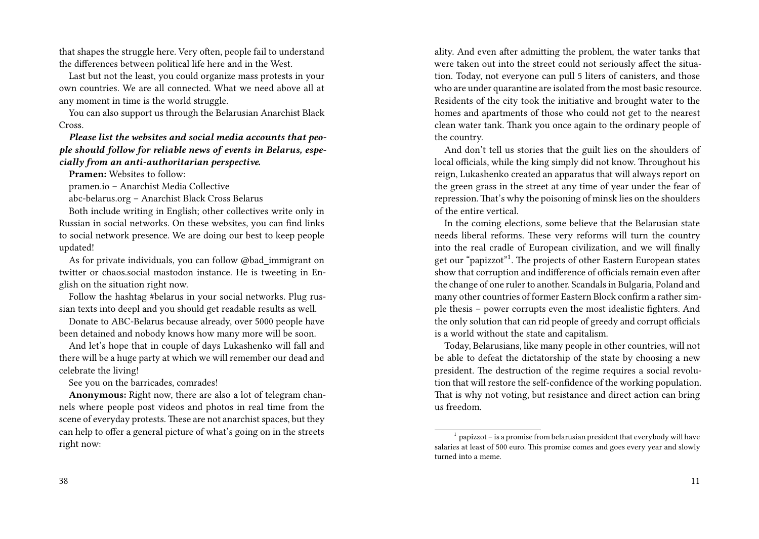that shapes the struggle here. Very often, people fail to understand the differences between political life here and in the West.

Last but not the least, you could organize mass protests in your own countries. We are all connected. What we need above all at any moment in time is the world struggle.

You can also support us through the Belarusian Anarchist Black Cross.

***Please list the websites and social media accounts that people should follow for reliable news of events in Belarus, especially from an anti-authoritarian perspective.***

**Pramen:** Websites to follow:

pramen.io – Anarchist Media Collective

abc-belarus.org – Anarchist Black Cross Belarus

Both include writing in English; other collectives write only in Russian in social networks. On these websites, you can find links to social network presence. We are doing our best to keep people updated!

As for private individuals, you can follow @bad_immigrant on twitter or chaos.social mastodon instance. He is tweeting in English on the situation right now.

Follow the hashtag #belarus in your social networks. Plug russian texts into deepl and you should get readable results as well.

Donate to ABC-Belarus because already, over 5000 people have been detained and nobody knows how many more will be soon.

And let's hope that in couple of days Lukashenko will fall and there will be a huge party at which we will remember our dead and celebrate the living!

See you on the barricades, comrades!

**Anonymous:** Right now, there are also a lot of telegram channels where people post videos and photos in real time from the scene of everyday protests. These are not anarchist spaces, but they can help to offer a general picture of what's going on in the streets right now:

ality. And even after admitting the problem, the water tanks that were taken out into the street could not seriously affect the situation. Today, not everyone can pull 5 liters of canisters, and those who are under quarantine are isolated from the most basic resource. Residents of the city took the initiative and brought water to the homes and apartments of those who could not get to the nearest clean water tank. Thank you once again to the ordinary people of the country.

And don't tell us stories that the guilt lies on the shoulders of local officials, while the king simply did not know. Throughout his reign, Lukashenko created an apparatus that will always report on the green grass in the street at any time of year under the fear of repression. That's why the poisoning of minsk lies on the shoulders of the entire vertical.

In the coming elections, some believe that the Belarusian state needs liberal reforms. These very reforms will turn the country into the real cradle of European civilization, and we will finally get our "papizzot"[1]. The projects of other Eastern European states show that corruption and indifference of officials remain even after the change of one ruler to another. Scandals in Bulgaria, Poland and many other countries of former Eastern Block confirm a rather simple thesis – power corrupts even the most idealistic fighters. And the only solution that can rid people of greedy and corrupt officials is a world without the state and capitalism.

Today, Belarusians, like many people in other countries, will not be able to defeat the dictatorship of the state by choosing a new president. The destruction of the regime requires a social revolution that will restore the self-confidence of the working population. That is why not voting, but resistance and direct action can bring us freedom.

[1] papizzot – is a promise from belarusian president that everybody will have salaries at least of 500 euro. This promise comes and goes every year and slowly turned into a meme.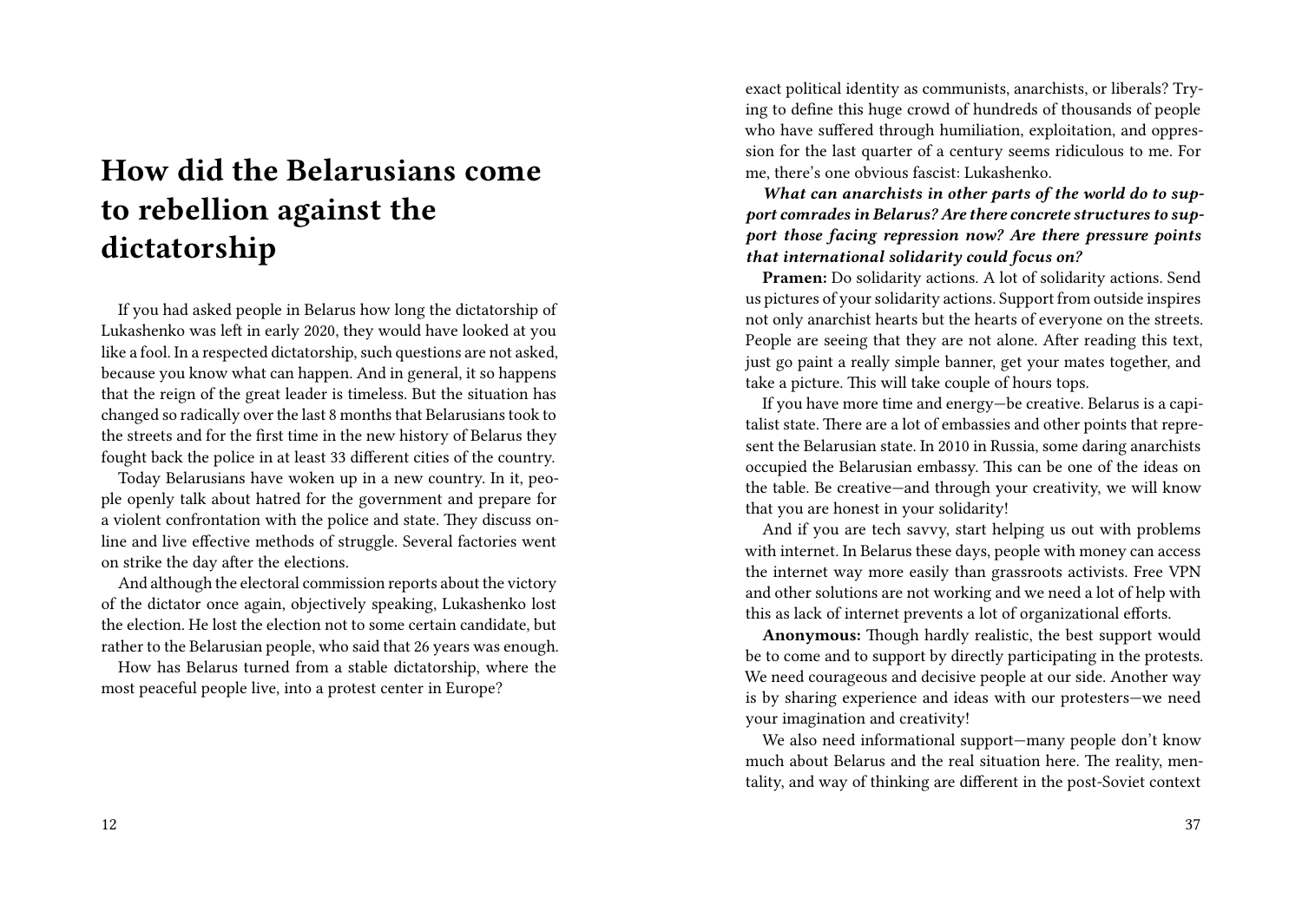# How did the Belarusians come to rebellion against the dictatorship

If you had asked people in Belarus how long the dictatorship of Lukashenko was left in early 2020, they would have looked at you like a fool. In a respected dictatorship, such questions are not asked, because you know what can happen. And in general, it so happens that the reign of the great leader is timeless. But the situation has changed so radically over the last 8 months that Belarusians took to the streets and for the first time in the new history of Belarus they fought back the police in at least 33 different cities of the country.

Today Belarusians have woken up in a new country. In it, people openly talk about hatred for the government and prepare for a violent confrontation with the police and state. They discuss online and live effective methods of struggle. Several factories went on strike the day after the elections.

And although the electoral commission reports about the victory of the dictator once again, objectively speaking, Lukashenko lost the election. He lost the election not to some certain candidate, but rather to the Belarusian people, who said that 26 years was enough.

How has Belarus turned from a stable dictatorship, where the most peaceful people live, into a protest center in Europe?

exact political identity as communists, anarchists, or liberals? Trying to define this huge crowd of hundreds of thousands of people who have suffered through humiliation, exploitation, and oppression for the last quarter of a century seems ridiculous to me. For me, there's one obvious fascist: Lukashenko.

***What can anarchists in other parts of the world do to support comrades in Belarus? Are there concrete structures to support those facing repression now? Are there pressure points that international solidarity could focus on?***

**Pramen:** Do solidarity actions. A lot of solidarity actions. Send us pictures of your solidarity actions. Support from outside inspires not only anarchist hearts but the hearts of everyone on the streets. People are seeing that they are not alone. After reading this text, just go paint a really simple banner, get your mates together, and take a picture. This will take couple of hours tops.

If you have more time and energy—be creative. Belarus is a capitalist state. There are a lot of embassies and other points that represent the Belarusian state. In 2010 in Russia, some daring anarchists occupied the Belarusian embassy. This can be one of the ideas on the table. Be creative—and through your creativity, we will know that you are honest in your solidarity!

And if you are tech savvy, start helping us out with problems with internet. In Belarus these days, people with money can access the internet way more easily than grassroots activists. Free VPN and other solutions are not working and we need a lot of help with this as lack of internet prevents a lot of organizational efforts.

**Anonymous:** Though hardly realistic, the best support would be to come and to support by directly participating in the protests. We need courageous and decisive people at our side. Another way is by sharing experience and ideas with our protesters—we need your imagination and creativity!

We also need informational support—many people don't know much about Belarus and the real situation here. The reality, mentality, and way of thinking are different in the post-Soviet context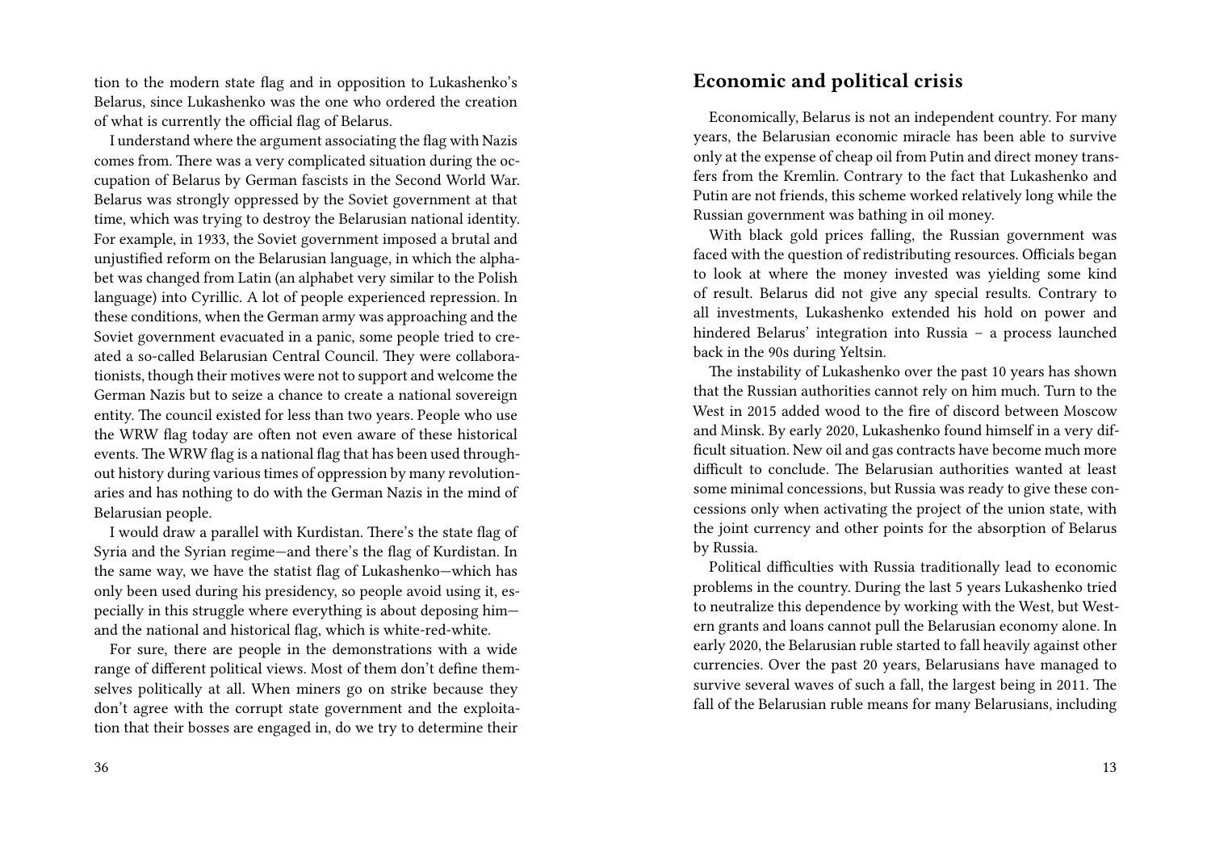tion to the modern state flag and in opposition to Lukashenko's Belarus, since Lukashenko was the one who ordered the creation of what is currently the official flag of Belarus.

I understand where the argument associating the flag with Nazis comes from. There was a very complicated situation during the occupation of Belarus by German fascists in the Second World War. Belarus was strongly oppressed by the Soviet government at that time, which was trying to destroy the Belarusian national identity. For example, in 1933, the Soviet government imposed a brutal and unjustified reform on the Belarusian language, in which the alphabet was changed from Latin (an alphabet very similar to the Polish language) into Cyrillic. A lot of people experienced repression. In these conditions, when the German army was approaching and the Soviet government evacuated in a panic, some people tried to created a so-called Belarusian Central Council. They were collaborationists, though their motives were not to support and welcome the German Nazis but to seize a chance to create a national sovereign entity. The council existed for less than two years. People who use the WRW flag today are often not even aware of these historical events. The WRW flag is a national flag that has been used throughout history during various times of oppression by many revolutionaries and has nothing to do with the German Nazis in the mind of Belarusian people.

I would draw a parallel with Kurdistan. There's the state flag of Syria and the Syrian regime—and there's the flag of Kurdistan. In the same way, we have the statist flag of Lukashenko—which has only been used during his presidency, so people avoid using it, especially in this struggle where everything is about deposing him—and the national and historical flag, which is white-red-white.

For sure, there are people in the demonstrations with a wide range of different political views. Most of them don't define themselves politically at all. When miners go on strike because they don't agree with the corrupt state government and the exploitation that their bosses are engaged in, do we try to determine their

## Economic and political crisis

Economically, Belarus is not an independent country. For many years, the Belarusian economic miracle has been able to survive only at the expense of cheap oil from Putin and direct money transfers from the Kremlin. Contrary to the fact that Lukashenko and Putin are not friends, this scheme worked relatively long while the Russian government was bathing in oil money.

With black gold prices falling, the Russian government was faced with the question of redistributing resources. Officials began to look at where the money invested was yielding some kind of result. Belarus did not give any special results. Contrary to all investments, Lukashenko extended his hold on power and hindered Belarus' integration into Russia – a process launched back in the 90s during Yeltsin.

The instability of Lukashenko over the past 10 years has shown that the Russian authorities cannot rely on him much. Turn to the West in 2015 added wood to the fire of discord between Moscow and Minsk. By early 2020, Lukashenko found himself in a very difficult situation. New oil and gas contracts have become much more difficult to conclude. The Belarusian authorities wanted at least some minimal concessions, but Russia was ready to give these concessions only when activating the project of the union state, with the joint currency and other points for the absorption of Belarus by Russia.

Political difficulties with Russia traditionally lead to economic problems in the country. During the last 5 years Lukashenko tried to neutralize this dependence by working with the West, but Western grants and loans cannot pull the Belarusian economy alone. In early 2020, the Belarusian ruble started to fall heavily against other currencies. Over the past 20 years, Belarusians have managed to survive several waves of such a fall, the largest being in 2011. The fall of the Belarusian ruble means for many Belarusians, including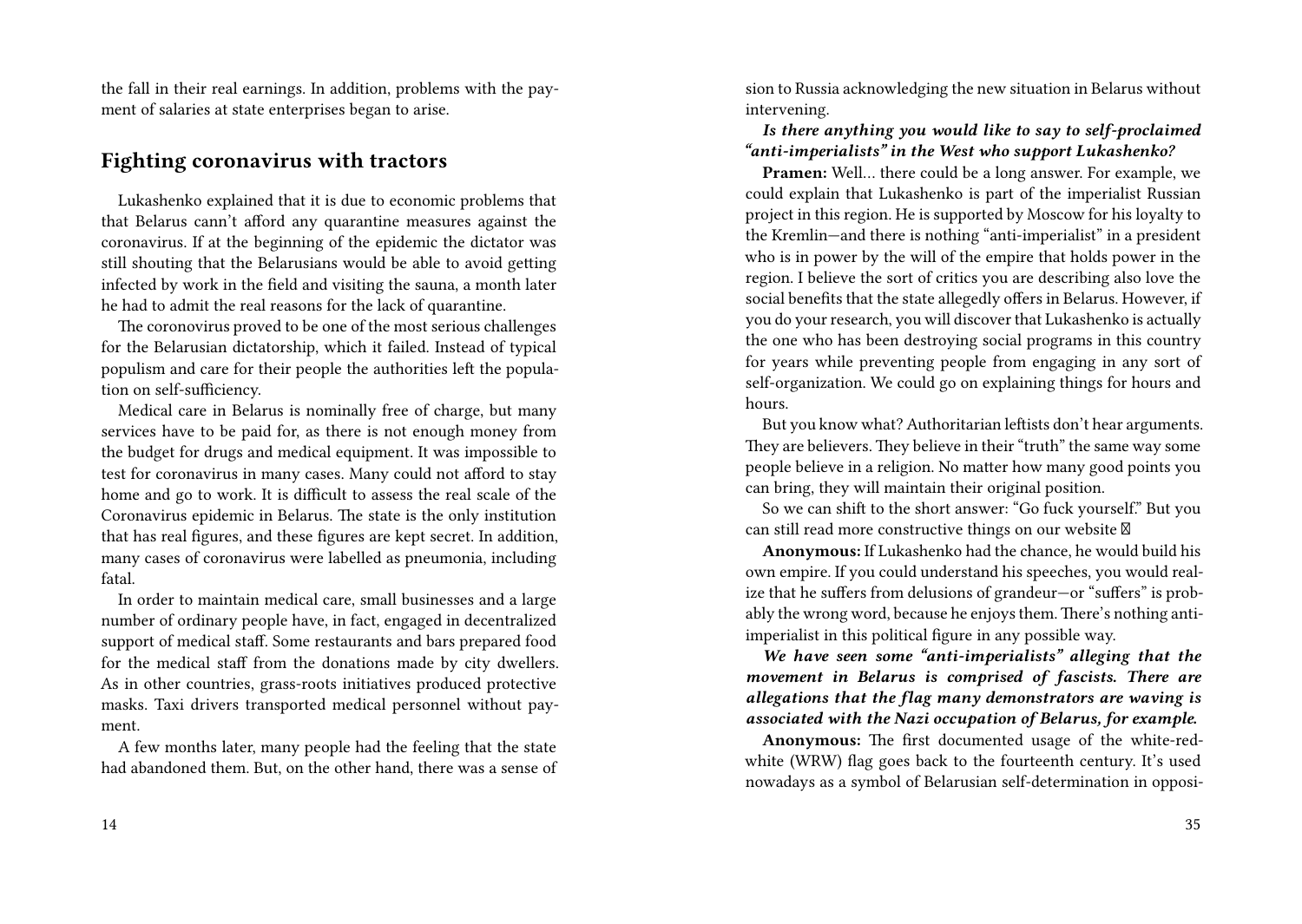the fall in their real earnings. In addition, problems with the payment of salaries at state enterprises began to arise.

## Fighting coronavirus with tractors

Lukashenko explained that it is due to economic problems that that Belarus cann't afford any quarantine measures against the coronavirus. If at the beginning of the epidemic the dictator was still shouting that the Belarusians would be able to avoid getting infected by work in the field and visiting the sauna, a month later he had to admit the real reasons for the lack of quarantine.

The coronovirus proved to be one of the most serious challenges for the Belarusian dictatorship, which it failed. Instead of typical populism and care for their people the authorities left the population on self-sufficiency.

Medical care in Belarus is nominally free of charge, but many services have to be paid for, as there is not enough money from the budget for drugs and medical equipment. It was impossible to test for coronavirus in many cases. Many could not afford to stay home and go to work. It is difficult to assess the real scale of the Coronavirus epidemic in Belarus. The state is the only institution that has real figures, and these figures are kept secret. In addition, many cases of coronavirus were labelled as pneumonia, including fatal.

In order to maintain medical care, small businesses and a large number of ordinary people have, in fact, engaged in decentralized support of medical staff. Some restaurants and bars prepared food for the medical staff from the donations made by city dwellers. As in other countries, grass-roots initiatives produced protective masks. Taxi drivers transported medical personnel without payment.

A few months later, many people had the feeling that the state had abandoned them. But, on the other hand, there was a sense of

sion to Russia acknowledging the new situation in Belarus without intervening.

***Is there anything you would like to say to self-proclaimed "anti-imperialists" in the West who support Lukashenko?***

**Pramen:** Well… there could be a long answer. For example, we could explain that Lukashenko is part of the imperialist Russian project in this region. He is supported by Moscow for his loyalty to the Kremlin—and there is nothing "anti-imperialist" in a president who is in power by the will of the empire that holds power in the region. I believe the sort of critics you are describing also love the social benefits that the state allegedly offers in Belarus. However, if you do your research, you will discover that Lukashenko is actually the one who has been destroying social programs in this country for years while preventing people from engaging in any sort of self-organization. We could go on explaining things for hours and hours.

But you know what? Authoritarian leftists don't hear arguments. They are believers. They believe in their "truth" the same way some people believe in a religion. No matter how many good points you can bring, they will maintain their original position.

So we can shift to the short answer: "Go fuck yourself." But you can still read more constructive things on our website 

**Anonymous:** If Lukashenko had the chance, he would build his own empire. If you could understand his speeches, you would realize that he suffers from delusions of grandeur—or "suffers" is probably the wrong word, because he enjoys them. There's nothing anti-imperialist in this political figure in any possible way.

***We have seen some "anti-imperialists" alleging that the movement in Belarus is comprised of fascists. There are allegations that the flag many demonstrators are waving is associated with the Nazi occupation of Belarus, for example.***

**Anonymous:** The first documented usage of the white-red-white (WRW) flag goes back to the fourteenth century. It's used nowadays as a symbol of Belarusian self-determination in opposi-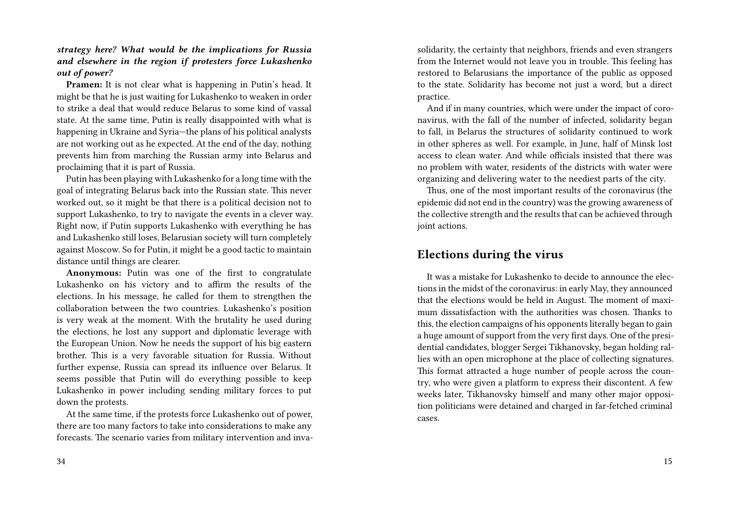***strategy here? What would be the implications for Russia and elsewhere in the region if protesters force Lukashenko out of power?***

**Pramen:** It is not clear what is happening in Putin's head. It might be that he is just waiting for Lukashenko to weaken in order to strike a deal that would reduce Belarus to some kind of vassal state. At the same time, Putin is really disappointed with what is happening in Ukraine and Syria—the plans of his political analysts are not working out as he expected. At the end of the day, nothing prevents him from marching the Russian army into Belarus and proclaiming that it is part of Russia.

Putin has been playing with Lukashenko for a long time with the goal of integrating Belarus back into the Russian state. This never worked out, so it might be that there is a political decision not to support Lukashenko, to try to navigate the events in a clever way. Right now, if Putin supports Lukashenko with everything he has and Lukashenko still loses, Belarusian society will turn completely against Moscow. So for Putin, it might be a good tactic to maintain distance until things are clearer.

**Anonymous:** Putin was one of the first to congratulate Lukashenko on his victory and to affirm the results of the elections. In his message, he called for them to strengthen the collaboration between the two countries. Lukashenko's position is very weak at the moment. With the brutality he used during the elections, he lost any support and diplomatic leverage with the European Union. Now he needs the support of his big eastern brother. This is a very favorable situation for Russia. Without further expense, Russia can spread its influence over Belarus. It seems possible that Putin will do everything possible to keep Lukashenko in power including sending military forces to put down the protests.

At the same time, if the protests force Lukashenko out of power, there are too many factors to take into considerations to make any forecasts. The scenario varies from military intervention and inva-

solidarity, the certainty that neighbors, friends and even strangers from the Internet would not leave you in trouble. This feeling has restored to Belarusians the importance of the public as opposed to the state. Solidarity has become not just a word, but a direct practice.

And if in many countries, which were under the impact of coronavirus, with the fall of the number of infected, solidarity began to fall, in Belarus the structures of solidarity continued to work in other spheres as well. For example, in June, half of Minsk lost access to clean water. And while officials insisted that there was no problem with water, residents of the districts with water were organizing and delivering water to the neediest parts of the city.

Thus, one of the most important results of the coronavirus (the epidemic did not end in the country) was the growing awareness of the collective strength and the results that can be achieved through joint actions.

## Elections during the virus

It was a mistake for Lukashenko to decide to announce the elections in the midst of the coronavirus: in early May, they announced that the elections would be held in August. The moment of maximum dissatisfaction with the authorities was chosen. Thanks to this, the election campaigns of his opponents literally began to gain a huge amount of support from the very first days. One of the presidential candidates, blogger Sergei Tikhanovsky, began holding rallies with an open microphone at the place of collecting signatures. This format attracted a huge number of people across the country, who were given a platform to express their discontent. A few weeks later, Tikhanovsky himself and many other major opposition politicians were detained and charged in far-fetched criminal cases.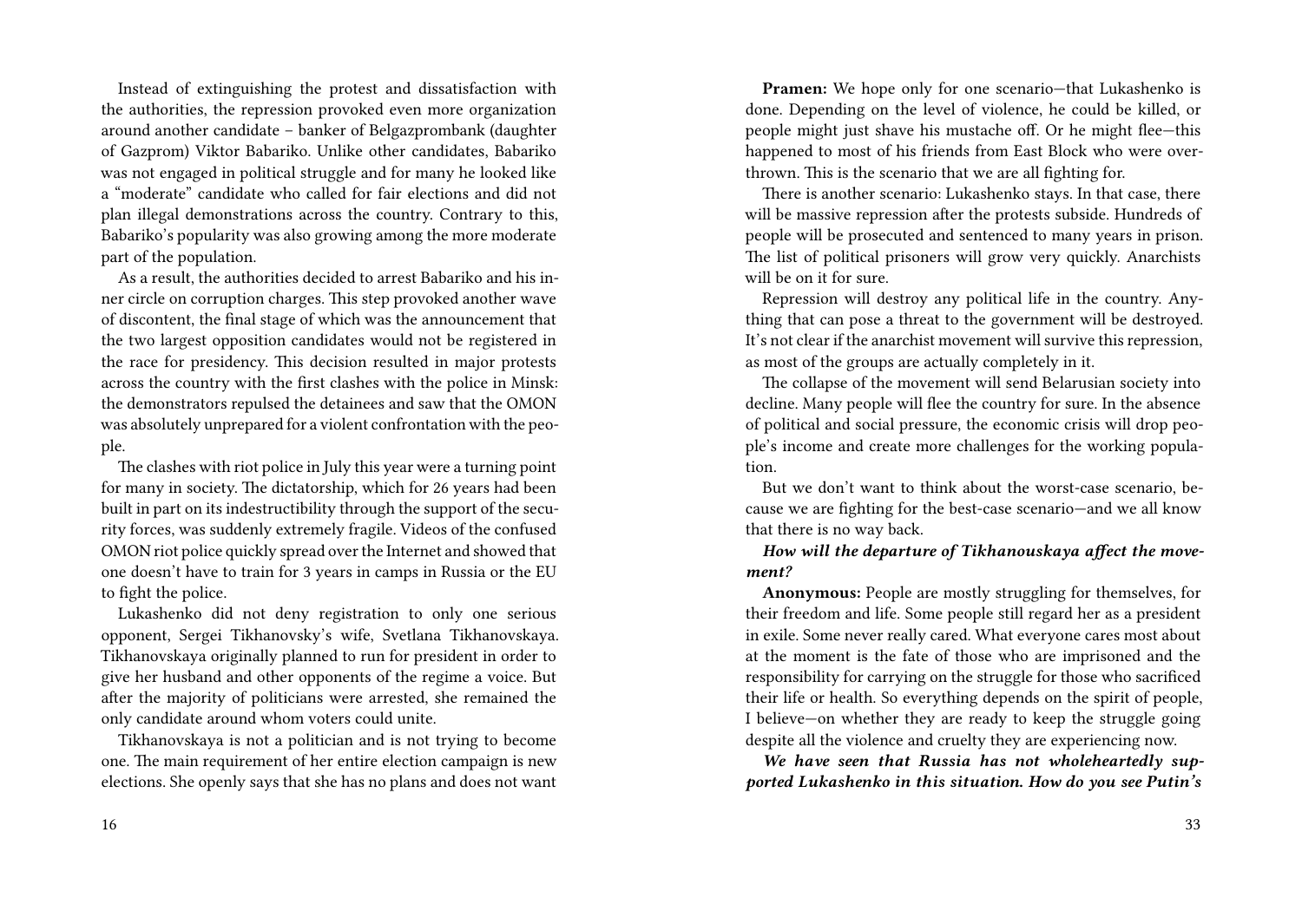Instead of extinguishing the protest and dissatisfaction with the authorities, the repression provoked even more organization around another candidate – banker of Belgazprombank (daughter of Gazprom) Viktor Babariko. Unlike other candidates, Babariko was not engaged in political struggle and for many he looked like a "moderate" candidate who called for fair elections and did not plan illegal demonstrations across the country. Contrary to this, Babariko's popularity was also growing among the more moderate part of the population.

As a result, the authorities decided to arrest Babariko and his inner circle on corruption charges. This step provoked another wave of discontent, the final stage of which was the announcement that the two largest opposition candidates would not be registered in the race for presidency. This decision resulted in major protests across the country with the first clashes with the police in Minsk: the demonstrators repulsed the detainees and saw that the OMON was absolutely unprepared for a violent confrontation with the people.

The clashes with riot police in July this year were a turning point for many in society. The dictatorship, which for 26 years had been built in part on its indestructibility through the support of the security forces, was suddenly extremely fragile. Videos of the confused OMON riot police quickly spread over the Internet and showed that one doesn't have to train for 3 years in camps in Russia or the EU to fight the police.

Lukashenko did not deny registration to only one serious opponent, Sergei Tikhanovsky's wife, Svetlana Tikhanovskaya. Tikhanovskaya originally planned to run for president in order to give her husband and other opponents of the regime a voice. But after the majority of politicians were arrested, she remained the only candidate around whom voters could unite.

Tikhanovskaya is not a politician and is not trying to become one. The main requirement of her entire election campaign is new elections. She openly says that she has no plans and does not want

**Pramen:** We hope only for one scenario—that Lukashenko is done. Depending on the level of violence, he could be killed, or people might just shave his mustache off. Or he might flee—this happened to most of his friends from East Block who were overthrown. This is the scenario that we are all fighting for.

There is another scenario: Lukashenko stays. In that case, there will be massive repression after the protests subside. Hundreds of people will be prosecuted and sentenced to many years in prison. The list of political prisoners will grow very quickly. Anarchists will be on it for sure.

Repression will destroy any political life in the country. Anything that can pose a threat to the government will be destroyed. It's not clear if the anarchist movement will survive this repression, as most of the groups are actually completely in it.

The collapse of the movement will send Belarusian society into decline. Many people will flee the country for sure. In the absence of political and social pressure, the economic crisis will drop people's income and create more challenges for the working population.

But we don't want to think about the worst-case scenario, because we are fighting for the best-case scenario—and we all know that there is no way back.

***How will the departure of Tikhanouskaya affect the movement?***

**Anonymous:** People are mostly struggling for themselves, for their freedom and life. Some people still regard her as a president in exile. Some never really cared. What everyone cares most about at the moment is the fate of those who are imprisoned and the responsibility for carrying on the struggle for those who sacrificed their life or health. So everything depends on the spirit of people, I believe—on whether they are ready to keep the struggle going despite all the violence and cruelty they are experiencing now.

***We have seen that Russia has not wholeheartedly supported Lukashenko in this situation. How do you see Putin's***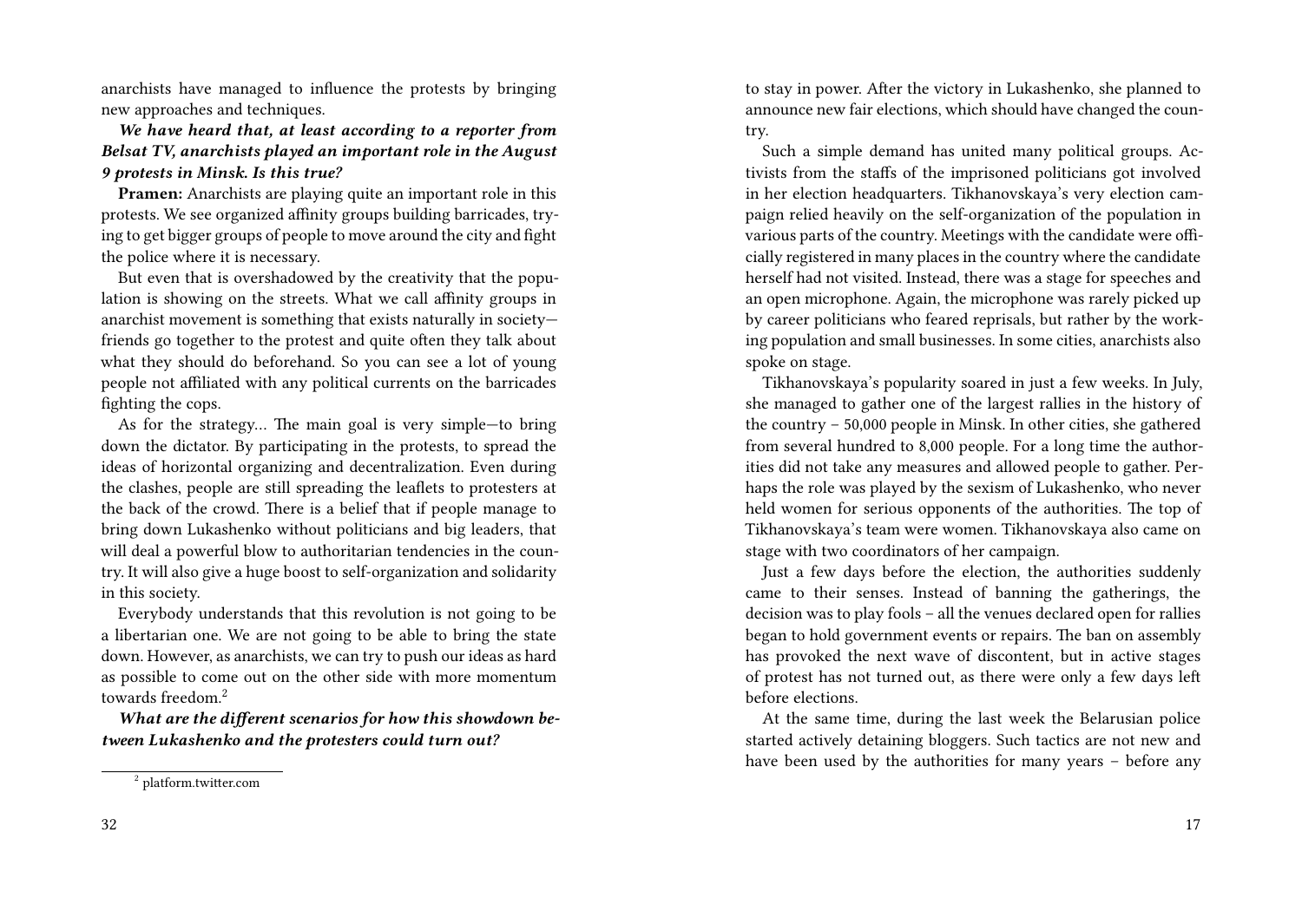anarchists have managed to influence the protests by bringing new approaches and techniques.

***We have heard that, at least according to a reporter from Belsat TV, anarchists played an important role in the August 9 protests in Minsk. Is this true?***

**Pramen:** Anarchists are playing quite an important role in this protests. We see organized affinity groups building barricades, trying to get bigger groups of people to move around the city and fight the police where it is necessary.

But even that is overshadowed by the creativity that the population is showing on the streets. What we call affinity groups in anarchist movement is something that exists naturally in society—friends go together to the protest and quite often they talk about what they should do beforehand. So you can see a lot of young people not affiliated with any political currents on the barricades fighting the cops.

As for the strategy… The main goal is very simple—to bring down the dictator. By participating in the protests, to spread the ideas of horizontal organizing and decentralization. Even during the clashes, people are still spreading the leaflets to protesters at the back of the crowd. There is a belief that if people manage to bring down Lukashenko without politicians and big leaders, that will deal a powerful blow to authoritarian tendencies in the country. It will also give a huge boost to self-organization and solidarity in this society.

Everybody understands that this revolution is not going to be a libertarian one. We are not going to be able to bring the state down. However, as anarchists, we can try to push our ideas as hard as possible to come out on the other side with more momentum towards freedom.[2]

***What are the different scenarios for how this showdown between Lukashenko and the protesters could turn out?***

[2] platform.twitter.com

to stay in power. After the victory in Lukashenko, she planned to announce new fair elections, which should have changed the country.

Such a simple demand has united many political groups. Activists from the staffs of the imprisoned politicians got involved in her election headquarters. Tikhanovskaya's very election campaign relied heavily on the self-organization of the population in various parts of the country. Meetings with the candidate were officially registered in many places in the country where the candidate herself had not visited. Instead, there was a stage for speeches and an open microphone. Again, the microphone was rarely picked up by career politicians who feared reprisals, but rather by the working population and small businesses. In some cities, anarchists also spoke on stage.

Tikhanovskaya's popularity soared in just a few weeks. In July, she managed to gather one of the largest rallies in the history of the country – 50,000 people in Minsk. In other cities, she gathered from several hundred to 8,000 people. For a long time the authorities did not take any measures and allowed people to gather. Perhaps the role was played by the sexism of Lukashenko, who never held women for serious opponents of the authorities. The top of Tikhanovskaya's team were women. Tikhanovskaya also came on stage with two coordinators of her campaign.

Just a few days before the election, the authorities suddenly came to their senses. Instead of banning the gatherings, the decision was to play fools – all the venues declared open for rallies began to hold government events or repairs. The ban on assembly has provoked the next wave of discontent, but in active stages of protest has not turned out, as there were only a few days left before elections.

At the same time, during the last week the Belarusian police started actively detaining bloggers. Such tactics are not new and have been used by the authorities for many years – before any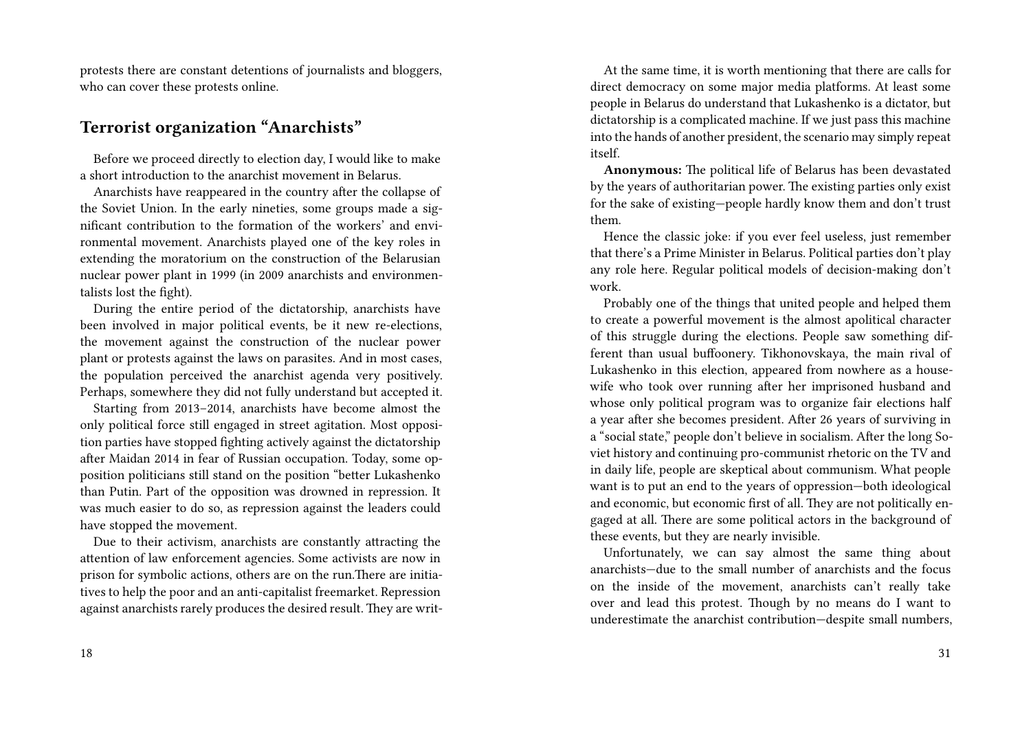protests there are constant detentions of journalists and bloggers, who can cover these protests online.

## Terrorist organization "Anarchists"

Before we proceed directly to election day, I would like to make a short introduction to the anarchist movement in Belarus.

Anarchists have reappeared in the country after the collapse of the Soviet Union. In the early nineties, some groups made a significant contribution to the formation of the workers' and environmental movement. Anarchists played one of the key roles in extending the moratorium on the construction of the Belarusian nuclear power plant in 1999 (in 2009 anarchists and environmentalists lost the fight).

During the entire period of the dictatorship, anarchists have been involved in major political events, be it new re-elections, the movement against the construction of the nuclear power plant or protests against the laws on parasites. And in most cases, the population perceived the anarchist agenda very positively. Perhaps, somewhere they did not fully understand but accepted it.

Starting from 2013–2014, anarchists have become almost the only political force still engaged in street agitation. Most opposition parties have stopped fighting actively against the dictatorship after Maidan 2014 in fear of Russian occupation. Today, some opposition politicians still stand on the position "better Lukashenko than Putin. Part of the opposition was drowned in repression. It was much easier to do so, as repression against the leaders could have stopped the movement.

Due to their activism, anarchists are constantly attracting the attention of law enforcement agencies. Some activists are now in prison for symbolic actions, others are on the run.There are initiatives to help the poor and an anti-capitalist freemarket. Repression against anarchists rarely produces the desired result. They are writ-

At the same time, it is worth mentioning that there are calls for direct democracy on some major media platforms. At least some people in Belarus do understand that Lukashenko is a dictator, but dictatorship is a complicated machine. If we just pass this machine into the hands of another president, the scenario may simply repeat itself.

**Anonymous:** The political life of Belarus has been devastated by the years of authoritarian power. The existing parties only exist for the sake of existing—people hardly know them and don't trust them.

Hence the classic joke: if you ever feel useless, just remember that there's a Prime Minister in Belarus. Political parties don't play any role here. Regular political models of decision-making don't work.

Probably one of the things that united people and helped them to create a powerful movement is the almost apolitical character of this struggle during the elections. People saw something different than usual buffoonery. Tikhonovskaya, the main rival of Lukashenko in this election, appeared from nowhere as a housewife who took over running after her imprisoned husband and whose only political program was to organize fair elections half a year after she becomes president. After 26 years of surviving in a "social state," people don't believe in socialism. After the long Soviet history and continuing pro-communist rhetoric on the TV and in daily life, people are skeptical about communism. What people want is to put an end to the years of oppression—both ideological and economic, but economic first of all. They are not politically engaged at all. There are some political actors in the background of these events, but they are nearly invisible.

Unfortunately, we can say almost the same thing about anarchists—due to the small number of anarchists and the focus on the inside of the movement, anarchists can't really take over and lead this protest. Though by no means do I want to underestimate the anarchist contribution—despite small numbers,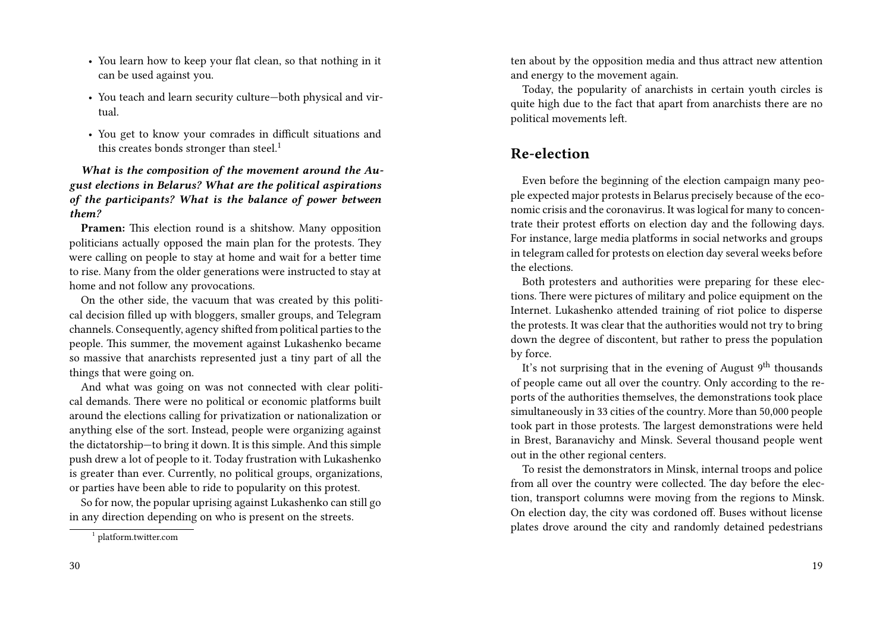- You learn how to keep your flat clean, so that nothing in it can be used against you.
- You teach and learn security culture—both physical and virtual.
- You get to know your comrades in difficult situations and this creates bonds stronger than steel.[1]

***What is the composition of the movement around the August elections in Belarus? What are the political aspirations of the participants? What is the balance of power between them?***

**Pramen:** This election round is a shitshow. Many opposition politicians actually opposed the main plan for the protests. They were calling on people to stay at home and wait for a better time to rise. Many from the older generations were instructed to stay at home and not follow any provocations.

On the other side, the vacuum that was created by this political decision filled up with bloggers, smaller groups, and Telegram channels. Consequently, agency shifted from political parties to the people. This summer, the movement against Lukashenko became so massive that anarchists represented just a tiny part of all the things that were going on.

And what was going on was not connected with clear political demands. There were no political or economic platforms built around the elections calling for privatization or nationalization or anything else of the sort. Instead, people were organizing against the dictatorship—to bring it down. It is this simple. And this simple push drew a lot of people to it. Today frustration with Lukashenko is greater than ever. Currently, no political groups, organizations, or parties have been able to ride to popularity on this protest.

So for now, the popular uprising against Lukashenko can still go in any direction depending on who is present on the streets.

[1] platform.twitter.com

ten about by the opposition media and thus attract new attention and energy to the movement again.

Today, the popularity of anarchists in certain youth circles is quite high due to the fact that apart from anarchists there are no political movements left.

## Re-election

Even before the beginning of the election campaign many people expected major protests in Belarus precisely because of the economic crisis and the coronavirus. It was logical for many to concentrate their protest efforts on election day and the following days. For instance, large media platforms in social networks and groups in telegram called for protests on election day several weeks before the elections.

Both protesters and authorities were preparing for these elections. There were pictures of military and police equipment on the Internet. Lukashenko attended training of riot police to disperse the protests. It was clear that the authorities would not try to bring down the degree of discontent, but rather to press the population by force.

It's not surprising that in the evening of August 9th thousands of people came out all over the country. Only according to the reports of the authorities themselves, the demonstrations took place simultaneously in 33 cities of the country. More than 50,000 people took part in those protests. The largest demonstrations were held in Brest, Baranavichy and Minsk. Several thousand people went out in the other regional centers.

To resist the demonstrators in Minsk, internal troops and police from all over the country were collected. The day before the election, transport columns were moving from the regions to Minsk. On election day, the city was cordoned off. Buses without license plates drove around the city and randomly detained pedestrians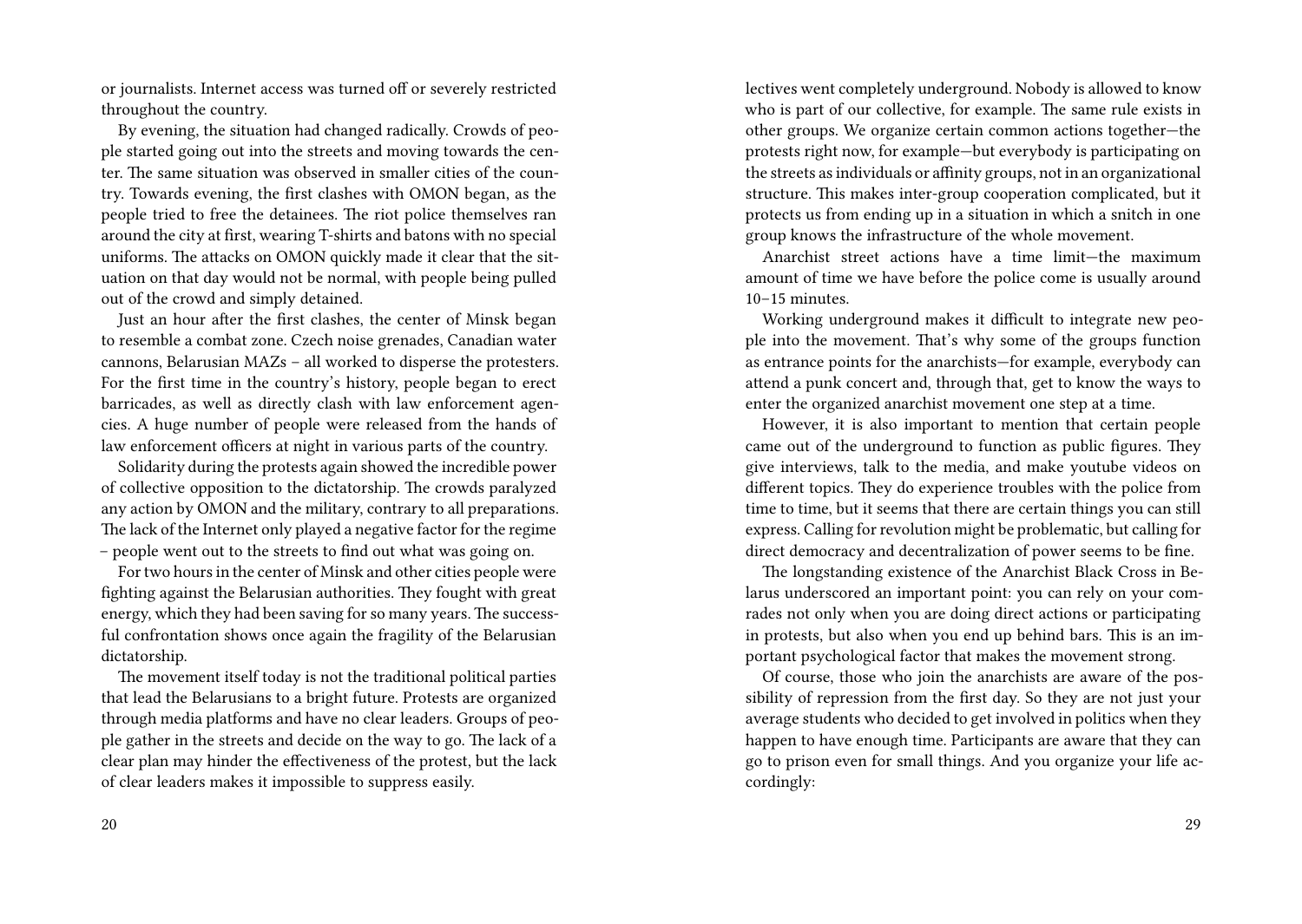or journalists. Internet access was turned off or severely restricted throughout the country.

By evening, the situation had changed radically. Crowds of people started going out into the streets and moving towards the center. The same situation was observed in smaller cities of the country. Towards evening, the first clashes with OMON began, as the people tried to free the detainees. The riot police themselves ran around the city at first, wearing T-shirts and batons with no special uniforms. The attacks on OMON quickly made it clear that the situation on that day would not be normal, with people being pulled out of the crowd and simply detained.

Just an hour after the first clashes, the center of Minsk began to resemble a combat zone. Czech noise grenades, Canadian water cannons, Belarusian MAZs – all worked to disperse the protesters. For the first time in the country's history, people began to erect barricades, as well as directly clash with law enforcement agencies. A huge number of people were released from the hands of law enforcement officers at night in various parts of the country.

Solidarity during the protests again showed the incredible power of collective opposition to the dictatorship. The crowds paralyzed any action by OMON and the military, contrary to all preparations. The lack of the Internet only played a negative factor for the regime – people went out to the streets to find out what was going on.

For two hours in the center of Minsk and other cities people were fighting against the Belarusian authorities. They fought with great energy, which they had been saving for so many years. The successful confrontation shows once again the fragility of the Belarusian dictatorship.

The movement itself today is not the traditional political parties that lead the Belarusians to a bright future. Protests are organized through media platforms and have no clear leaders. Groups of people gather in the streets and decide on the way to go. The lack of a clear plan may hinder the effectiveness of the protest, but the lack of clear leaders makes it impossible to suppress easily.

lectives went completely underground. Nobody is allowed to know who is part of our collective, for example. The same rule exists in other groups. We organize certain common actions together—the protests right now, for example—but everybody is participating on the streets as individuals or affinity groups, not in an organizational structure. This makes inter-group cooperation complicated, but it protects us from ending up in a situation in which a snitch in one group knows the infrastructure of the whole movement.

Anarchist street actions have a time limit—the maximum amount of time we have before the police come is usually around 10–15 minutes.

Working underground makes it difficult to integrate new people into the movement. That's why some of the groups function as entrance points for the anarchists—for example, everybody can attend a punk concert and, through that, get to know the ways to enter the organized anarchist movement one step at a time.

However, it is also important to mention that certain people came out of the underground to function as public figures. They give interviews, talk to the media, and make youtube videos on different topics. They do experience troubles with the police from time to time, but it seems that there are certain things you can still express. Calling for revolution might be problematic, but calling for direct democracy and decentralization of power seems to be fine.

The longstanding existence of the Anarchist Black Cross in Belarus underscored an important point: you can rely on your comrades not only when you are doing direct actions or participating in protests, but also when you end up behind bars. This is an important psychological factor that makes the movement strong.

Of course, those who join the anarchists are aware of the possibility of repression from the first day. So they are not just your average students who decided to get involved in politics when they happen to have enough time. Participants are aware that they can go to prison even for small things. And you organize your life accordingly: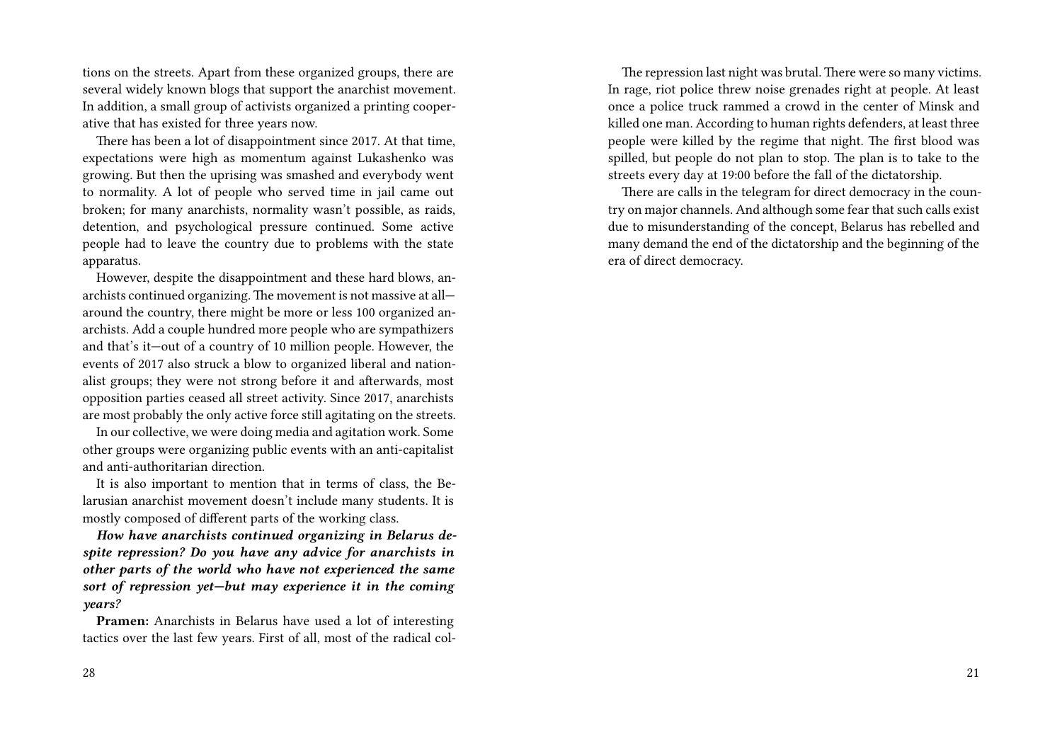tions on the streets. Apart from these organized groups, there are several widely known blogs that support the anarchist movement. In addition, a small group of activists organized a printing cooperative that has existed for three years now.

There has been a lot of disappointment since 2017. At that time, expectations were high as momentum against Lukashenko was growing. But then the uprising was smashed and everybody went to normality. A lot of people who served time in jail came out broken; for many anarchists, normality wasn't possible, as raids, detention, and psychological pressure continued. Some active people had to leave the country due to problems with the state apparatus.

However, despite the disappointment and these hard blows, anarchists continued organizing. The movement is not massive at all—around the country, there might be more or less 100 organized anarchists. Add a couple hundred more people who are sympathizers and that's it—out of a country of 10 million people. However, the events of 2017 also struck a blow to organized liberal and nationalist groups; they were not strong before it and afterwards, most opposition parties ceased all street activity. Since 2017, anarchists are most probably the only active force still agitating on the streets.

In our collective, we were doing media and agitation work. Some other groups were organizing public events with an anti-capitalist and anti-authoritarian direction.

It is also important to mention that in terms of class, the Belarusian anarchist movement doesn't include many students. It is mostly composed of different parts of the working class.

***How have anarchists continued organizing in Belarus despite repression? Do you have any advice for anarchists in other parts of the world who have not experienced the same sort of repression yet—but may experience it in the coming years?***

**Pramen:** Anarchists in Belarus have used a lot of interesting tactics over the last few years. First of all, most of the radical col-

The repression last night was brutal. There were so many victims. In rage, riot police threw noise grenades right at people. At least once a police truck rammed a crowd in the center of Minsk and killed one man. According to human rights defenders, at least three people were killed by the regime that night. The first blood was spilled, but people do not plan to stop. The plan is to take to the streets every day at 19:00 before the fall of the dictatorship.

There are calls in the telegram for direct democracy in the country on major channels. And although some fear that such calls exist due to misunderstanding of the concept, Belarus has rebelled and many demand the end of the dictatorship and the beginning of the era of direct democracy.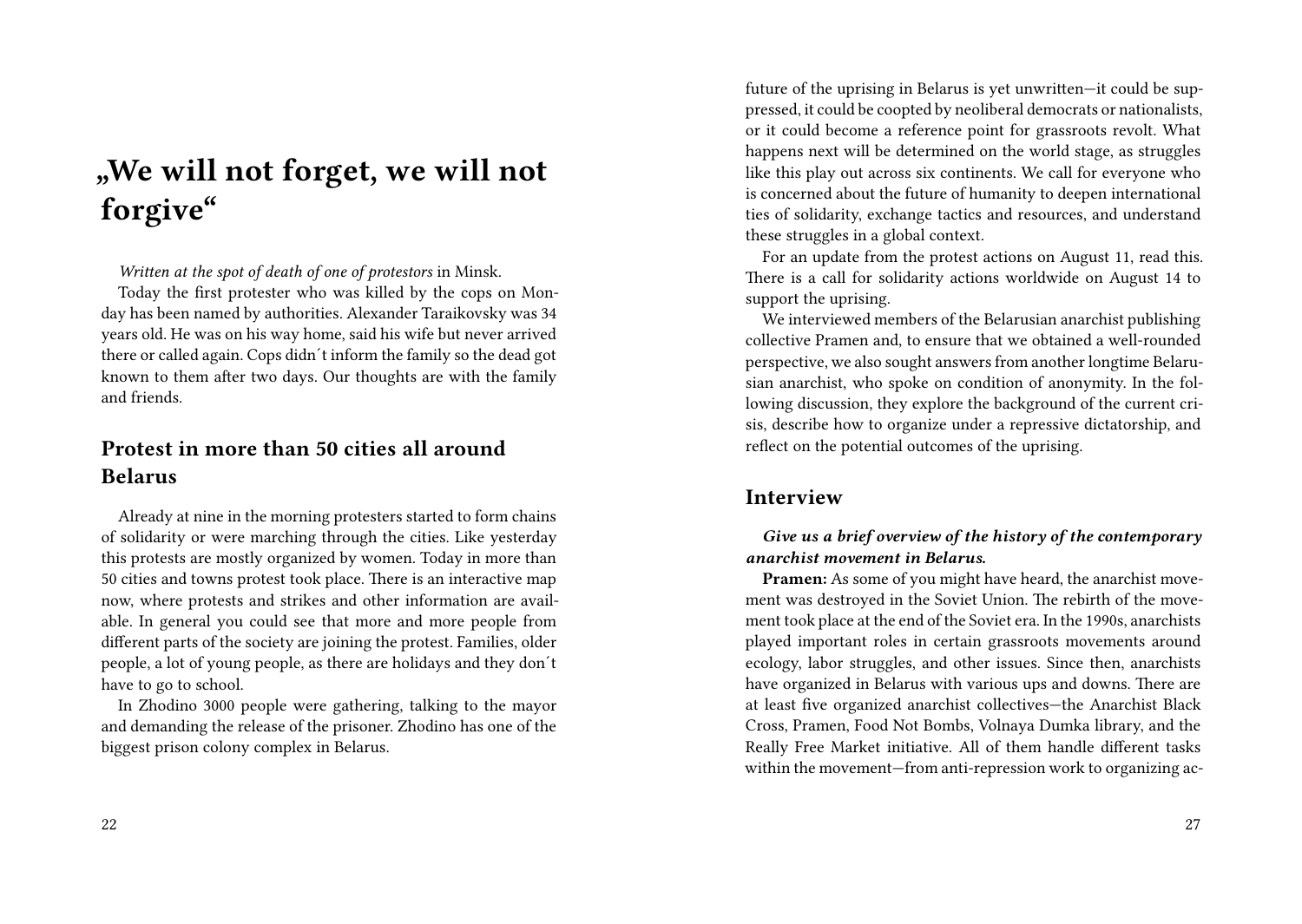# „We will not forget, we will not forgive"

*Written at the spot of death of one of protestors* in Minsk.

Today the first protester who was killed by the cops on Monday has been named by authorities. Alexander Taraikovsky was 34 years old. He was on his way home, said his wife but never arrived there or called again. Cops didn´t inform the family so the dead got known to them after two days. Our thoughts are with the family and friends.

## Protest in more than 50 cities all around Belarus

Already at nine in the morning protesters started to form chains of solidarity or were marching through the cities. Like yesterday this protests are mostly organized by women. Today in more than 50 cities and towns protest took place. There is an interactive map now, where protests and strikes and other information are available. In general you could see that more and more people from different parts of the society are joining the protest. Families, older people, a lot of young people, as there are holidays and they don´t have to go to school.

In Zhodino 3000 people were gathering, talking to the mayor and demanding the release of the prisoner. Zhodino has one of the biggest prison colony complex in Belarus.

future of the uprising in Belarus is yet unwritten—it could be suppressed, it could be coopted by neoliberal democrats or nationalists, or it could become a reference point for grassroots revolt. What happens next will be determined on the world stage, as struggles like this play out across six continents. We call for everyone who is concerned about the future of humanity to deepen international ties of solidarity, exchange tactics and resources, and understand these struggles in a global context.

For an update from the protest actions on August 11, read this. There is a call for solidarity actions worldwide on August 14 to support the uprising.

We interviewed members of the Belarusian anarchist publishing collective Pramen and, to ensure that we obtained a well-rounded perspective, we also sought answers from another longtime Belarusian anarchist, who spoke on condition of anonymity. In the following discussion, they explore the background of the current crisis, describe how to organize under a repressive dictatorship, and reflect on the potential outcomes of the uprising.

## Interview

***Give us a brief overview of the history of the contemporary anarchist movement in Belarus.***

**Pramen:** As some of you might have heard, the anarchist movement was destroyed in the Soviet Union. The rebirth of the movement took place at the end of the Soviet era. In the 1990s, anarchists played important roles in certain grassroots movements around ecology, labor struggles, and other issues. Since then, anarchists have organized in Belarus with various ups and downs. There are at least five organized anarchist collectives—the Anarchist Black Cross, Pramen, Food Not Bombs, Volnaya Dumka library, and the Really Free Market initiative. All of them handle different tasks within the movement—from anti-repression work to organizing ac-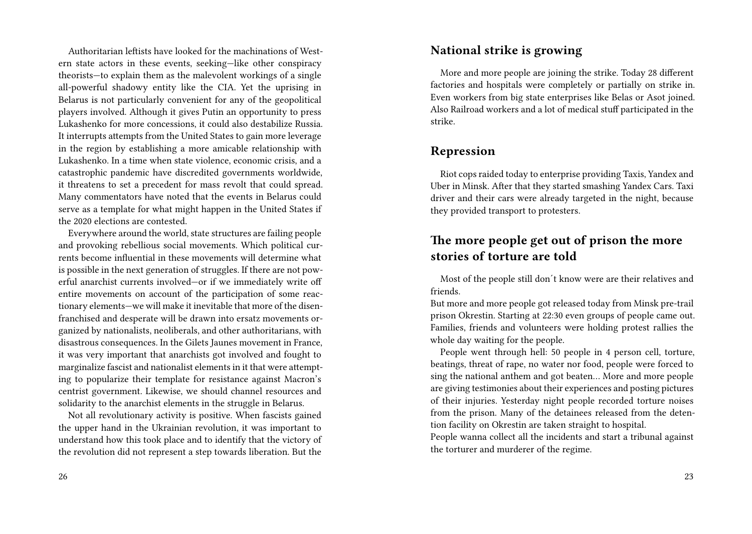Authoritarian leftists have looked for the machinations of Western state actors in these events, seeking—like other conspiracy theorists—to explain them as the malevolent workings of a single all-powerful shadowy entity like the CIA. Yet the uprising in Belarus is not particularly convenient for any of the geopolitical players involved. Although it gives Putin an opportunity to press Lukashenko for more concessions, it could also destabilize Russia. It interrupts attempts from the United States to gain more leverage in the region by establishing a more amicable relationship with Lukashenko. In a time when state violence, economic crisis, and a catastrophic pandemic have discredited governments worldwide, it threatens to set a precedent for mass revolt that could spread. Many commentators have noted that the events in Belarus could serve as a template for what might happen in the United States if the 2020 elections are contested.

Everywhere around the world, state structures are failing people and provoking rebellious social movements. Which political currents become influential in these movements will determine what is possible in the next generation of struggles. If there are not powerful anarchist currents involved—or if we immediately write off entire movements on account of the participation of some reactionary elements—we will make it inevitable that more of the disenfranchised and desperate will be drawn into ersatz movements organized by nationalists, neoliberals, and other authoritarians, with disastrous consequences. In the Gilets Jaunes movement in France, it was very important that anarchists got involved and fought to marginalize fascist and nationalist elements in it that were attempting to popularize their template for resistance against Macron's centrist government. Likewise, we should channel resources and solidarity to the anarchist elements in the struggle in Belarus.

Not all revolutionary activity is positive. When fascists gained the upper hand in the Ukrainian revolution, it was important to understand how this took place and to identify that the victory of the revolution did not represent a step towards liberation. But the

## National strike is growing

More and more people are joining the strike. Today 28 different factories and hospitals were completely or partially on strike in. Even workers from big state enterprises like Belas or Asot joined. Also Railroad workers and a lot of medical stuff participated in the strike.

## Repression

Riot cops raided today to enterprise providing Taxis, Yandex and Uber in Minsk. After that they started smashing Yandex Cars. Taxi driver and their cars were already targeted in the night, because they provided transport to protesters.

## The more people get out of prison the more stories of torture are told

Most of the people still don´t know were are their relatives and friends.
But more and more people got released today from Minsk pre-trail prison Okrestin. Starting at 22:30 even groups of people came out. Families, friends and volunteers were holding protest rallies the whole day waiting for the people.

People went through hell: 50 people in 4 person cell, torture, beatings, threat of rape, no water nor food, people were forced to sing the national anthem and got beaten… More and more people are giving testimonies about their experiences and posting pictures of their injuries. Yesterday night people recorded torture noises from the prison. Many of the detainees released from the detention facility on Okrestin are taken straight to hospital.
People wanna collect all the incidents and start a tribunal against the torturer and murderer of the regime.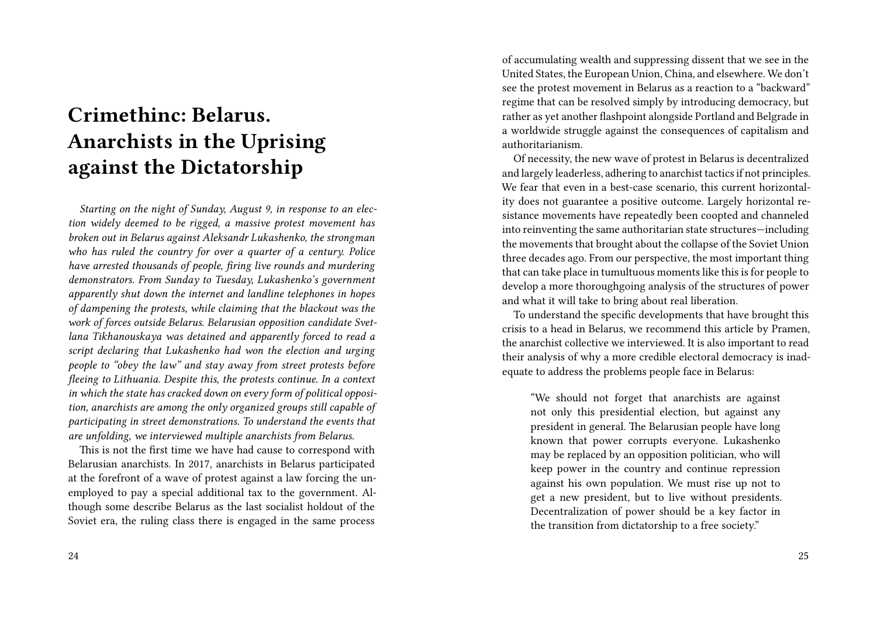# Crimethinc: Belarus. Anarchists in the Uprising against the Dictatorship

*Starting on the night of Sunday, August 9, in response to an election widely deemed to be rigged, a massive protest movement has broken out in Belarus against Aleksandr Lukashenko, the strongman who has ruled the country for over a quarter of a century. Police have arrested thousands of people, firing live rounds and murdering demonstrators. From Sunday to Tuesday, Lukashenko's government apparently shut down the internet and landline telephones in hopes of dampening the protests, while claiming that the blackout was the work of forces outside Belarus. Belarusian opposition candidate Svetlana Tikhanouskaya was detained and apparently forced to read a script declaring that Lukashenko had won the election and urging people to "obey the law" and stay away from street protests before fleeing to Lithuania. Despite this, the protests continue. In a context in which the state has cracked down on every form of political opposition, anarchists are among the only organized groups still capable of participating in street demonstrations. To understand the events that are unfolding, we interviewed multiple anarchists from Belarus.*

This is not the first time we have had cause to correspond with Belarusian anarchists. In 2017, anarchists in Belarus participated at the forefront of a wave of protest against a law forcing the unemployed to pay a special additional tax to the government. Although some describe Belarus as the last socialist holdout of the Soviet era, the ruling class there is engaged in the same process of accumulating wealth and suppressing dissent that we see in the United States, the European Union, China, and elsewhere. We don't see the protest movement in Belarus as a reaction to a "backward" regime that can be resolved simply by introducing democracy, but rather as yet another flashpoint alongside Portland and Belgrade in a worldwide struggle against the consequences of capitalism and authoritarianism.

Of necessity, the new wave of protest in Belarus is decentralized and largely leaderless, adhering to anarchist tactics if not principles. We fear that even in a best-case scenario, this current horizontality does not guarantee a positive outcome. Largely horizontal resistance movements have repeatedly been coopted and channeled into reinventing the same authoritarian state structures—including the movements that brought about the collapse of the Soviet Union three decades ago. From our perspective, the most important thing that can take place in tumultuous moments like this is for people to develop a more thoroughgoing analysis of the structures of power and what it will take to bring about real liberation.

To understand the specific developments that have brought this crisis to a head in Belarus, we recommend this article by Pramen, the anarchist collective we interviewed. It is also important to read their analysis of why a more credible electoral democracy is inadequate to address the problems people face in Belarus:

> "We should not forget that anarchists are against not only this presidential election, but against any president in general. The Belarusian people have long known that power corrupts everyone. Lukashenko may be replaced by an opposition politician, who will keep power in the country and continue repression against his own population. We must rise up not to get a new president, but to live without presidents. Decentralization of power should be a key factor in the transition from dictatorship to a free society."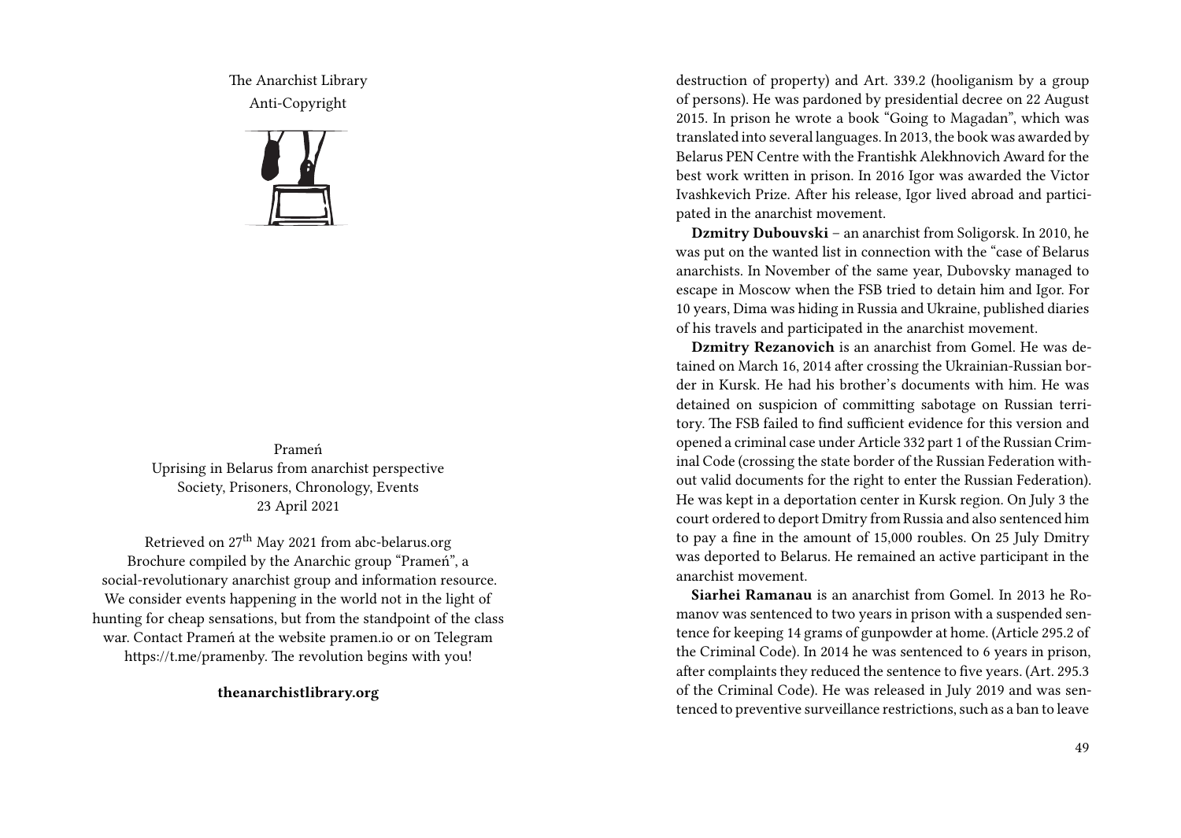The Anarchist Library
Anti-Copyright

Prameń
Uprising in Belarus from anarchist perspective
Society, Prisoners, Chronology, Events
23 April 2021

Retrieved on 27th May 2021 from abc-belarus.org
Brochure compiled by the Anarchic group "Prameń", a social-revolutionary anarchist group and information resource. We consider events happening in the world not in the light of hunting for cheap sensations, but from the standpoint of the class war. Contact Prameń at the website pramen.io or on Telegram https://t.me/pramenby. The revolution begins with you!

**theanarchistlibrary.org**

destruction of property) and Art. 339.2 (hooliganism by a group of persons). He was pardoned by presidential decree on 22 August 2015. In prison he wrote a book "Going to Magadan", which was translated into several languages. In 2013, the book was awarded by Belarus PEN Centre with the Frantishk Alekhnovich Award for the best work written in prison. In 2016 Igor was awarded the Victor Ivashkevich Prize. After his release, Igor lived abroad and participated in the anarchist movement.

**Dzmitry Dubouvski** – an anarchist from Soligorsk. In 2010, he was put on the wanted list in connection with the "case of Belarus anarchists. In November of the same year, Dubovsky managed to escape in Moscow when the FSB tried to detain him and Igor. For 10 years, Dima was hiding in Russia and Ukraine, published diaries of his travels and participated in the anarchist movement.

**Dzmitry Rezanovich** is an anarchist from Gomel. He was detained on March 16, 2014 after crossing the Ukrainian-Russian border in Kursk. He had his brother's documents with him. He was detained on suspicion of committing sabotage on Russian territory. The FSB failed to find sufficient evidence for this version and opened a criminal case under Article 332 part 1 of the Russian Criminal Code (crossing the state border of the Russian Federation without valid documents for the right to enter the Russian Federation). He was kept in a deportation center in Kursk region. On July 3 the court ordered to deport Dmitry from Russia and also sentenced him to pay a fine in the amount of 15,000 roubles. On 25 July Dmitry was deported to Belarus. He remained an active participant in the anarchist movement.

**Siarhei Ramanau** is an anarchist from Gomel. In 2013 he Romanov was sentenced to two years in prison with a suspended sentence for keeping 14 grams of gunpowder at home. (Article 295.2 of the Criminal Code). In 2014 he was sentenced to 6 years in prison, after complaints they reduced the sentence to five years. (Art. 295.3 of the Criminal Code). He was released in July 2019 and was sentenced to preventive surveillance restrictions, such as a ban to leave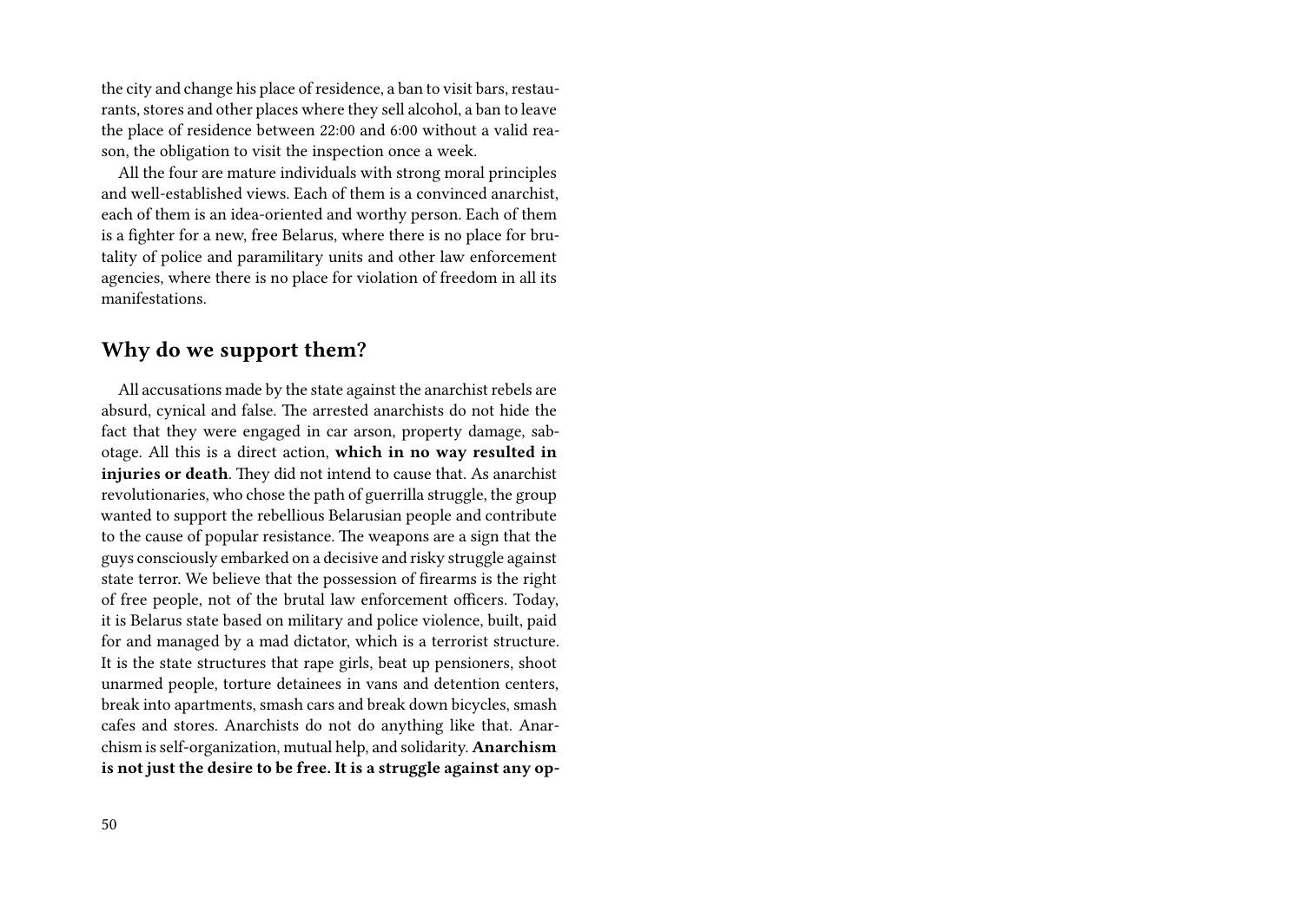the city and change his place of residence, a ban to visit bars, restaurants, stores and other places where they sell alcohol, a ban to leave the place of residence between 22:00 and 6:00 without a valid reason, the obligation to visit the inspection once a week.

All the four are mature individuals with strong moral principles and well-established views. Each of them is a convinced anarchist, each of them is an idea-oriented and worthy person. Each of them is a fighter for a new, free Belarus, where there is no place for brutality of police and paramilitary units and other law enforcement agencies, where there is no place for violation of freedom in all its manifestations.

## Why do we support them?

All accusations made by the state against the anarchist rebels are absurd, cynical and false. The arrested anarchists do not hide the fact that they were engaged in car arson, property damage, sabotage. All this is a direct action, **which in no way resulted in injuries or death**. They did not intend to cause that. As anarchist revolutionaries, who chose the path of guerrilla struggle, the group wanted to support the rebellious Belarusian people and contribute to the cause of popular resistance. The weapons are a sign that the guys consciously embarked on a decisive and risky struggle against state terror. We believe that the possession of firearms is the right of free people, not of the brutal law enforcement officers. Today, it is Belarus state based on military and police violence, built, paid for and managed by a mad dictator, which is a terrorist structure. It is the state structures that rape girls, beat up pensioners, shoot unarmed people, torture detainees in vans and detention centers, break into apartments, smash cars and break down bicycles, smash cafes and stores. Anarchists do not do anything like that. Anarchism is self-organization, mutual help, and solidarity. **Anarchism is not just the desire to be free. It is a struggle against any op-**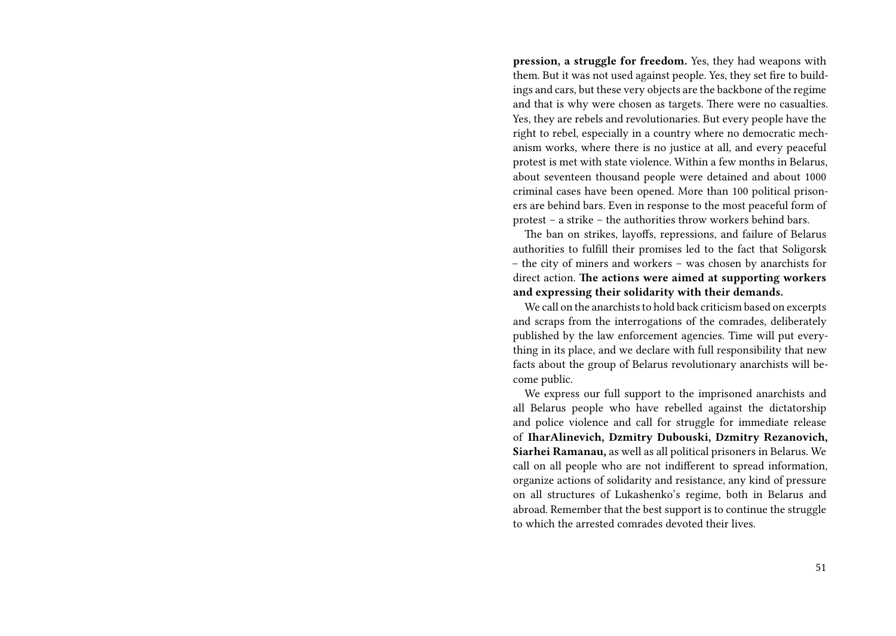**pression, a struggle for freedom.** Yes, they had weapons with them. But it was not used against people. Yes, they set fire to buildings and cars, but these very objects are the backbone of the regime and that is why were chosen as targets. There were no casualties. Yes, they are rebels and revolutionaries. But every people have the right to rebel, especially in a country where no democratic mechanism works, where there is no justice at all, and every peaceful protest is met with state violence. Within a few months in Belarus, about seventeen thousand people were detained and about 1000 criminal cases have been opened. More than 100 political prisoners are behind bars. Even in response to the most peaceful form of protest – a strike – the authorities throw workers behind bars.

The ban on strikes, layoffs, repressions, and failure of Belarus authorities to fulfill their promises led to the fact that Soligorsk – the city of miners and workers – was chosen by anarchists for direct action. **The actions were aimed at supporting workers and expressing their solidarity with their demands.**

We call on the anarchists to hold back criticism based on excerpts and scraps from the interrogations of the comrades, deliberately published by the law enforcement agencies. Time will put everything in its place, and we declare with full responsibility that new facts about the group of Belarus revolutionary anarchists will become public.

We express our full support to the imprisoned anarchists and all Belarus people who have rebelled against the dictatorship and police violence and call for struggle for immediate release of **IharAlinevich, Dzmitry Dubouski, Dzmitry Rezanovich, Siarhei Ramanau,** as well as all political prisoners in Belarus. We call on all people who are not indifferent to spread information, organize actions of solidarity and resistance, any kind of pressure on all structures of Lukashenko's regime, both in Belarus and abroad. Remember that the best support is to continue the struggle to which the arrested comrades devoted their lives.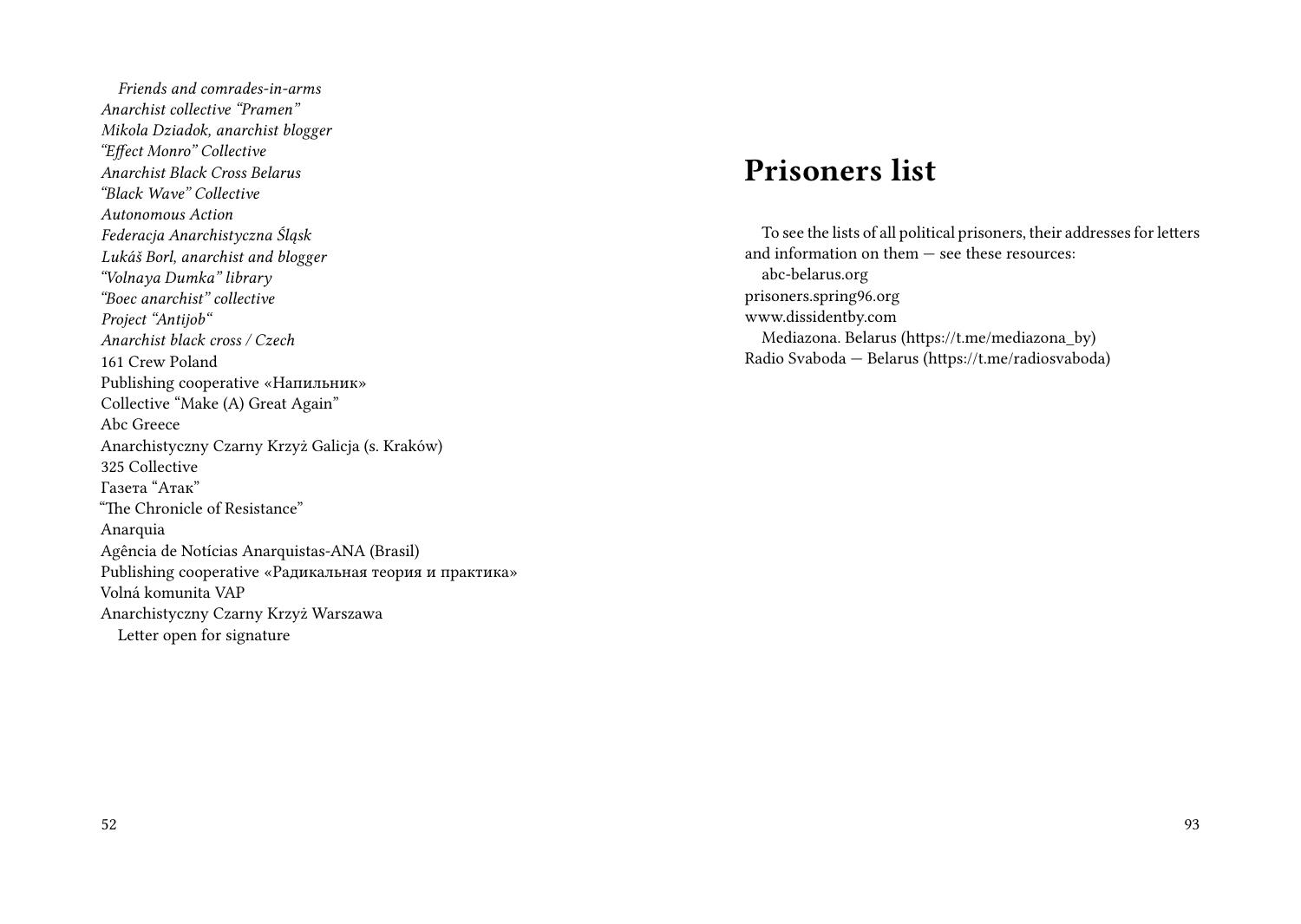*Friends and comrades-in-arms*
*Anarchist collective “Pramen”*
*Mikola Dziadok, anarchist blogger*
*“Effect Monro” Collective*
*Anarchist Black Cross Belarus*
*“Black Wave” Collective*
*Autonomous Action*
*Federacja Anarchistyczna Śląsk*
*Lukáš Borl, anarchist and blogger*
*“Volnaya Dumka” library*
*“Boec anarchist” collective*
*Project “Antijob“*
*Anarchist black cross / Czech*
161 Crew Poland
Publishing cooperative «Напильник»
Collective “Make (A) Great Again”
Abc Greece
Anarchistyczny Czarny Krzyż Galicja (s. Kraków)
325 Collective
Газета “Атак”
“The Chronicle of Resistance”
Anarquia
Agência de Notícias Anarquistas-ANA (Brasil)
Publishing cooperative «Радикальная теория и практика»
Volná komunita VAP
Anarchistyczny Czarny Krzyż Warszawa

Letter open for signature

# Prisoners list

To see the lists of all political prisoners, their addresses for letters and information on them — see these resources:

abc-belarus.org
prisoners.spring96.org
www.dissidentby.com

Mediazona. Belarus (https://t.me/mediazona_by)
Radio Svaboda — Belarus (https://t.me/radiosvaboda)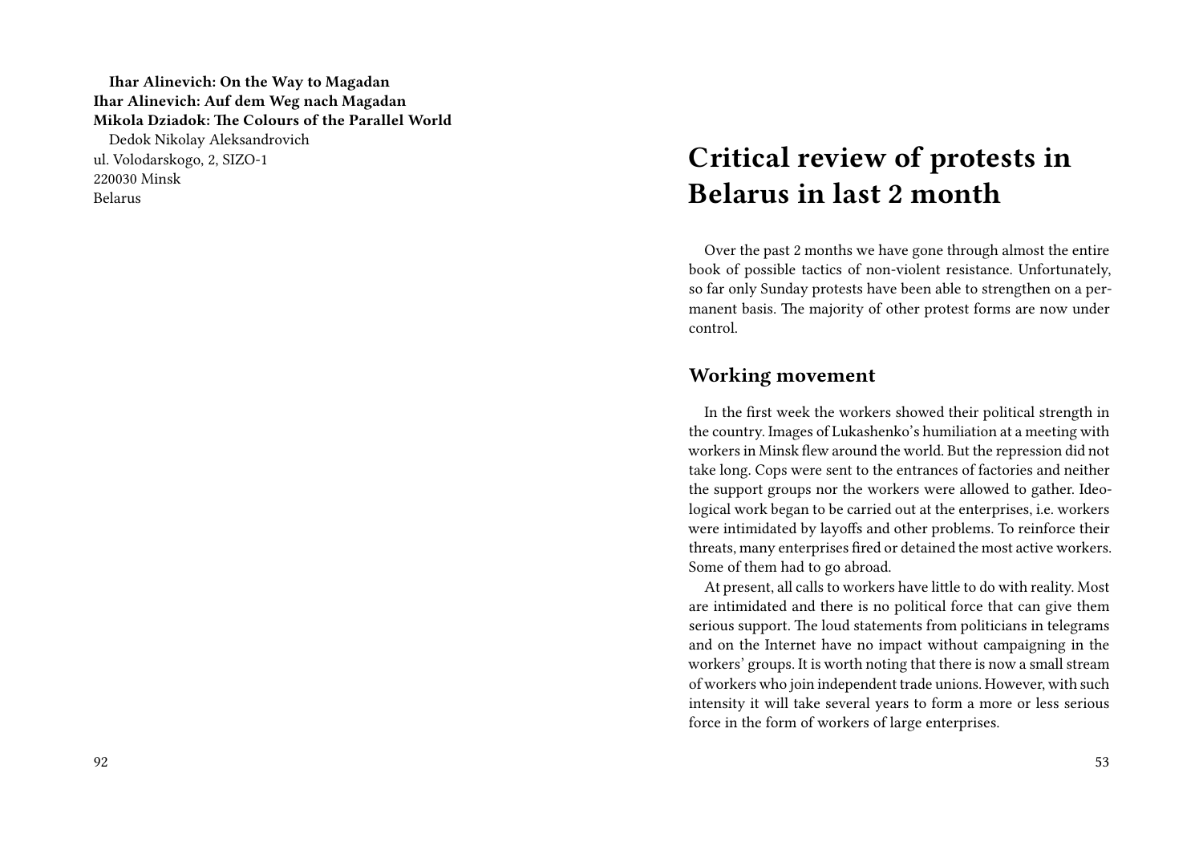**Ihar Alinevich: On the Way to Magadan**
**Ihar Alinevich: Auf dem Weg nach Magadan**
**Mikola Dziadok: The Colours of the Parallel World**

Dedok Nikolay Aleksandrovich
ul. Volodarskogo, 2, SIZO-1
220030 Minsk
Belarus

# Critical review of protests in Belarus in last 2 month

Over the past 2 months we have gone through almost the entire book of possible tactics of non-violent resistance. Unfortunately, so far only Sunday protests have been able to strengthen on a permanent basis. The majority of other protest forms are now under control.

## Working movement

In the first week the workers showed their political strength in the country. Images of Lukashenko's humiliation at a meeting with workers in Minsk flew around the world. But the repression did not take long. Cops were sent to the entrances of factories and neither the support groups nor the workers were allowed to gather. Ideological work began to be carried out at the enterprises, i.e. workers were intimidated by layoffs and other problems. To reinforce their threats, many enterprises fired or detained the most active workers. Some of them had to go abroad.

At present, all calls to workers have little to do with reality. Most are intimidated and there is no political force that can give them serious support. The loud statements from politicians in telegrams and on the Internet have no impact without campaigning in the workers' groups. It is worth noting that there is now a small stream of workers who join independent trade unions. However, with such intensity it will take several years to form a more or less serious force in the form of workers of large enterprises.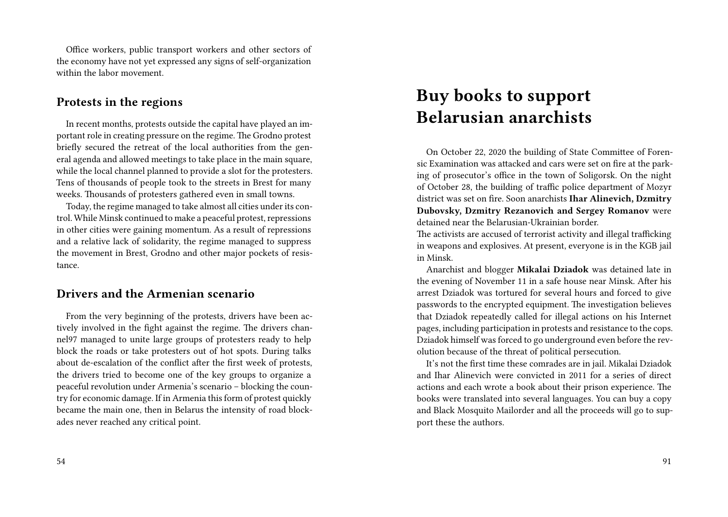Office workers, public transport workers and other sectors of the economy have not yet expressed any signs of self-organization within the labor movement.

### Protests in the regions

In recent months, protests outside the capital have played an important role in creating pressure on the regime. The Grodno protest briefly secured the retreat of the local authorities from the general agenda and allowed meetings to take place in the main square, while the local channel planned to provide a slot for the protesters. Tens of thousands of people took to the streets in Brest for many weeks. Thousands of protesters gathered even in small towns.

Today, the regime managed to take almost all cities under its control. While Minsk continued to make a peaceful protest, repressions in other cities were gaining momentum. As a result of repressions and a relative lack of solidarity, the regime managed to suppress the movement in Brest, Grodno and other major pockets of resistance.

### Drivers and the Armenian scenario

From the very beginning of the protests, drivers have been actively involved in the fight against the regime. The drivers channel97 managed to unite large groups of protesters ready to help block the roads or take protesters out of hot spots. During talks about de-escalation of the conflict after the first week of protests, the drivers tried to become one of the key groups to organize a peaceful revolution under Armenia's scenario – blocking the country for economic damage. If in Armenia this form of protest quickly became the main one, then in Belarus the intensity of road blockades never reached any critical point.

# Buy books to support Belarusian anarchists

On October 22, 2020 the building of State Committee of Forensic Examination was attacked and cars were set on fire at the parking of prosecutor's office in the town of Soligorsk. On the night of October 28, the building of traffic police department of Mozyr district was set on fire. Soon anarchists **Ihar Alinevich, Dzmitry Dubovsky, Dzmitry Rezanovich and Sergey Romanov** were detained near the Belarusian-Ukrainian border.

The activists are accused of terrorist activity and illegal trafficking in weapons and explosives. At present, everyone is in the KGB jail in Minsk.

Anarchist and blogger **Mikalai Dziadok** was detained late in the evening of November 11 in a safe house near Minsk. After his arrest Dziadok was tortured for several hours and forced to give passwords to the encrypted equipment. The investigation believes that Dziadok repeatedly called for illegal actions on his Internet pages, including participation in protests and resistance to the cops. Dziadok himself was forced to go underground even before the revolution because of the threat of political persecution.

It's not the first time these comrades are in jail. Mikalai Dziadok and Ihar Alinevich were convicted in 2011 for a series of direct actions and each wrote a book about their prison experience. The books were translated into several languages. You can buy a copy and Black Mosquito Mailorder and all the proceeds will go to support these the authors.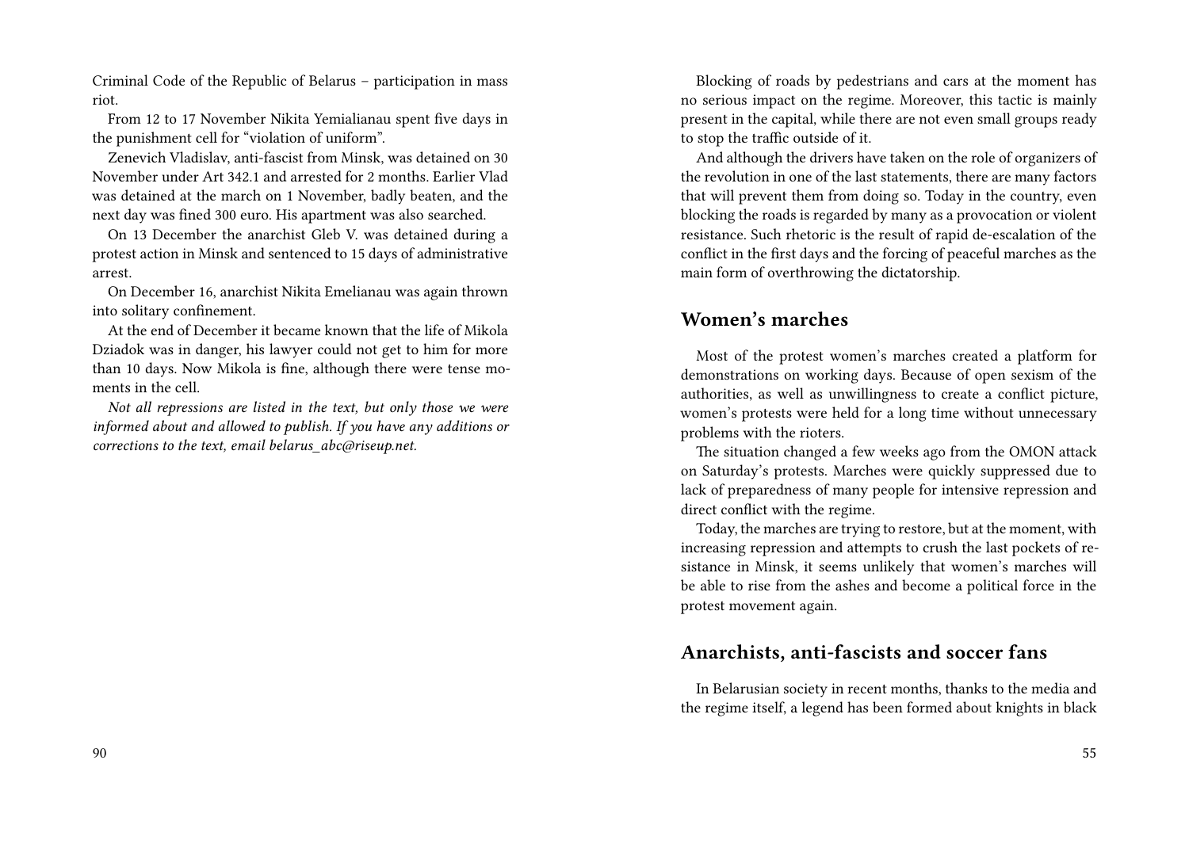Criminal Code of the Republic of Belarus – participation in mass riot.

From 12 to 17 November Nikita Yemialianau spent five days in the punishment cell for "violation of uniform".

Zenevich Vladislav, anti-fascist from Minsk, was detained on 30 November under Art 342.1 and arrested for 2 months. Earlier Vlad was detained at the march on 1 November, badly beaten, and the next day was fined 300 euro. His apartment was also searched.

On 13 December the anarchist Gleb V. was detained during a protest action in Minsk and sentenced to 15 days of administrative arrest.

On December 16, anarchist Nikita Emelianau was again thrown into solitary confinement.

At the end of December it became known that the life of Mikola Dziadok was in danger, his lawyer could not get to him for more than 10 days. Now Mikola is fine, although there were tense moments in the cell.

*Not all repressions are listed in the text, but only those we were informed about and allowed to publish. If you have any additions or corrections to the text, email belarus_abc@riseup.net.*

Blocking of roads by pedestrians and cars at the moment has no serious impact on the regime. Moreover, this tactic is mainly present in the capital, while there are not even small groups ready to stop the traffic outside of it.

And although the drivers have taken on the role of organizers of the revolution in one of the last statements, there are many factors that will prevent them from doing so. Today in the country, even blocking the roads is regarded by many as a provocation or violent resistance. Such rhetoric is the result of rapid de-escalation of the conflict in the first days and the forcing of peaceful marches as the main form of overthrowing the dictatorship.

## Women's marches

Most of the protest women's marches created a platform for demonstrations on working days. Because of open sexism of the authorities, as well as unwillingness to create a conflict picture, women's protests were held for a long time without unnecessary problems with the rioters.

The situation changed a few weeks ago from the OMON attack on Saturday's protests. Marches were quickly suppressed due to lack of preparedness of many people for intensive repression and direct conflict with the regime.

Today, the marches are trying to restore, but at the moment, with increasing repression and attempts to crush the last pockets of resistance in Minsk, it seems unlikely that women's marches will be able to rise from the ashes and become a political force in the protest movement again.

## Anarchists, anti-fascists and soccer fans

In Belarusian society in recent months, thanks to the media and the regime itself, a legend has been formed about knights in black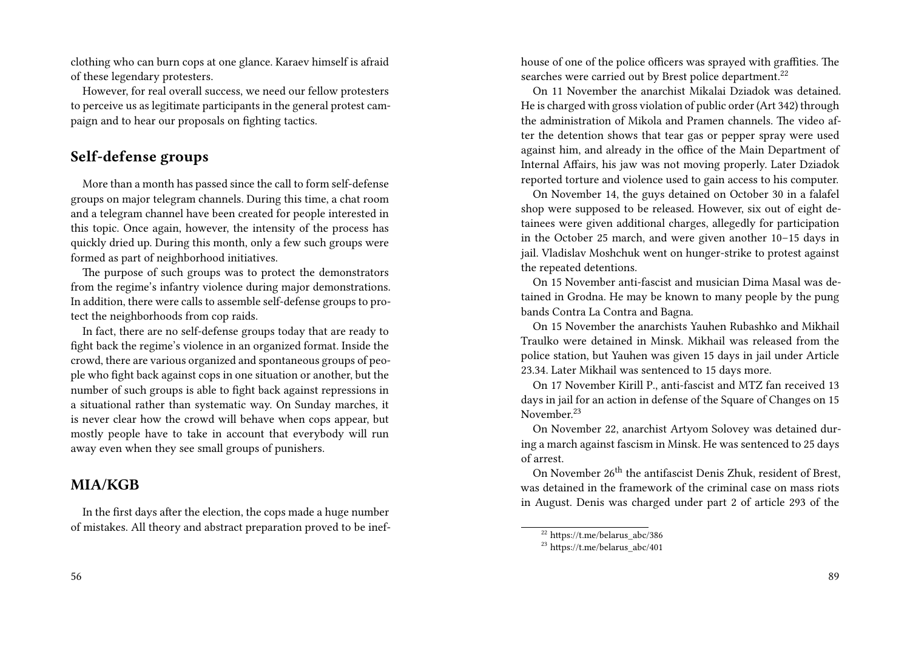clothing who can burn cops at one glance. Karaev himself is afraid of these legendary protesters.

However, for real overall success, we need our fellow protesters to perceive us as legitimate participants in the general protest campaign and to hear our proposals on fighting tactics.

## Self-defense groups

More than a month has passed since the call to form self-defense groups on major telegram channels. During this time, a chat room and a telegram channel have been created for people interested in this topic. Once again, however, the intensity of the process has quickly dried up. During this month, only a few such groups were formed as part of neighborhood initiatives.

The purpose of such groups was to protect the demonstrators from the regime's infantry violence during major demonstrations. In addition, there were calls to assemble self-defense groups to protect the neighborhoods from cop raids.

In fact, there are no self-defense groups today that are ready to fight back the regime's violence in an organized format. Inside the crowd, there are various organized and spontaneous groups of people who fight back against cops in one situation or another, but the number of such groups is able to fight back against repressions in a situational rather than systematic way. On Sunday marches, it is never clear how the crowd will behave when cops appear, but mostly people have to take in account that everybody will run away even when they see small groups of punishers.

## MIA/KGB

In the first days after the election, the cops made a huge number of mistakes. All theory and abstract preparation proved to be inef-

house of one of the police officers was sprayed with graffities. The searches were carried out by Brest police department.[22]

On 11 November the anarchist Mikalai Dziadok was detained. He is charged with gross violation of public order (Art 342) through the administration of Mikola and Pramen channels. The video after the detention shows that tear gas or pepper spray were used against him, and already in the office of the Main Department of Internal Affairs, his jaw was not moving properly. Later Dziadok reported torture and violence used to gain access to his computer.

On November 14, the guys detained on October 30 in a falafel shop were supposed to be released. However, six out of eight detainees were given additional charges, allegedly for participation in the October 25 march, and were given another 10–15 days in jail. Vladislav Moshchuk went on hunger-strike to protest against the repeated detentions.

On 15 November anti-fascist and musician Dima Masal was detained in Grodna. He may be known to many people by the pung bands Contra La Contra and Bagna.

On 15 November the anarchists Yauhen Rubashko and Mikhail Traulko were detained in Minsk. Mikhail was released from the police station, but Yauhen was given 15 days in jail under Article 23.34. Later Mikhail was sentenced to 15 days more.

On 17 November Kirill P., anti-fascist and MTZ fan received 13 days in jail for an action in defense of the Square of Changes on 15 November.[23]

On November 22, anarchist Artyom Solovey was detained during a march against fascism in Minsk. He was sentenced to 25 days of arrest.

On November 26th the antifascist Denis Zhuk, resident of Brest, was detained in the framework of the criminal case on mass riots in August. Denis was charged under part 2 of article 293 of the

[22] https://t.me/belarus_abc/386

[23] https://t.me/belarus_abc/401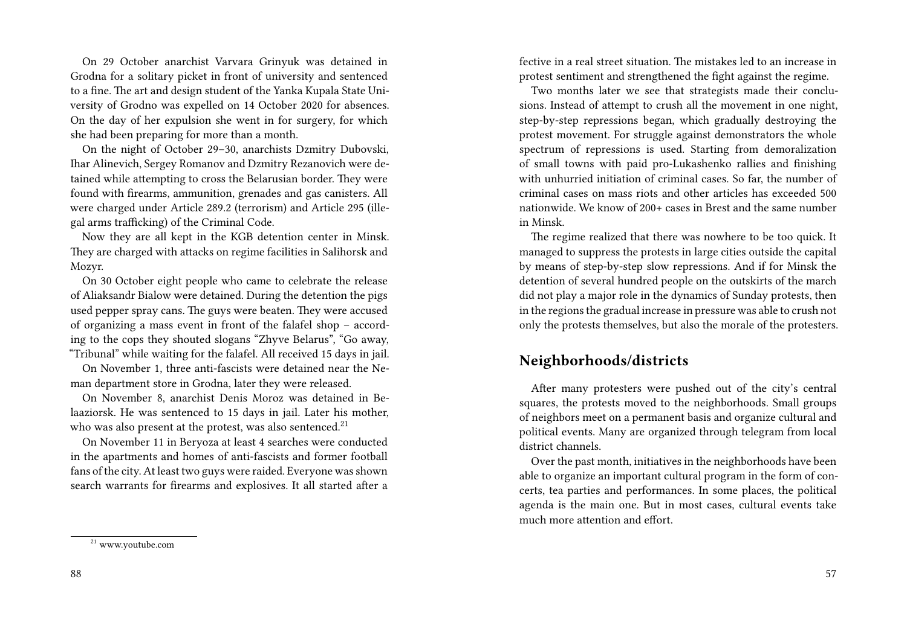On 29 October anarchist Varvara Grinyuk was detained in Grodna for a solitary picket in front of university and sentenced to a fine. The art and design student of the Yanka Kupala State University of Grodno was expelled on 14 October 2020 for absences. On the day of her expulsion she went in for surgery, for which she had been preparing for more than a month.

On the night of October 29–30, anarchists Dzmitry Dubovski, Ihar Alinevich, Sergey Romanov and Dzmitry Rezanovich were detained while attempting to cross the Belarusian border. They were found with firearms, ammunition, grenades and gas canisters. All were charged under Article 289.2 (terrorism) and Article 295 (illegal arms trafficking) of the Criminal Code.

Now they are all kept in the KGB detention center in Minsk. They are charged with attacks on regime facilities in Salihorsk and Mozyr.

On 30 October eight people who came to celebrate the release of Aliaksandr Bialow were detained. During the detention the pigs used pepper spray cans. The guys were beaten. They were accused of organizing a mass event in front of the falafel shop – according to the cops they shouted slogans "Zhyve Belarus", "Go away, "Tribunal" while waiting for the falafel. All received 15 days in jail.

On November 1, three anti-fascists were detained near the Neman department store in Grodna, later they were released.

On November 8, anarchist Denis Moroz was detained in Belaaziorsk. He was sentenced to 15 days in jail. Later his mother, who was also present at the protest, was also sentenced.[21]

On November 11 in Beryoza at least 4 searches were conducted in the apartments and homes of anti-fascists and former football fans of the city. At least two guys were raided. Everyone was shown search warrants for firearms and explosives. It all started after a

[21] www.youtube.com

fective in a real street situation. The mistakes led to an increase in protest sentiment and strengthened the fight against the regime.

Two months later we see that strategists made their conclusions. Instead of attempt to crush all the movement in one night, step-by-step repressions began, which gradually destroying the protest movement. For struggle against demonstrators the whole spectrum of repressions is used. Starting from demoralization of small towns with paid pro-Lukashenko rallies and finishing with unhurried initiation of criminal cases. So far, the number of criminal cases on mass riots and other articles has exceeded 500 nationwide. We know of 200+ cases in Brest and the same number in Minsk.

The regime realized that there was nowhere to be too quick. It managed to suppress the protests in large cities outside the capital by means of step-by-step slow repressions. And if for Minsk the detention of several hundred people on the outskirts of the march did not play a major role in the dynamics of Sunday protests, then in the regions the gradual increase in pressure was able to crush not only the protests themselves, but also the morale of the protesters.

## Neighborhoods/districts

After many protesters were pushed out of the city's central squares, the protests moved to the neighborhoods. Small groups of neighbors meet on a permanent basis and organize cultural and political events. Many are organized through telegram from local district channels.

Over the past month, initiatives in the neighborhoods have been able to organize an important cultural program in the form of concerts, tea parties and performances. In some places, the political agenda is the main one. But in most cases, cultural events take much more attention and effort.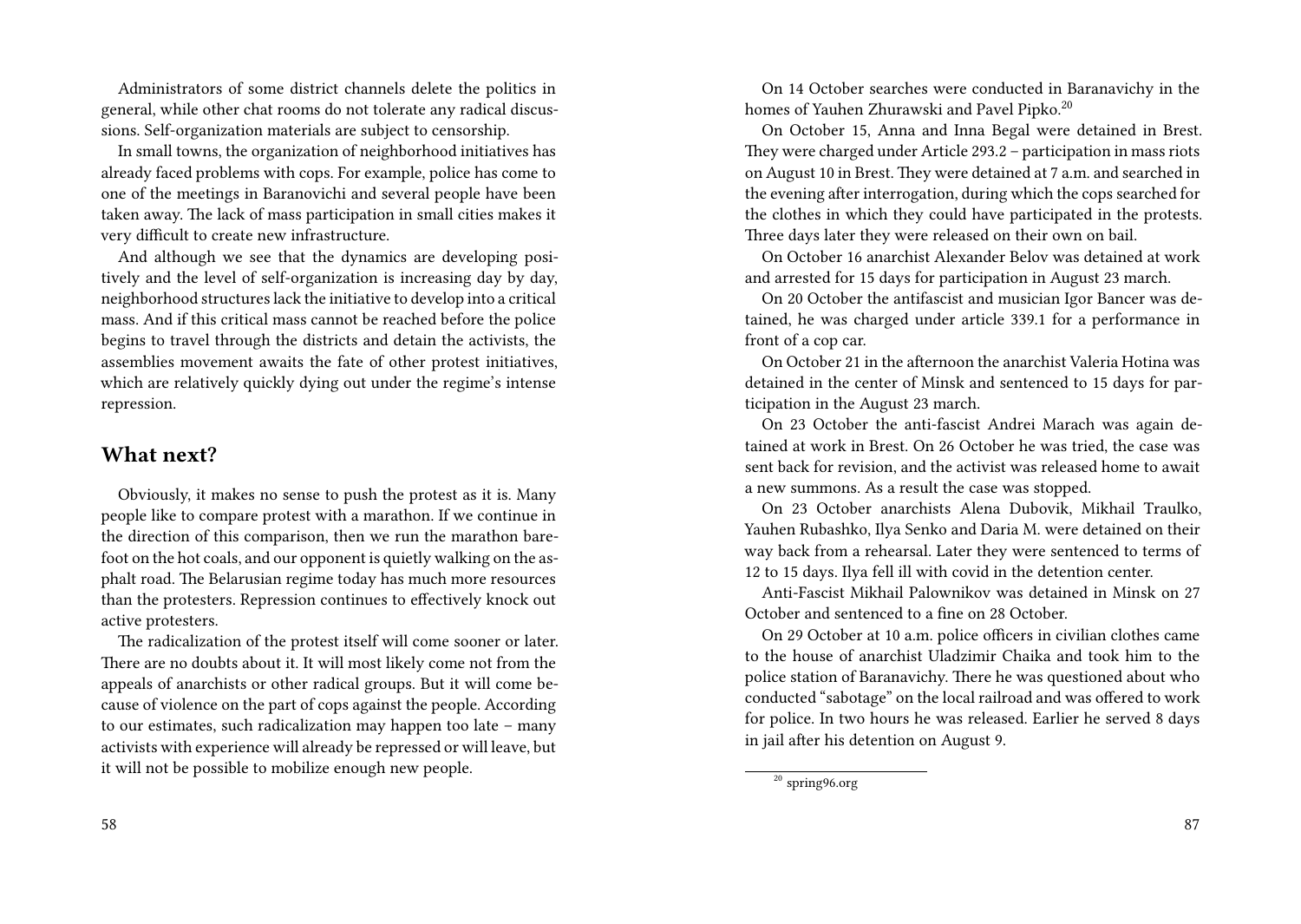Administrators of some district channels delete the politics in general, while other chat rooms do not tolerate any radical discussions. Self-organization materials are subject to censorship.

In small towns, the organization of neighborhood initiatives has already faced problems with cops. For example, police has come to one of the meetings in Baranovichi and several people have been taken away. The lack of mass participation in small cities makes it very difficult to create new infrastructure.

And although we see that the dynamics are developing positively and the level of self-organization is increasing day by day, neighborhood structures lack the initiative to develop into a critical mass. And if this critical mass cannot be reached before the police begins to travel through the districts and detain the activists, the assemblies movement awaits the fate of other protest initiatives, which are relatively quickly dying out under the regime's intense repression.

## What next?

Obviously, it makes no sense to push the protest as it is. Many people like to compare protest with a marathon. If we continue in the direction of this comparison, then we run the marathon barefoot on the hot coals, and our opponent is quietly walking on the asphalt road. The Belarusian regime today has much more resources than the protesters. Repression continues to effectively knock out active protesters.

The radicalization of the protest itself will come sooner or later. There are no doubts about it. It will most likely come not from the appeals of anarchists or other radical groups. But it will come because of violence on the part of cops against the people. According to our estimates, such radicalization may happen too late – many activists with experience will already be repressed or will leave, but it will not be possible to mobilize enough new people.

On 14 October searches were conducted in Baranavichy in the homes of Yauhen Zhurawski and Pavel Pipko.[20]

On October 15, Anna and Inna Begal were detained in Brest. They were charged under Article 293.2 – participation in mass riots on August 10 in Brest. They were detained at 7 a.m. and searched in the evening after interrogation, during which the cops searched for the clothes in which they could have participated in the protests. Three days later they were released on their own on bail.

On October 16 anarchist Alexander Belov was detained at work and arrested for 15 days for participation in August 23 march.

On 20 October the antifascist and musician Igor Bancer was detained, he was charged under article 339.1 for a performance in front of a cop car.

On October 21 in the afternoon the anarchist Valeria Hotina was detained in the center of Minsk and sentenced to 15 days for participation in the August 23 march.

On 23 October the anti-fascist Andrei Marach was again detained at work in Brest. On 26 October he was tried, the case was sent back for revision, and the activist was released home to await a new summons. As a result the case was stopped.

On 23 October anarchists Alena Dubovik, Mikhail Traulko, Yauhen Rubashko, Ilya Senko and Daria M. were detained on their way back from a rehearsal. Later they were sentenced to terms of 12 to 15 days. Ilya fell ill with covid in the detention center.

Anti-Fascist Mikhail Palownikov was detained in Minsk on 27 October and sentenced to a fine on 28 October.

On 29 October at 10 a.m. police officers in civilian clothes came to the house of anarchist Uladzimir Chaika and took him to the police station of Baranavichy. There he was questioned about who conducted "sabotage" on the local railroad and was offered to work for police. In two hours he was released. Earlier he served 8 days in jail after his detention on August 9.

[20] spring96.org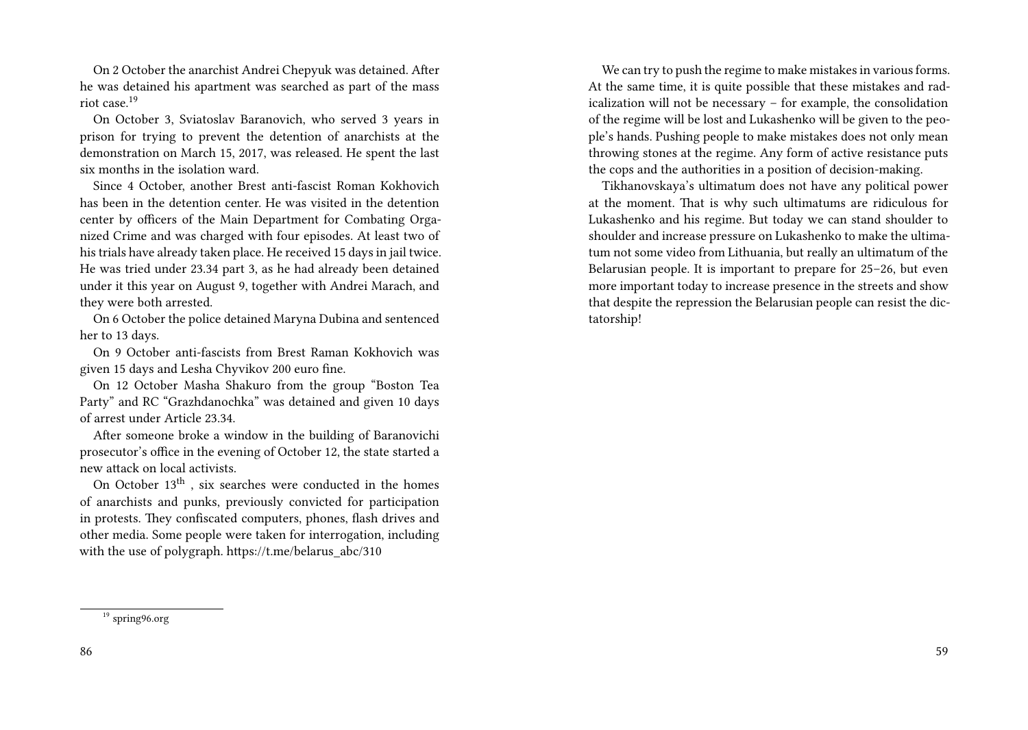On 2 October the anarchist Andrei Chepyuk was detained. After he was detained his apartment was searched as part of the mass riot case.[19]

On October 3, Sviatoslav Baranovich, who served 3 years in prison for trying to prevent the detention of anarchists at the demonstration on March 15, 2017, was released. He spent the last six months in the isolation ward.

Since 4 October, another Brest anti-fascist Roman Kokhovich has been in the detention center. He was visited in the detention center by officers of the Main Department for Combating Organized Crime and was charged with four episodes. At least two of his trials have already taken place. He received 15 days in jail twice. He was tried under 23.34 part 3, as he had already been detained under it this year on August 9, together with Andrei Marach, and they were both arrested.

On 6 October the police detained Maryna Dubina and sentenced her to 13 days.

On 9 October anti-fascists from Brest Raman Kokhovich was given 15 days and Lesha Chyvikov 200 euro fine.

On 12 October Masha Shakuro from the group "Boston Tea Party" and RC "Grazhdanochka" was detained and given 10 days of arrest under Article 23.34.

After someone broke a window in the building of Baranovichi prosecutor's office in the evening of October 12, the state started a new attack on local activists.

On October 13th, six searches were conducted in the homes of anarchists and punks, previously convicted for participation in protests. They confiscated computers, phones, flash drives and other media. Some people were taken for interrogation, including with the use of polygraph. https://t.me/belarus_abc/310

[19] spring96.org

We can try to push the regime to make mistakes in various forms. At the same time, it is quite possible that these mistakes and radicalization will not be necessary – for example, the consolidation of the regime will be lost and Lukashenko will be given to the people's hands. Pushing people to make mistakes does not only mean throwing stones at the regime. Any form of active resistance puts the cops and the authorities in a position of decision-making.

Tikhanovskaya's ultimatum does not have any political power at the moment. That is why such ultimatums are ridiculous for Lukashenko and his regime. But today we can stand shoulder to shoulder and increase pressure on Lukashenko to make the ultimatum not some video from Lithuania, but really an ultimatum of the Belarusian people. It is important to prepare for 25–26, but even more important today to increase presence in the streets and show that despite the repression the Belarusian people can resist the dictatorship!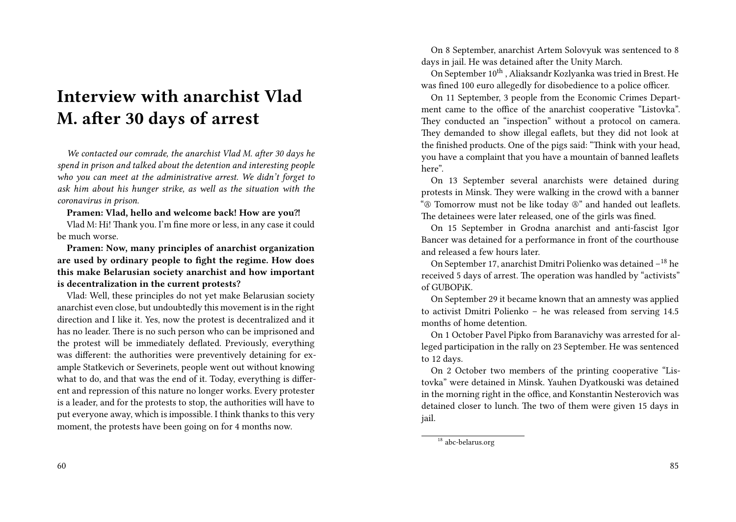# Interview with anarchist Vlad M. after 30 days of arrest

*We contacted our comrade, the anarchist Vlad M. after 30 days he spend in prison and talked about the detention and interesting people who you can meet at the administrative arrest. We didn't forget to ask him about his hunger strike, as well as the situation with the coronavirus in prison.*

**Pramen: Vlad, hello and welcome back! How are you?!**

Vlad M: Hi! Thank you. I'm fine more or less, in any case it could be much worse.

**Pramen: Now, many principles of anarchist organization are used by ordinary people to fight the regime. How does this make Belarusian society anarchist and how important is decentralization in the current protests?**

Vlad: Well, these principles do not yet make Belarusian society anarchist even close, but undoubtedly this movement is in the right direction and I like it. Yes, now the protest is decentralized and it has no leader. There is no such person who can be imprisoned and the protest will be immediately deflated. Previously, everything was different: the authorities were preventively detaining for example Statkevich or Severinets, people went out without knowing what to do, and that was the end of it. Today, everything is different and repression of this nature no longer works. Every protester is a leader, and for the protests to stop, the authorities will have to put everyone away, which is impossible. I think thanks to this very moment, the protests have been going on for 4 months now.

On 8 September, anarchist Artem Solovyuk was sentenced to 8 days in jail. He was detained after the Unity March.

On September 10th , Aliaksandr Kozlyanka was tried in Brest. He was fined 100 euro allegedly for disobedience to a police officer.

On 11 September, 3 people from the Economic Crimes Department came to the office of the anarchist cooperative "Listovka". They conducted an "inspection" without a protocol on camera. They demanded to show illegal eaflets, but they did not look at the finished products. One of the pigs said: "Think with your head, you have a complaint that you have a mountain of banned leaflets here".

On 13 September several anarchists were detained during protests in Minsk. They were walking in the crowd with a banner "Ⓐ Tomorrow must not be like today Ⓐ" and handed out leaflets. The detainees were later released, one of the girls was fined.

On 15 September in Grodna anarchist and anti-fascist Igor Bancer was detained for a performance in front of the courthouse and released a few hours later.

On September 17, anarchist Dmitri Polienko was detained –[18] he received 5 days of arrest. The operation was handled by "activists" of GUBOPiK.

On September 29 it became known that an amnesty was applied to activist Dmitri Polienko – he was released from serving 14.5 months of home detention.

On 1 October Pavel Pipko from Baranavichy was arrested for alleged participation in the rally on 23 September. He was sentenced to 12 days.

On 2 October two members of the printing cooperative "Listovka" were detained in Minsk. Yauhen Dyatkouski was detained in the morning right in the office, and Konstantin Nesterovich was detained closer to lunch. The two of them were given 15 days in jail.

[18] abc-belarus.org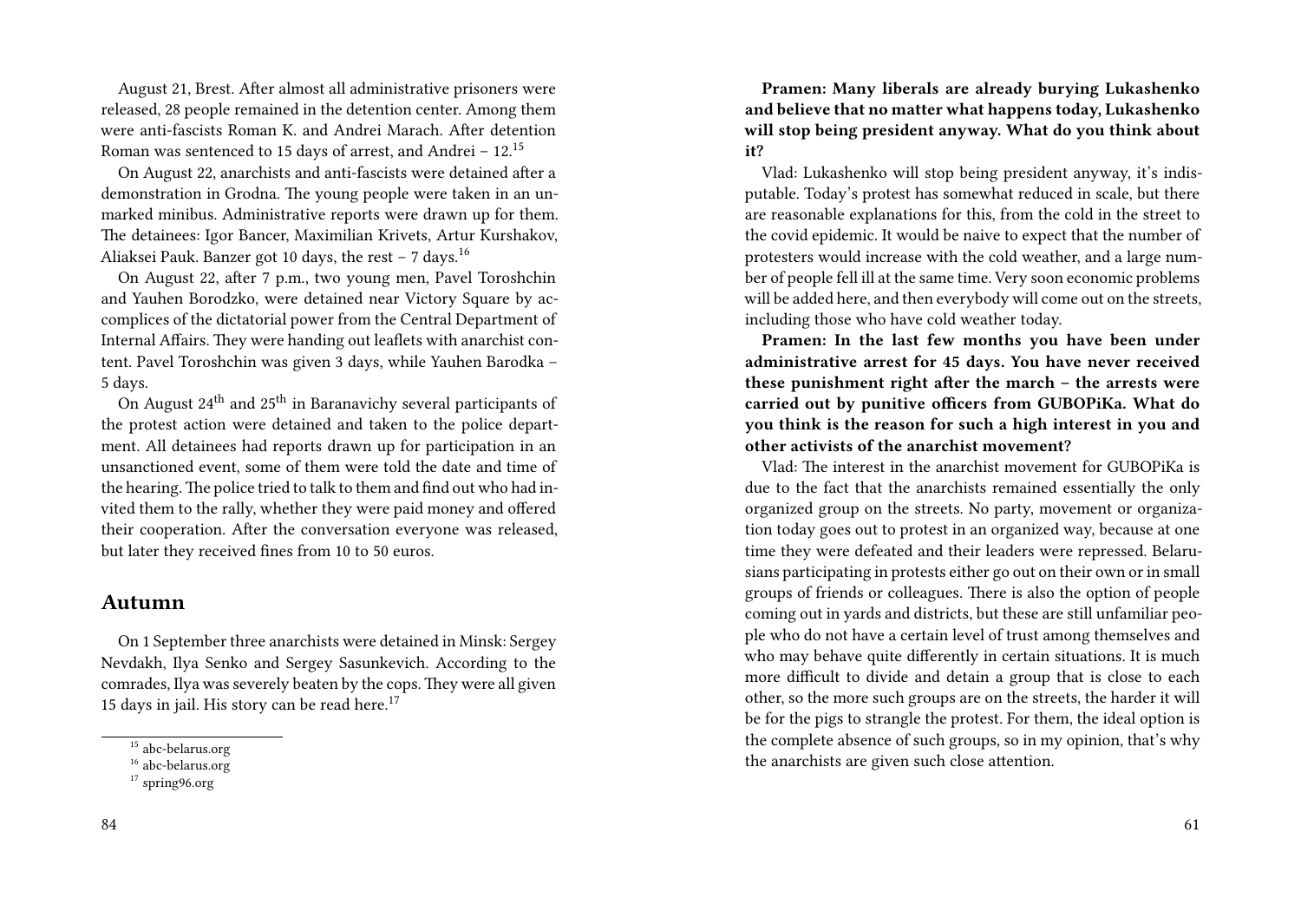August 21, Brest. After almost all administrative prisoners were released, 28 people remained in the detention center. Among them were anti-fascists Roman K. and Andrei Marach. After detention Roman was sentenced to 15 days of arrest, and Andrei – 12.[15]

On August 22, anarchists and anti-fascists were detained after a demonstration in Grodna. The young people were taken in an unmarked minibus. Administrative reports were drawn up for them. The detainees: Igor Bancer, Maximilian Krivets, Artur Kurshakov, Aliaksei Pauk. Banzer got 10 days, the rest – 7 days.[16]

On August 22, after 7 p.m., two young men, Pavel Toroshchin and Yauhen Borodzko, were detained near Victory Square by accomplices of the dictatorial power from the Central Department of Internal Affairs. They were handing out leaflets with anarchist content. Pavel Toroshchin was given 3 days, while Yauhen Barodka – 5 days.

On August 24th and 25th in Baranavichy several participants of the protest action were detained and taken to the police department. All detainees had reports drawn up for participation in an unsanctioned event, some of them were told the date and time of the hearing. The police tried to talk to them and find out who had invited them to the rally, whether they were paid money and offered their cooperation. After the conversation everyone was released, but later they received fines from 10 to 50 euros.

## Autumn

On 1 September three anarchists were detained in Minsk: Sergey Nevdakh, Ilya Senko and Sergey Sasunkevich. According to the comrades, Ilya was severely beaten by the cops. They were all given 15 days in jail. His story can be read here.[17]

[15] abc-belarus.org

[16] abc-belarus.org

[17] spring96.org

**Pramen: Many liberals are already burying Lukashenko and believe that no matter what happens today, Lukashenko will stop being president anyway. What do you think about it?**

Vlad: Lukashenko will stop being president anyway, it's indisputable. Today's protest has somewhat reduced in scale, but there are reasonable explanations for this, from the cold in the street to the covid epidemic. It would be naive to expect that the number of protesters would increase with the cold weather, and a large number of people fell ill at the same time. Very soon economic problems will be added here, and then everybody will come out on the streets, including those who have cold weather today.

**Pramen: In the last few months you have been under administrative arrest for 45 days. You have never received these punishment right after the march – the arrests were carried out by punitive officers from GUBOPiKa. What do you think is the reason for such a high interest in you and other activists of the anarchist movement?**

Vlad: The interest in the anarchist movement for GUBOPiKa is due to the fact that the anarchists remained essentially the only organized group on the streets. No party, movement or organization today goes out to protest in an organized way, because at one time they were defeated and their leaders were repressed. Belarusians participating in protests either go out on their own or in small groups of friends or colleagues. There is also the option of people coming out in yards and districts, but these are still unfamiliar people who do not have a certain level of trust among themselves and who may behave quite differently in certain situations. It is much more difficult to divide and detain a group that is close to each other, so the more such groups are on the streets, the harder it will be for the pigs to strangle the protest. For them, the ideal option is the complete absence of such groups, so in my opinion, that's why the anarchists are given such close attention.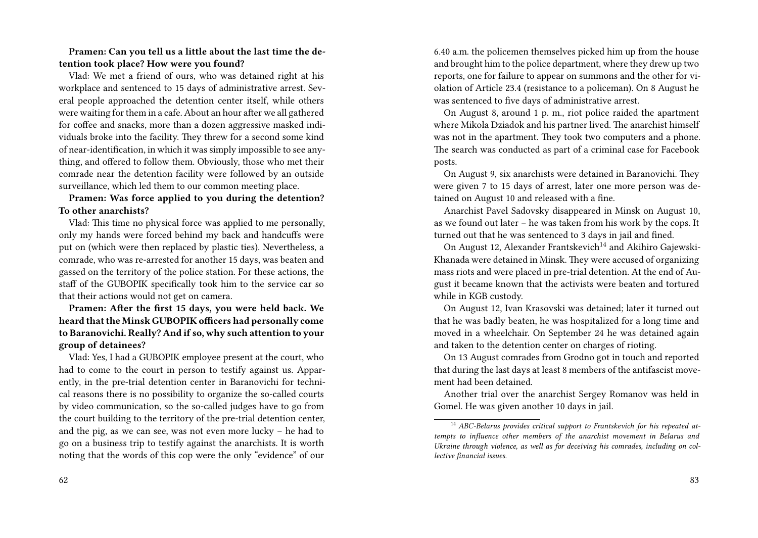**Pramen: Can you tell us a little about the last time the detention took place? How were you found?**

Vlad: We met a friend of ours, who was detained right at his workplace and sentenced to 15 days of administrative arrest. Several people approached the detention center itself, while others were waiting for them in a cafe. About an hour after we all gathered for coffee and snacks, more than a dozen aggressive masked individuals broke into the facility. They threw for a second some kind of near-identification, in which it was simply impossible to see anything, and offered to follow them. Obviously, those who met their comrade near the detention facility were followed by an outside surveillance, which led them to our common meeting place.

**Pramen: Was force applied to you during the detention? To other anarchists?**

Vlad: This time no physical force was applied to me personally, only my hands were forced behind my back and handcuffs were put on (which were then replaced by plastic ties). Nevertheless, a comrade, who was re-arrested for another 15 days, was beaten and gassed on the territory of the police station. For these actions, the staff of the GUBOPIK specifically took him to the service car so that their actions would not get on camera.

**Pramen: After the first 15 days, you were held back. We heard that the Minsk GUBOPIK officers had personally come to Baranovichi. Really? And if so, why such attention to your group of detainees?**

Vlad: Yes, I had a GUBOPIK employee present at the court, who had to come to the court in person to testify against us. Apparently, in the pre-trial detention center in Baranovichi for technical reasons there is no possibility to organize the so-called courts by video communication, so the so-called judges have to go from the court building to the territory of the pre-trial detention center, and the pig, as we can see, was not even more lucky – he had to go on a business trip to testify against the anarchists. It is worth noting that the words of this cop were the only "evidence" of our

6.40 a.m. the policemen themselves picked him up from the house and brought him to the police department, where they drew up two reports, one for failure to appear on summons and the other for violation of Article 23.4 (resistance to a policeman). On 8 August he was sentenced to five days of administrative arrest.

On August 8, around 1 p. m., riot police raided the apartment where Mikola Dziadok and his partner lived. The anarchist himself was not in the apartment. They took two computers and a phone. The search was conducted as part of a criminal case for Facebook posts.

On August 9, six anarchists were detained in Baranovichi. They were given 7 to 15 days of arrest, later one more person was detained on August 10 and released with a fine.

Anarchist Pavel Sadovsky disappeared in Minsk on August 10, as we found out later – he was taken from his work by the cops. It turned out that he was sentenced to 3 days in jail and fined.

On August 12, Alexander Frantskevich[14] and Akihiro Gajewski-Khanada were detained in Minsk. They were accused of organizing mass riots and were placed in pre-trial detention. At the end of August it became known that the activists were beaten and tortured while in KGB custody.

On August 12, Ivan Krasovski was detained; later it turned out that he was badly beaten, he was hospitalized for a long time and moved in a wheelchair. On September 24 he was detained again and taken to the detention center on charges of rioting.

On 13 August comrades from Grodno got in touch and reported that during the last days at least 8 members of the antifascist movement had been detained.

Another trial over the anarchist Sergey Romanov was held in Gomel. He was given another 10 days in jail.

[14] *ABC-Belarus provides critical support to Frantskevich for his repeated attempts to influence other members of the anarchist movement in Belarus and Ukraine through violence, as well as for deceiving his comrades, including on collective financial issues.*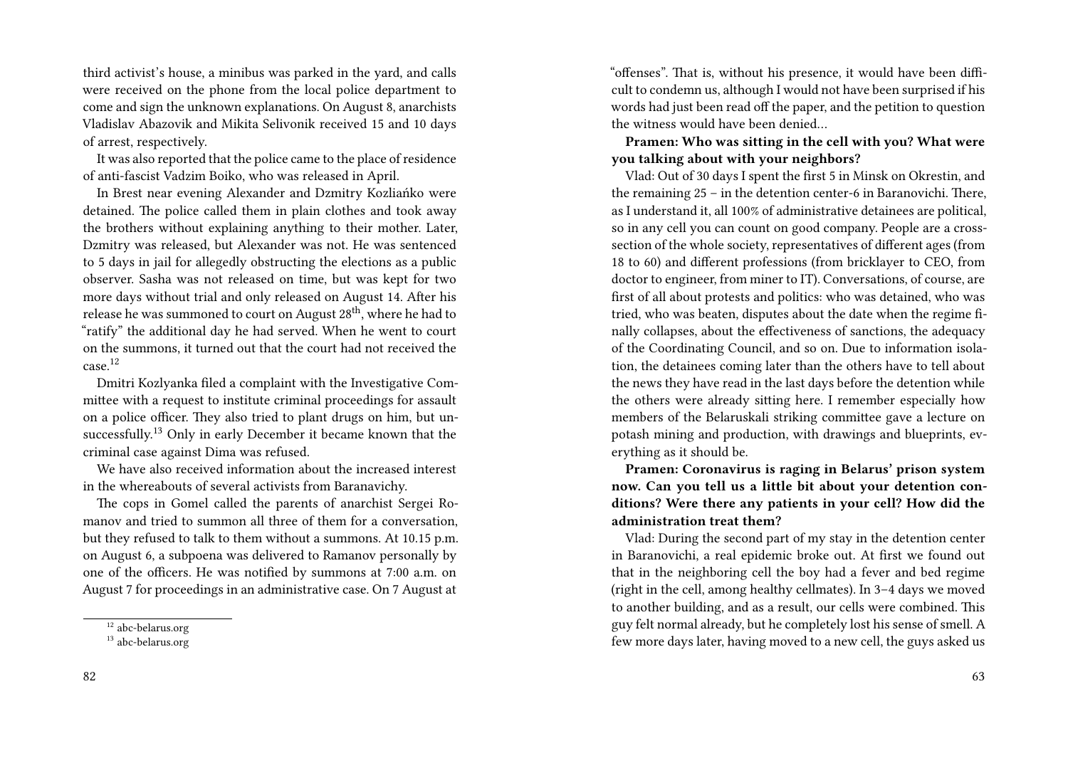third activist's house, a minibus was parked in the yard, and calls were received on the phone from the local police department to come and sign the unknown explanations. On August 8, anarchists Vladislav Abazovik and Mikita Selivonik received 15 and 10 days of arrest, respectively.

It was also reported that the police came to the place of residence of anti-fascist Vadzim Boiko, who was released in April.

In Brest near evening Alexander and Dzmitry Kozliańko were detained. The police called them in plain clothes and took away the brothers without explaining anything to their mother. Later, Dzmitry was released, but Alexander was not. He was sentenced to 5 days in jail for allegedly obstructing the elections as a public observer. Sasha was not released on time, but was kept for two more days without trial and only released on August 14. After his release he was summoned to court on August 28th, where he had to "ratify" the additional day he had served. When he went to court on the summons, it turned out that the court had not received the case.[12]

Dmitri Kozlyanka filed a complaint with the Investigative Committee with a request to institute criminal proceedings for assault on a police officer. They also tried to plant drugs on him, but unsuccessfully.[13] Only in early December it became known that the criminal case against Dima was refused.

We have also received information about the increased interest in the whereabouts of several activists from Baranavichy.

The cops in Gomel called the parents of anarchist Sergei Romanov and tried to summon all three of them for a conversation, but they refused to talk to them without a summons. At 10.15 p.m. on August 6, a subpoena was delivered to Ramanov personally by one of the officers. He was notified by summons at 7:00 a.m. on August 7 for proceedings in an administrative case. On 7 August at

[12] abc-belarus.org

[13] abc-belarus.org

"offenses". That is, without his presence, it would have been difficult to condemn us, although I would not have been surprised if his words had just been read off the paper, and the petition to question the witness would have been denied…

**Pramen: Who was sitting in the cell with you? What were you talking about with your neighbors?**

Vlad: Out of 30 days I spent the first 5 in Minsk on Okrestin, and the remaining 25 – in the detention center-6 in Baranovichi. There, as I understand it, all 100% of administrative detainees are political, so in any cell you can count on good company. People are a cross-section of the whole society, representatives of different ages (from 18 to 60) and different professions (from bricklayer to CEO, from doctor to engineer, from miner to IT). Conversations, of course, are first of all about protests and politics: who was detained, who was tried, who was beaten, disputes about the date when the regime finally collapses, about the effectiveness of sanctions, the adequacy of the Coordinating Council, and so on. Due to information isolation, the detainees coming later than the others have to tell about the news they have read in the last days before the detention while the others were already sitting here. I remember especially how members of the Belaruskali striking committee gave a lecture on potash mining and production, with drawings and blueprints, everything as it should be.

**Pramen: Coronavirus is raging in Belarus' prison system now. Can you tell us a little bit about your detention conditions? Were there any patients in your cell? How did the administration treat them?**

Vlad: During the second part of my stay in the detention center in Baranovichi, a real epidemic broke out. At first we found out that in the neighboring cell the boy had a fever and bed regime (right in the cell, among healthy cellmates). In 3–4 days we moved to another building, and as a result, our cells were combined. This guy felt normal already, but he completely lost his sense of smell. A few more days later, having moved to a new cell, the guys asked us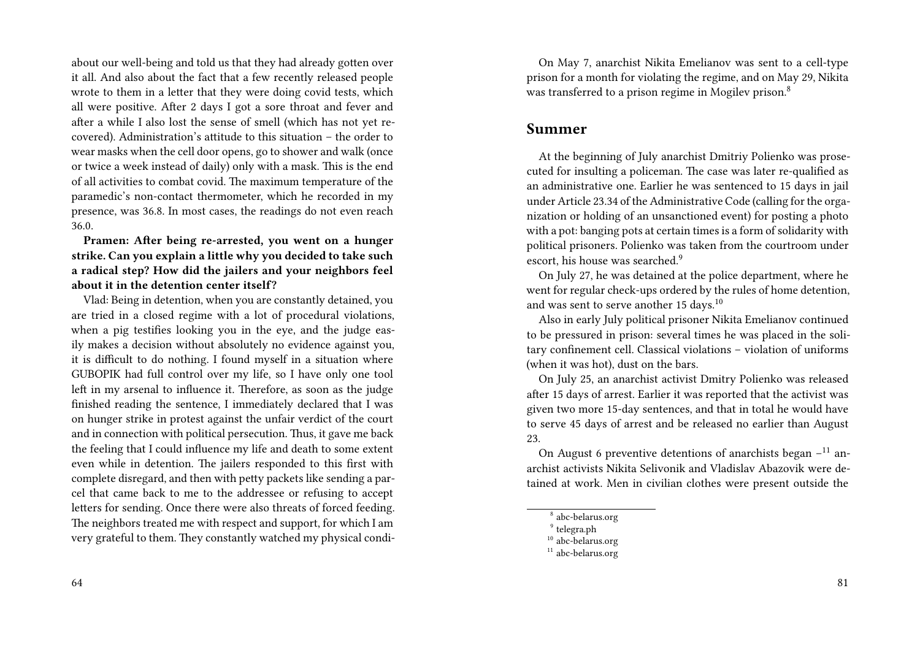about our well-being and told us that they had already gotten over it all. And also about the fact that a few recently released people wrote to them in a letter that they were doing covid tests, which all were positive. After 2 days I got a sore throat and fever and after a while I also lost the sense of smell (which has not yet recovered). Administration's attitude to this situation – the order to wear masks when the cell door opens, go to shower and walk (once or twice a week instead of daily) only with a mask. This is the end of all activities to combat covid. The maximum temperature of the paramedic's non-contact thermometer, which he recorded in my presence, was 36.8. In most cases, the readings do not even reach 36.0.

**Pramen: After being re-arrested, you went on a hunger strike. Can you explain a little why you decided to take such a radical step? How did the jailers and your neighbors feel about it in the detention center itself?**

Vlad: Being in detention, when you are constantly detained, you are tried in a closed regime with a lot of procedural violations, when a pig testifies looking you in the eye, and the judge easily makes a decision without absolutely no evidence against you, it is difficult to do nothing. I found myself in a situation where GUBOPIK had full control over my life, so I have only one tool left in my arsenal to influence it. Therefore, as soon as the judge finished reading the sentence, I immediately declared that I was on hunger strike in protest against the unfair verdict of the court and in connection with political persecution. Thus, it gave me back the feeling that I could influence my life and death to some extent even while in detention. The jailers responded to this first with complete disregard, and then with petty packets like sending a parcel that came back to me to the addressee or refusing to accept letters for sending. Once there were also threats of forced feeding. The neighbors treated me with respect and support, for which I am very grateful to them. They constantly watched my physical condi-

On May 7, anarchist Nikita Emelianov was sent to a cell-type prison for a month for violating the regime, and on May 29, Nikita was transferred to a prison regime in Mogilev prison.[8]

## Summer

At the beginning of July anarchist Dmitriy Polienko was prosecuted for insulting a policeman. The case was later re-qualified as an administrative one. Earlier he was sentenced to 15 days in jail under Article 23.34 of the Administrative Code (calling for the organization or holding of an unsanctioned event) for posting a photo with a pot: banging pots at certain times is a form of solidarity with political prisoners. Polienko was taken from the courtroom under escort, his house was searched.[9]

On July 27, he was detained at the police department, where he went for regular check-ups ordered by the rules of home detention, and was sent to serve another 15 days.[10]

Also in early July political prisoner Nikita Emelianov continued to be pressured in prison: several times he was placed in the solitary confinement cell. Classical violations – violation of uniforms (when it was hot), dust on the bars.

On July 25, an anarchist activist Dmitry Polienko was released after 15 days of arrest. Earlier it was reported that the activist was given two more 15-day sentences, and that in total he would have to serve 45 days of arrest and be released no earlier than August 23.

On August 6 preventive detentions of anarchists began –[11] anarchist activists Nikita Selivonik and Vladislav Abazovik were detained at work. Men in civilian clothes were present outside the

---

[8] abc-belarus.org

[9] telegra.ph

[10] abc-belarus.org

[11] abc-belarus.org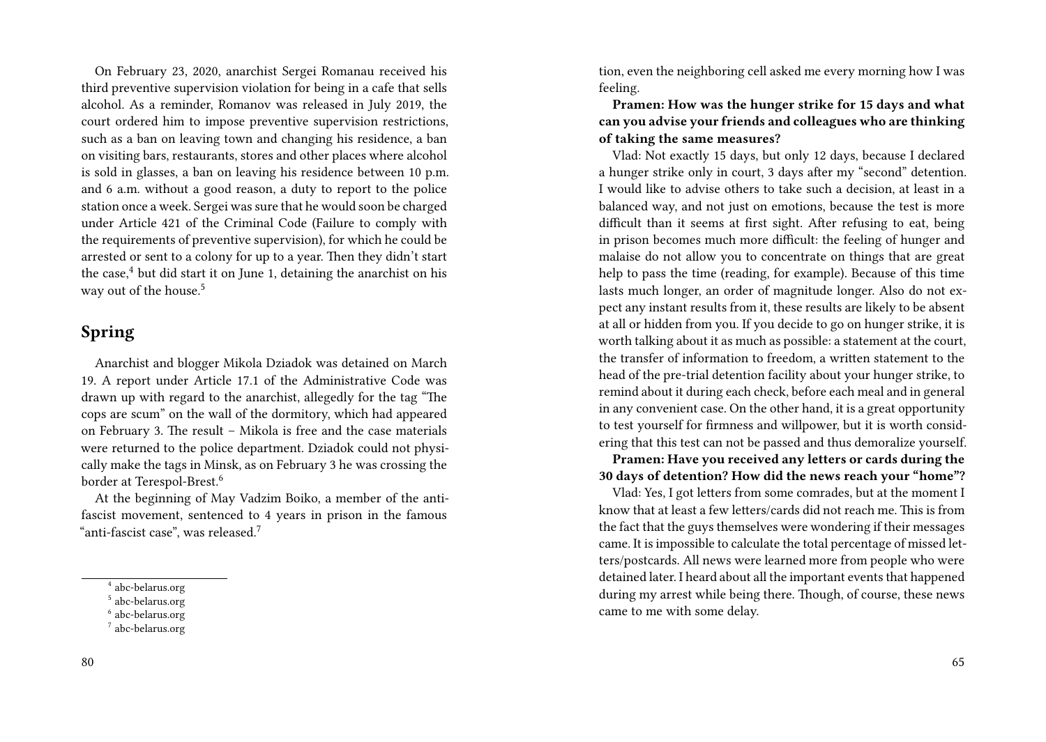On February 23, 2020, anarchist Sergei Romanau received his third preventive supervision violation for being in a cafe that sells alcohol. As a reminder, Romanov was released in July 2019, the court ordered him to impose preventive supervision restrictions, such as a ban on leaving town and changing his residence, a ban on visiting bars, restaurants, stores and other places where alcohol is sold in glasses, a ban on leaving his residence between 10 p.m. and 6 a.m. without a good reason, a duty to report to the police station once a week. Sergei was sure that he would soon be charged under Article 421 of the Criminal Code (Failure to comply with the requirements of preventive supervision), for which he could be arrested or sent to a colony for up to a year. Then they didn't start the case,[4] but did start it on June 1, detaining the anarchist on his way out of the house.[5]

## Spring

Anarchist and blogger Mikola Dziadok was detained on March 19. A report under Article 17.1 of the Administrative Code was drawn up with regard to the anarchist, allegedly for the tag "The cops are scum" on the wall of the dormitory, which had appeared on February 3. The result – Mikola is free and the case materials were returned to the police department. Dziadok could not physically make the tags in Minsk, as on February 3 he was crossing the border at Terespol-Brest.[6]

At the beginning of May Vadzim Boiko, a member of the anti-fascist movement, sentenced to 4 years in prison in the famous "anti-fascist case", was released.[7]

[4] abc-belarus.org

[5] abc-belarus.org

[6] abc-belarus.org

[7] abc-belarus.org

tion, even the neighboring cell asked me every morning how I was feeling.

**Pramen: How was the hunger strike for 15 days and what can you advise your friends and colleagues who are thinking of taking the same measures?**

Vlad: Not exactly 15 days, but only 12 days, because I declared a hunger strike only in court, 3 days after my "second" detention. I would like to advise others to take such a decision, at least in a balanced way, and not just on emotions, because the test is more difficult than it seems at first sight. After refusing to eat, being in prison becomes much more difficult: the feeling of hunger and malaise do not allow you to concentrate on things that are great help to pass the time (reading, for example). Because of this time lasts much longer, an order of magnitude longer. Also do not expect any instant results from it, these results are likely to be absent at all or hidden from you. If you decide to go on hunger strike, it is worth talking about it as much as possible: a statement at the court, the transfer of information to freedom, a written statement to the head of the pre-trial detention facility about your hunger strike, to remind about it during each check, before each meal and in general in any convenient case. On the other hand, it is a great opportunity to test yourself for firmness and willpower, but it is worth considering that this test can not be passed and thus demoralize yourself.

**Pramen: Have you received any letters or cards during the 30 days of detention? How did the news reach your "home"?**

Vlad: Yes, I got letters from some comrades, but at the moment I know that at least a few letters/cards did not reach me. This is from the fact that the guys themselves were wondering if their messages came. It is impossible to calculate the total percentage of missed letters/postcards. All news were learned more from people who were detained later. I heard about all the important events that happened during my arrest while being there. Though, of course, these news came to me with some delay.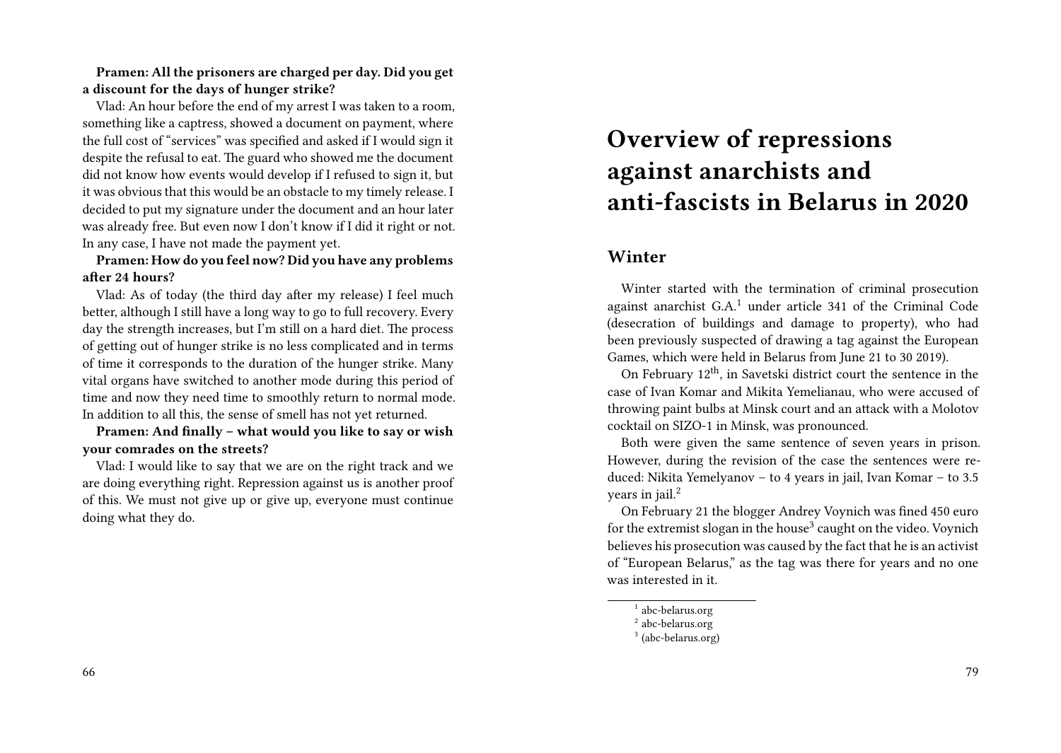**Pramen: All the prisoners are charged per day. Did you get a discount for the days of hunger strike?**

Vlad: An hour before the end of my arrest I was taken to a room, something like a captress, showed a document on payment, where the full cost of "services" was specified and asked if I would sign it despite the refusal to eat. The guard who showed me the document did not know how events would develop if I refused to sign it, but it was obvious that this would be an obstacle to my timely release. I decided to put my signature under the document and an hour later was already free. But even now I don't know if I did it right or not. In any case, I have not made the payment yet.

**Pramen: How do you feel now? Did you have any problems after 24 hours?**

Vlad: As of today (the third day after my release) I feel much better, although I still have a long way to go to full recovery. Every day the strength increases, but I'm still on a hard diet. The process of getting out of hunger strike is no less complicated and in terms of time it corresponds to the duration of the hunger strike. Many vital organs have switched to another mode during this period of time and now they need time to smoothly return to normal mode. In addition to all this, the sense of smell has not yet returned.

**Pramen: And finally – what would you like to say or wish your comrades on the streets?**

Vlad: I would like to say that we are on the right track and we are doing everything right. Repression against us is another proof of this. We must not give up or give up, everyone must continue doing what they do.

# Overview of repressions against anarchists and anti-fascists in Belarus in 2020

## Winter

Winter started with the termination of criminal prosecution against anarchist G.A.[1] under article 341 of the Criminal Code (desecration of buildings and damage to property), who had been previously suspected of drawing a tag against the European Games, which were held in Belarus from June 21 to 30 2019).

On February 12th, in Savetski district court the sentence in the case of Ivan Komar and Mikita Yemelianau, who were accused of throwing paint bulbs at Minsk court and an attack with a Molotov cocktail on SIZO-1 in Minsk, was pronounced.

Both were given the same sentence of seven years in prison. However, during the revision of the case the sentences were reduced: Nikita Yemelyanov – to 4 years in jail, Ivan Komar – to 3.5 years in jail.[2]

On February 21 the blogger Andrey Voynich was fined 450 euro for the extremist slogan in the house[3] caught on the video. Voynich believes his prosecution was caused by the fact that he is an activist of "European Belarus," as the tag was there for years and no one was interested in it.

[1] abc-belarus.org

[2] abc-belarus.org

[3] (abc-belarus.org)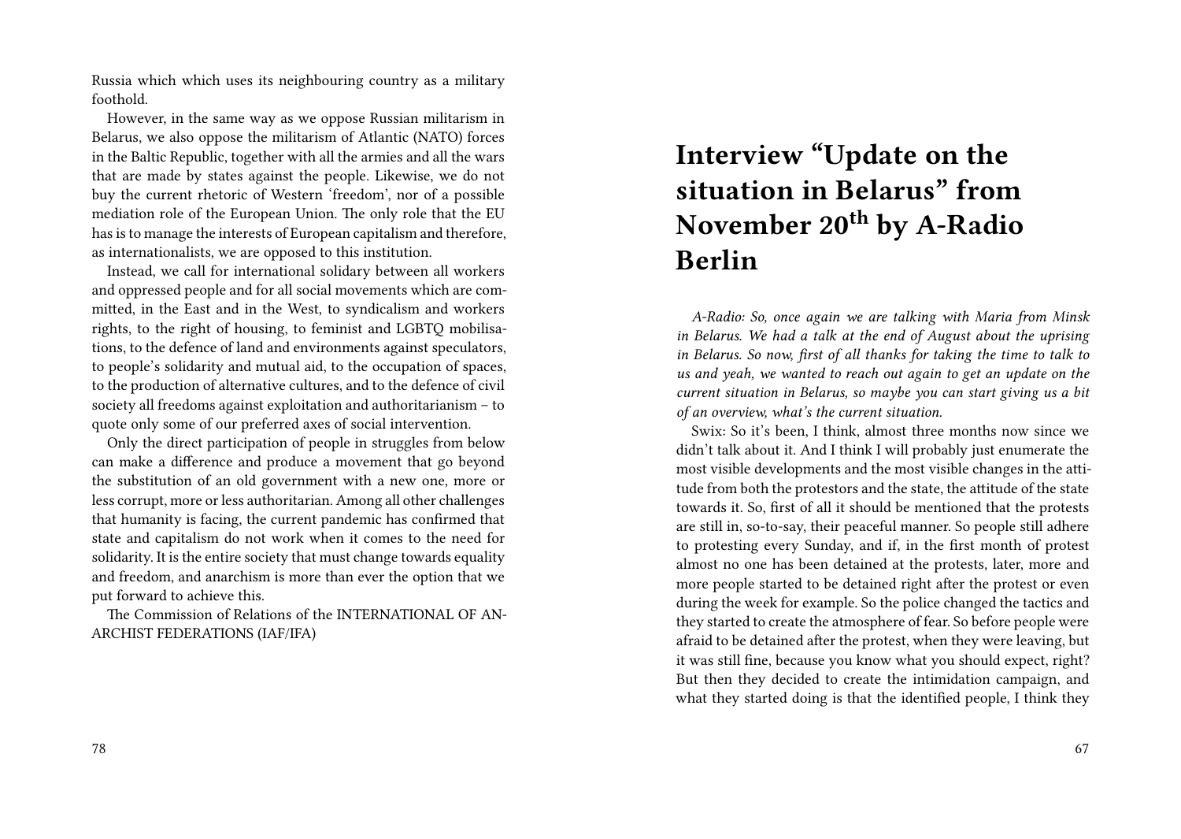Russia which which uses its neighbouring country as a military foothold.

However, in the same way as we oppose Russian militarism in Belarus, we also oppose the militarism of Atlantic (NATO) forces in the Baltic Republic, together with all the armies and all the wars that are made by states against the people. Likewise, we do not buy the current rhetoric of Western 'freedom', nor of a possible mediation role of the European Union. The only role that the EU has is to manage the interests of European capitalism and therefore, as internationalists, we are opposed to this institution.

Instead, we call for international solidary between all workers and oppressed people and for all social movements which are committed, in the East and in the West, to syndicalism and workers rights, to the right of housing, to feminist and LGBTQ mobilisations, to the defence of land and environments against speculators, to people's solidarity and mutual aid, to the occupation of spaces, to the production of alternative cultures, and to the defence of civil society all freedoms against exploitation and authoritarianism – to quote only some of our preferred axes of social intervention.

Only the direct participation of people in struggles from below can make a difference and produce a movement that go beyond the substitution of an old government with a new one, more or less corrupt, more or less authoritarian. Among all other challenges that humanity is facing, the current pandemic has confirmed that state and capitalism do not work when it comes to the need for solidarity. It is the entire society that must change towards equality and freedom, and anarchism is more than ever the option that we put forward to achieve this.

The Commission of Relations of the INTERNATIONAL OF ANARCHIST FEDERATIONS (IAF/IFA)

# Interview "Update on the situation in Belarus" from November 20th by A-Radio Berlin

*A-Radio: So, once again we are talking with Maria from Minsk in Belarus. We had a talk at the end of August about the uprising in Belarus. So now, first of all thanks for taking the time to talk to us and yeah, we wanted to reach out again to get an update on the current situation in Belarus, so maybe you can start giving us a bit of an overview, what's the current situation.*

Swix: So it's been, I think, almost three months now since we didn't talk about it. And I think I will probably just enumerate the most visible developments and the most visible changes in the attitude from both the protestors and the state, the attitude of the state towards it. So, first of all it should be mentioned that the protests are still in, so-to-say, their peaceful manner. So people still adhere to protesting every Sunday, and if, in the first month of protest almost no one has been detained at the protests, later, more and more people started to be detained right after the protest or even during the week for example. So the police changed the tactics and they started to create the atmosphere of fear. So before people were afraid to be detained after the protest, when they were leaving, but it was still fine, because you know what you should expect, right? But then they decided to create the intimidation campaign, and what they started doing is that the identified people, I think they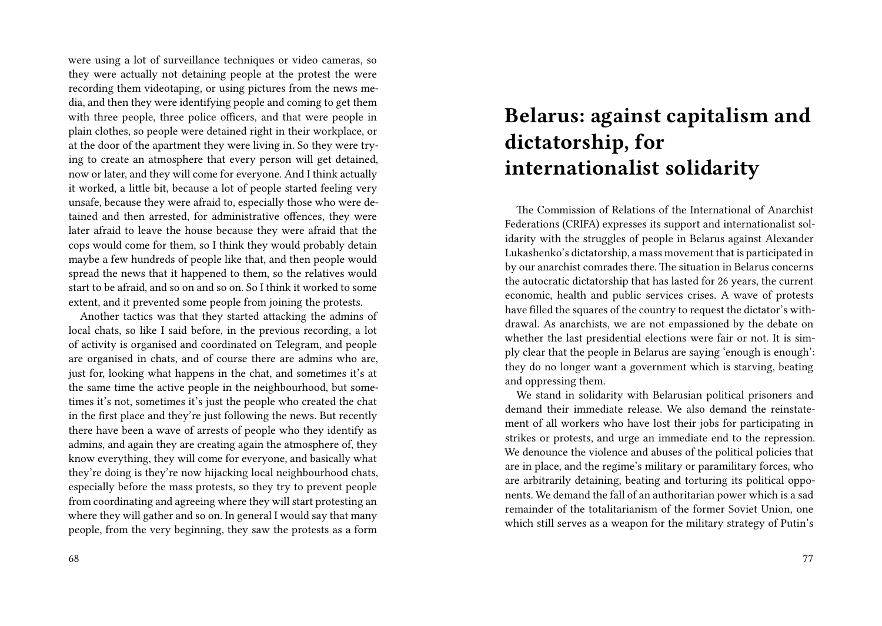were using a lot of surveillance techniques or video cameras, so they were actually not detaining people at the protest the were recording them videotaping, or using pictures from the news media, and then they were identifying people and coming to get them with three people, three police officers, and that were people in plain clothes, so people were detained right in their workplace, or at the door of the apartment they were living in. So they were trying to create an atmosphere that every person will get detained, now or later, and they will come for everyone. And I think actually it worked, a little bit, because a lot of people started feeling very unsafe, because they were afraid to, especially those who were detained and then arrested, for administrative offences, they were later afraid to leave the house because they were afraid that the cops would come for them, so I think they would probably detain maybe a few hundreds of people like that, and then people would spread the news that it happened to them, so the relatives would start to be afraid, and so on and so on. So I think it worked to some extent, and it prevented some people from joining the protests.

Another tactics was that they started attacking the admins of local chats, so like I said before, in the previous recording, a lot of activity is organised and coordinated on Telegram, and people are organised in chats, and of course there are admins who are, just for, looking what happens in the chat, and sometimes it's at the same time the active people in the neighbourhood, but sometimes it's not, sometimes it's just the people who created the chat in the first place and they're just following the news. But recently there have been a wave of arrests of people who they identify as admins, and again they are creating again the atmosphere of, they know everything, they will come for everyone, and basically what they're doing is they're now hijacking local neighbourhood chats, especially before the mass protests, so they try to prevent people from coordinating and agreeing where they will start protesting an where they will gather and so on. In general I would say that many people, from the very beginning, they saw the protests as a form

# Belarus: against capitalism and dictatorship, for internationalist solidarity

The Commission of Relations of the International of Anarchist Federations (CRIFA) expresses its support and internationalist solidarity with the struggles of people in Belarus against Alexander Lukashenko's dictatorship, a mass movement that is participated in by our anarchist comrades there. The situation in Belarus concerns the autocratic dictatorship that has lasted for 26 years, the current economic, health and public services crises. A wave of protests have filled the squares of the country to request the dictator's withdrawal. As anarchists, we are not empassioned by the debate on whether the last presidential elections were fair or not. It is simply clear that the people in Belarus are saying 'enough is enough': they do no longer want a government which is starving, beating and oppressing them.

We stand in solidarity with Belarusian political prisoners and demand their immediate release. We also demand the reinstatement of all workers who have lost their jobs for participating in strikes or protests, and urge an immediate end to the repression. We denounce the violence and abuses of the political policies that are in place, and the regime's military or paramilitary forces, who are arbitrarily detaining, beating and torturing its political opponents. We demand the fall of an authoritarian power which is a sad remainder of the totalitarianism of the former Soviet Union, one which still serves as a weapon for the military strategy of Putin's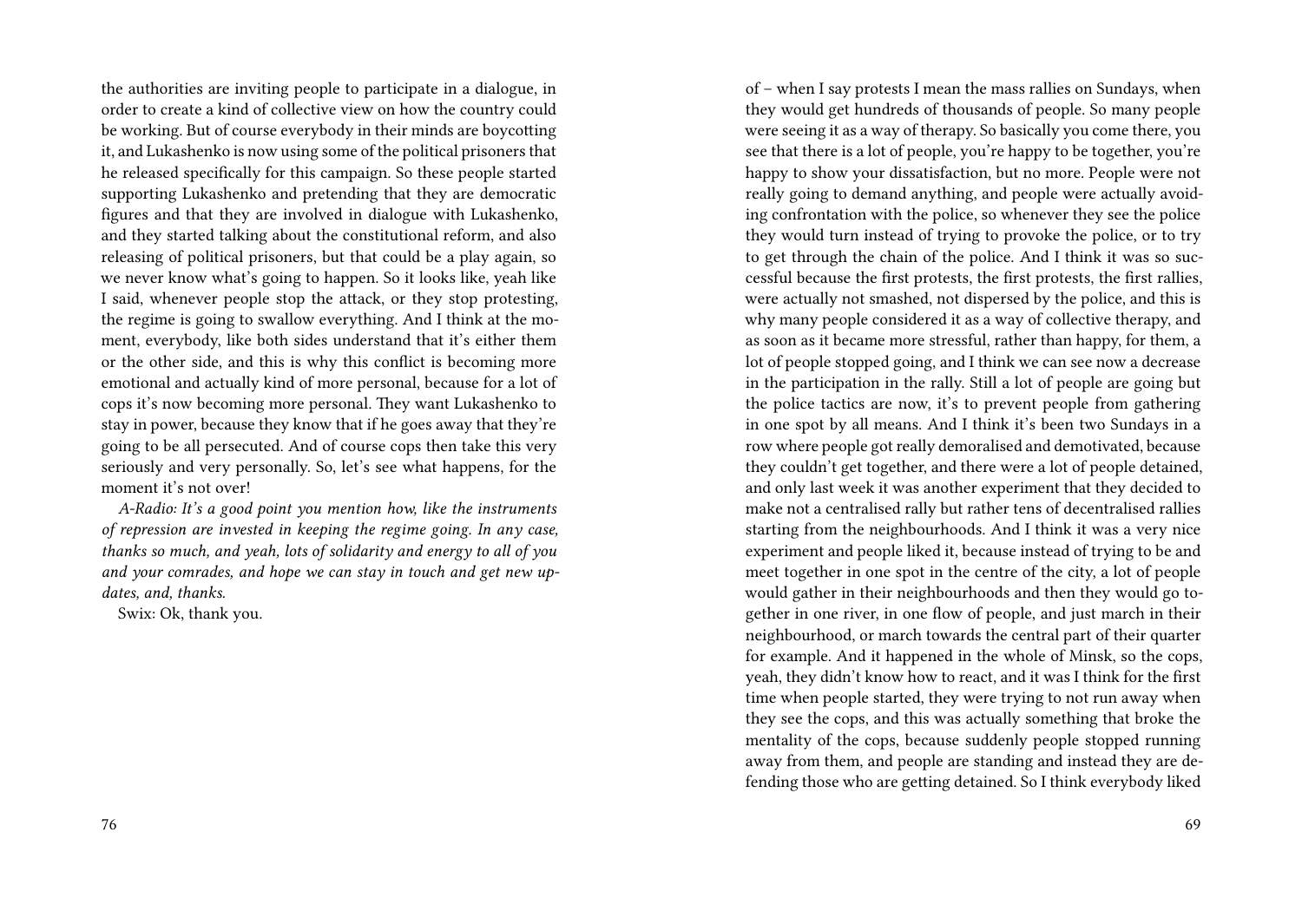the authorities are inviting people to participate in a dialogue, in order to create a kind of collective view on how the country could be working. But of course everybody in their minds are boycotting it, and Lukashenko is now using some of the political prisoners that he released specifically for this campaign. So these people started supporting Lukashenko and pretending that they are democratic figures and that they are involved in dialogue with Lukashenko, and they started talking about the constitutional reform, and also releasing of political prisoners, but that could be a play again, so we never know what's going to happen. So it looks like, yeah like I said, whenever people stop the attack, or they stop protesting, the regime is going to swallow everything. And I think at the moment, everybody, like both sides understand that it's either them or the other side, and this is why this conflict is becoming more emotional and actually kind of more personal, because for a lot of cops it's now becoming more personal. They want Lukashenko to stay in power, because they know that if he goes away that they're going to be all persecuted. And of course cops then take this very seriously and very personally. So, let's see what happens, for the moment it's not over!

*A-Radio: It's a good point you mention how, like the instruments of repression are invested in keeping the regime going. In any case, thanks so much, and yeah, lots of solidarity and energy to all of you and your comrades, and hope we can stay in touch and get new updates, and, thanks.*

Swix: Ok, thank you.

of – when I say protests I mean the mass rallies on Sundays, when they would get hundreds of thousands of people. So many people were seeing it as a way of therapy. So basically you come there, you see that there is a lot of people, you're happy to be together, you're happy to show your dissatisfaction, but no more. People were not really going to demand anything, and people were actually avoiding confrontation with the police, so whenever they see the police they would turn instead of trying to provoke the police, or to try to get through the chain of the police. And I think it was so successful because the first protests, the first protests, the first rallies, were actually not smashed, not dispersed by the police, and this is why many people considered it as a way of collective therapy, and as soon as it became more stressful, rather than happy, for them, a lot of people stopped going, and I think we can see now a decrease in the participation in the rally. Still a lot of people are going but the police tactics are now, it's to prevent people from gathering in one spot by all means. And I think it's been two Sundays in a row where people got really demoralised and demotivated, because they couldn't get together, and there were a lot of people detained, and only last week it was another experiment that they decided to make not a centralised rally but rather tens of decentralised rallies starting from the neighbourhoods. And I think it was a very nice experiment and people liked it, because instead of trying to be and meet together in one spot in the centre of the city, a lot of people would gather in their neighbourhoods and then they would go together in one river, in one flow of people, and just march in their neighbourhood, or march towards the central part of their quarter for example. And it happened in the whole of Minsk, so the cops, yeah, they didn't know how to react, and it was I think for the first time when people started, they were trying to not run away when they see the cops, and this was actually something that broke the mentality of the cops, because suddenly people stopped running away from them, and people are standing and instead they are defending those who are getting detained. So I think everybody liked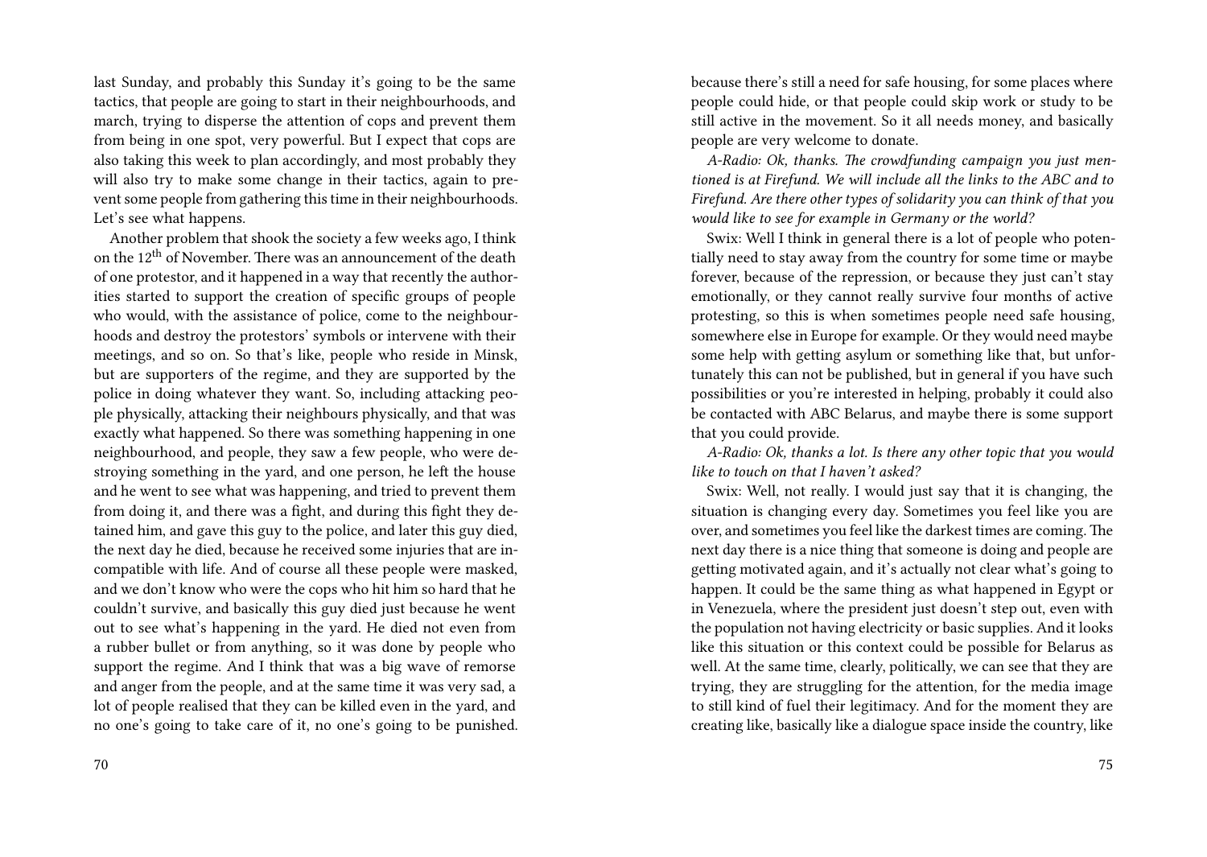last Sunday, and probably this Sunday it's going to be the same tactics, that people are going to start in their neighbourhoods, and march, trying to disperse the attention of cops and prevent them from being in one spot, very powerful. But I expect that cops are also taking this week to plan accordingly, and most probably they will also try to make some change in their tactics, again to prevent some people from gathering this time in their neighbourhoods. Let's see what happens.

Another problem that shook the society a few weeks ago, I think on the 12th of November. There was an announcement of the death of one protestor, and it happened in a way that recently the authorities started to support the creation of specific groups of people who would, with the assistance of police, come to the neighbourhoods and destroy the protestors' symbols or intervene with their meetings, and so on. So that's like, people who reside in Minsk, but are supporters of the regime, and they are supported by the police in doing whatever they want. So, including attacking people physically, attacking their neighbours physically, and that was exactly what happened. So there was something happening in one neighbourhood, and people, they saw a few people, who were destroying something in the yard, and one person, he left the house and he went to see what was happening, and tried to prevent them from doing it, and there was a fight, and during this fight they detained him, and gave this guy to the police, and later this guy died, the next day he died, because he received some injuries that are incompatible with life. And of course all these people were masked, and we don't know who were the cops who hit him so hard that he couldn't survive, and basically this guy died just because he went out to see what's happening in the yard. He died not even from a rubber bullet or from anything, so it was done by people who support the regime. And I think that was a big wave of remorse and anger from the people, and at the same time it was very sad, a lot of people realised that they can be killed even in the yard, and no one's going to take care of it, no one's going to be punished.

because there's still a need for safe housing, for some places where people could hide, or that people could skip work or study to be still active in the movement. So it all needs money, and basically people are very welcome to donate.

*A-Radio: Ok, thanks. The crowdfunding campaign you just mentioned is at Firefund. We will include all the links to the ABC and to Firefund. Are there other types of solidarity you can think of that you would like to see for example in Germany or the world?*

Swix: Well I think in general there is a lot of people who potentially need to stay away from the country for some time or maybe forever, because of the repression, or because they just can't stay emotionally, or they cannot really survive four months of active protesting, so this is when sometimes people need safe housing, somewhere else in Europe for example. Or they would need maybe some help with getting asylum or something like that, but unfortunately this can not be published, but in general if you have such possibilities or you're interested in helping, probably it could also be contacted with ABC Belarus, and maybe there is some support that you could provide.

*A-Radio: Ok, thanks a lot. Is there any other topic that you would like to touch on that I haven't asked?*

Swix: Well, not really. I would just say that it is changing, the situation is changing every day. Sometimes you feel like you are over, and sometimes you feel like the darkest times are coming. The next day there is a nice thing that someone is doing and people are getting motivated again, and it's actually not clear what's going to happen. It could be the same thing as what happened in Egypt or in Venezuela, where the president just doesn't step out, even with the population not having electricity or basic supplies. And it looks like this situation or this context could be possible for Belarus as well. At the same time, clearly, politically, we can see that they are trying, they are struggling for the attention, for the media image to still kind of fuel their legitimacy. And for the moment they are creating like, basically like a dialogue space inside the country, like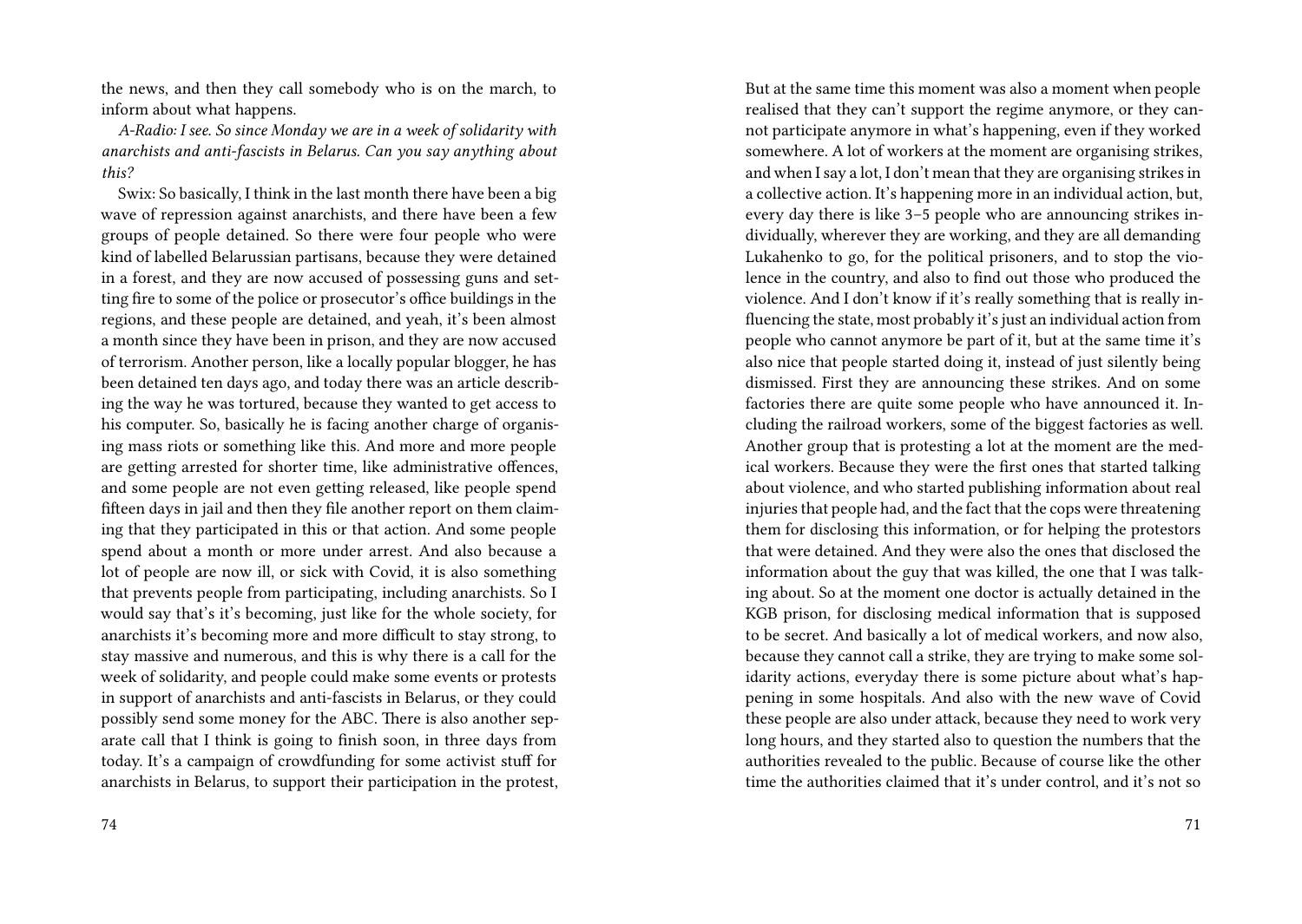the news, and then they call somebody who is on the march, to inform about what happens.

*A-Radio: I see. So since Monday we are in a week of solidarity with anarchists and anti-fascists in Belarus. Can you say anything about this?*

Swix: So basically, I think in the last month there have been a big wave of repression against anarchists, and there have been a few groups of people detained. So there were four people who were kind of labelled Belarussian partisans, because they were detained in a forest, and they are now accused of possessing guns and setting fire to some of the police or prosecutor's office buildings in the regions, and these people are detained, and yeah, it's been almost a month since they have been in prison, and they are now accused of terrorism. Another person, like a locally popular blogger, he has been detained ten days ago, and today there was an article describing the way he was tortured, because they wanted to get access to his computer. So, basically he is facing another charge of organising mass riots or something like this. And more and more people are getting arrested for shorter time, like administrative offences, and some people are not even getting released, like people spend fifteen days in jail and then they file another report on them claiming that they participated in this or that action. And some people spend about a month or more under arrest. And also because a lot of people are now ill, or sick with Covid, it is also something that prevents people from participating, including anarchists. So I would say that's it's becoming, just like for the whole society, for anarchists it's becoming more and more difficult to stay strong, to stay massive and numerous, and this is why there is a call for the week of solidarity, and people could make some events or protests in support of anarchists and anti-fascists in Belarus, or they could possibly send some money for the ABC. There is also another separate call that I think is going to finish soon, in three days from today. It's a campaign of crowdfunding for some activist stuff for anarchists in Belarus, to support their participation in the protest,

But at the same time this moment was also a moment when people realised that they can't support the regime anymore, or they cannot participate anymore in what's happening, even if they worked somewhere. A lot of workers at the moment are organising strikes, and when I say a lot, I don't mean that they are organising strikes in a collective action. It's happening more in an individual action, but, every day there is like 3–5 people who are announcing strikes individually, wherever they are working, and they are all demanding Lukahenko to go, for the political prisoners, and to stop the violence in the country, and also to find out those who produced the violence. And I don't know if it's really something that is really influencing the state, most probably it's just an individual action from people who cannot anymore be part of it, but at the same time it's also nice that people started doing it, instead of just silently being dismissed. First they are announcing these strikes. And on some factories there are quite some people who have announced it. Including the railroad workers, some of the biggest factories as well. Another group that is protesting a lot at the moment are the medical workers. Because they were the first ones that started talking about violence, and who started publishing information about real injuries that people had, and the fact that the cops were threatening them for disclosing this information, or for helping the protestors that were detained. And they were also the ones that disclosed the information about the guy that was killed, the one that I was talking about. So at the moment one doctor is actually detained in the KGB prison, for disclosing medical information that is supposed to be secret. And basically a lot of medical workers, and now also, because they cannot call a strike, they are trying to make some solidarity actions, everyday there is some picture about what's happening in some hospitals. And also with the new wave of Covid these people are also under attack, because they need to work very long hours, and they started also to question the numbers that the authorities revealed to the public. Because of course like the other time the authorities claimed that it's under control, and it's not so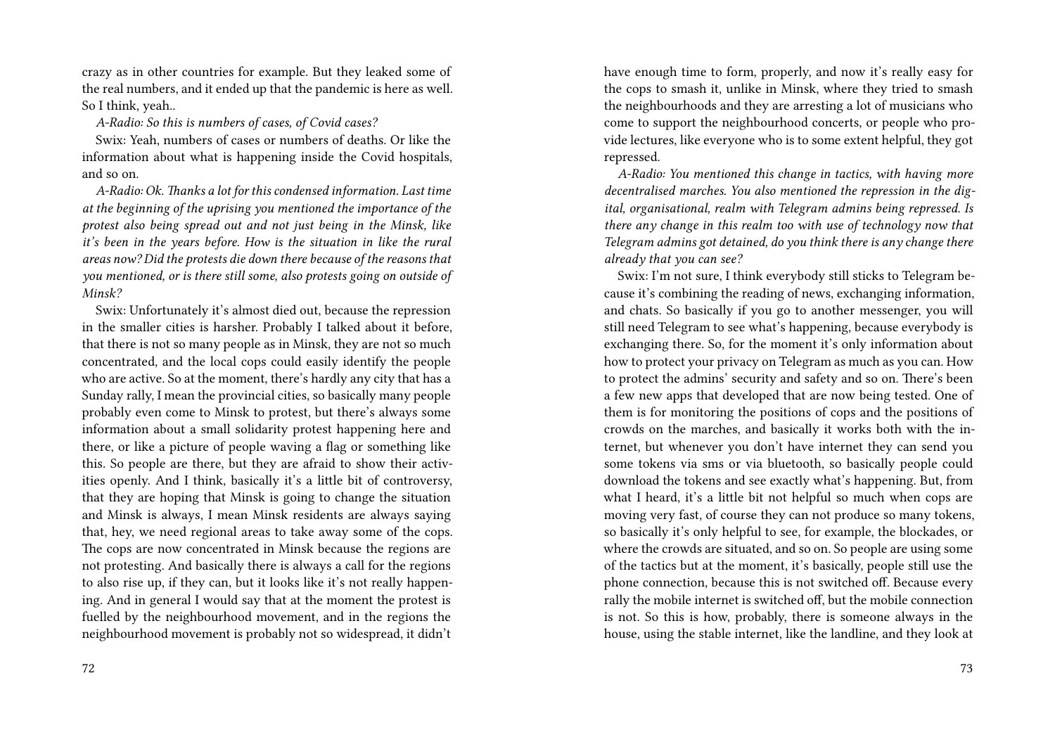crazy as in other countries for example. But they leaked some of the real numbers, and it ended up that the pandemic is here as well. So I think, yeah..

*A-Radio: So this is numbers of cases, of Covid cases?*

Swix: Yeah, numbers of cases or numbers of deaths. Or like the information about what is happening inside the Covid hospitals, and so on.

*A-Radio: Ok. Thanks a lot for this condensed information. Last time at the beginning of the uprising you mentioned the importance of the protest also being spread out and not just being in the Minsk, like it's been in the years before. How is the situation in like the rural areas now? Did the protests die down there because of the reasons that you mentioned, or is there still some, also protests going on outside of Minsk?*

Swix: Unfortunately it's almost died out, because the repression in the smaller cities is harsher. Probably I talked about it before, that there is not so many people as in Minsk, they are not so much concentrated, and the local cops could easily identify the people who are active. So at the moment, there's hardly any city that has a Sunday rally, I mean the provincial cities, so basically many people probably even come to Minsk to protest, but there's always some information about a small solidarity protest happening here and there, or like a picture of people waving a flag or something like this. So people are there, but they are afraid to show their activities openly. And I think, basically it's a little bit of controversy, that they are hoping that Minsk is going to change the situation and Minsk is always, I mean Minsk residents are always saying that, hey, we need regional areas to take away some of the cops. The cops are now concentrated in Minsk because the regions are not protesting. And basically there is always a call for the regions to also rise up, if they can, but it looks like it's not really happening. And in general I would say that at the moment the protest is fuelled by the neighbourhood movement, and in the regions the neighbourhood movement is probably not so widespread, it didn't have enough time to form, properly, and now it's really easy for the cops to smash it, unlike in Minsk, where they tried to smash the neighbourhoods and they are arresting a lot of musicians who come to support the neighbourhood concerts, or people who provide lectures, like everyone who is to some extent helpful, they got repressed.

*A-Radio: You mentioned this change in tactics, with having more decentralised marches. You also mentioned the repression in the digital, organisational, realm with Telegram admins being repressed. Is there any change in this realm too with use of technology now that Telegram admins got detained, do you think there is any change there already that you can see?*

Swix: I'm not sure, I think everybody still sticks to Telegram because it's combining the reading of news, exchanging information, and chats. So basically if you go to another messenger, you will still need Telegram to see what's happening, because everybody is exchanging there. So, for the moment it's only information about how to protect your privacy on Telegram as much as you can. How to protect the admins' security and safety and so on. There's been a few new apps that developed that are now being tested. One of them is for monitoring the positions of cops and the positions of crowds on the marches, and basically it works both with the internet, but whenever you don't have internet they can send you some tokens via sms or via bluetooth, so basically people could download the tokens and see exactly what's happening. But, from what I heard, it's a little bit not helpful so much when cops are moving very fast, of course they can not produce so many tokens, so basically it's only helpful to see, for example, the blockades, or where the crowds are situated, and so on. So people are using some of the tactics but at the moment, it's basically, people still use the phone connection, because this is not switched off. Because every rally the mobile internet is switched off, but the mobile connection is not. So this is how, probably, there is someone always in the house, using the stable internet, like the landline, and they look at